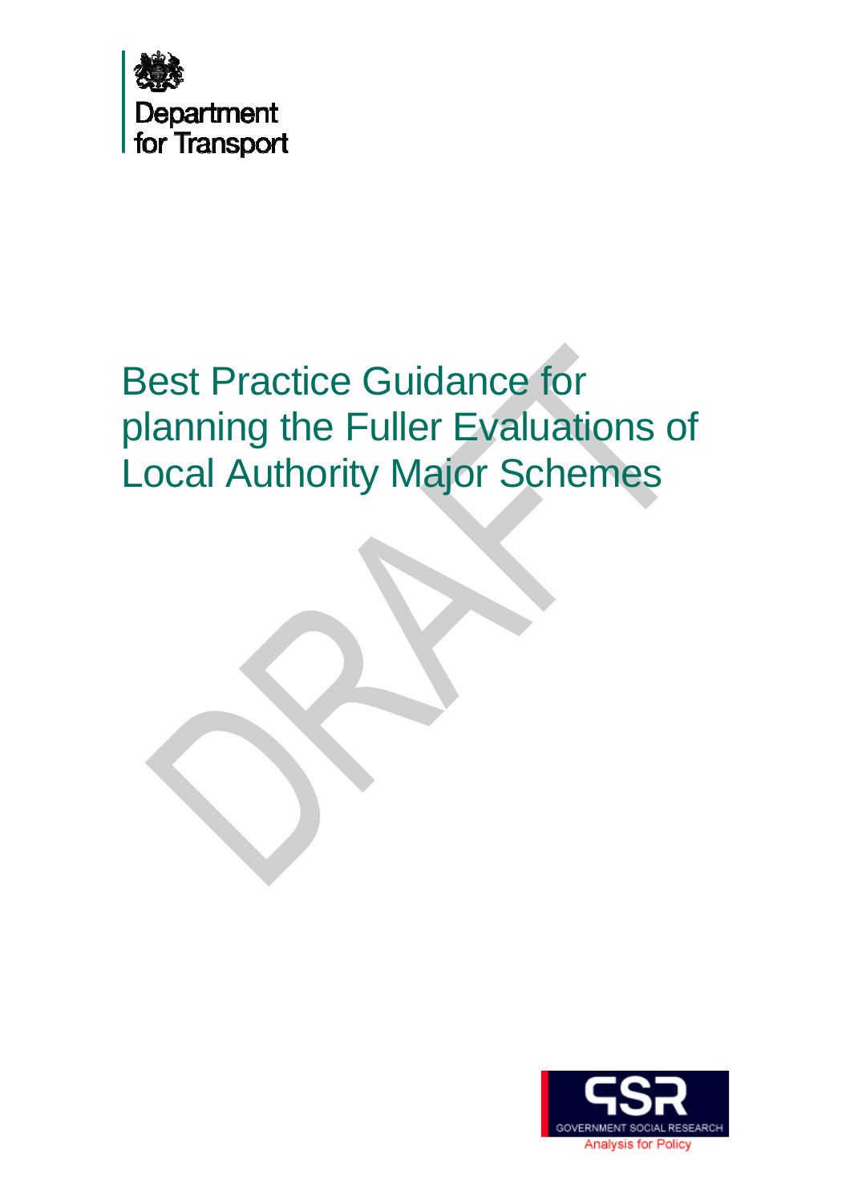Department for Transport

# Best Practice Guidance for planning the Fuller Evaluations of Local Authority Major Schemes

DRAFT

GSR
GOVERNMENT SOCIAL RESEARCH
Analysis for Policy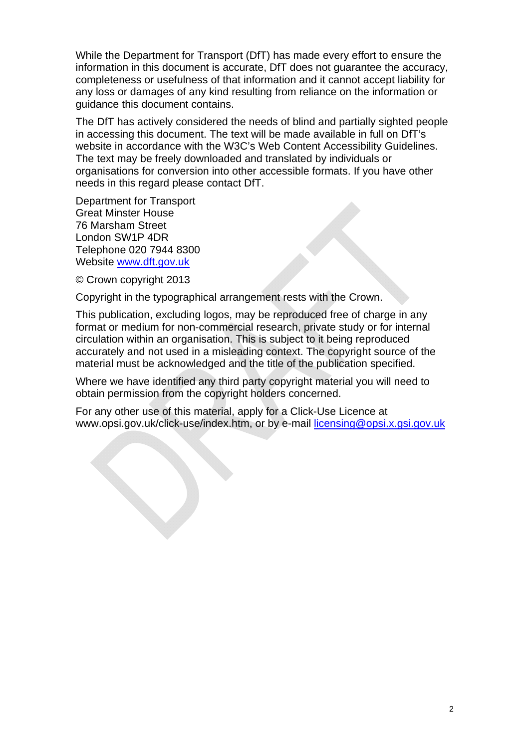While the Department for Transport (DfT) has made every effort to ensure the information in this document is accurate, DfT does not guarantee the accuracy, completeness or usefulness of that information and it cannot accept liability for any loss or damages of any kind resulting from reliance on the information or guidance this document contains.

The DfT has actively considered the needs of blind and partially sighted people in accessing this document. The text will be made available in full on DfT's website in accordance with the W3C's Web Content Accessibility Guidelines. The text may be freely downloaded and translated by individuals or organisations for conversion into other accessible formats. If you have other needs in this regard please contact DfT.

Department for Transport
Great Minster House
76 Marsham Street
London SW1P 4DR
Telephone 020 7944 8300
Website [www.dft.gov.uk](http://www.dft.gov.uk)

© Crown copyright 2013

Copyright in the typographical arrangement rests with the Crown.

This publication, excluding logos, may be reproduced free of charge in any format or medium for non-commercial research, private study or for internal circulation within an organisation. This is subject to it being reproduced accurately and not used in a misleading context. The copyright source of the material must be acknowledged and the title of the publication specified.

Where we have identified any third party copyright material you will need to obtain permission from the copyright holders concerned.

For any other use of this material, apply for a Click-Use Licence at www.opsi.gov.uk/click-use/index.htm, or by e-mail [licensing@opsi.x.gsi.gov.uk](mailto:licensing@opsi.x.gsi.gov.uk)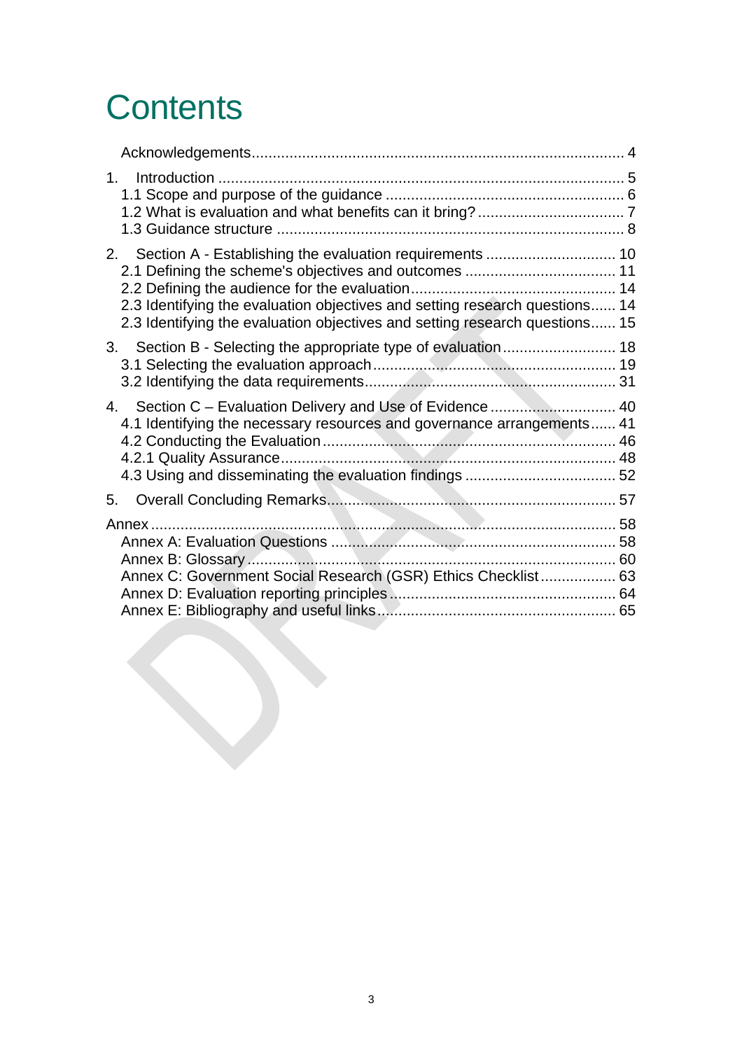# Contents

Acknowledgements ........................................................................................ 4

1. Introduction ................................................................................................ 5
   1.1 Scope and purpose of the guidance ......................................................... 6
   1.2 What is evaluation and what benefits can it bring? .................................. 7
   1.3 Guidance structure .................................................................................. 8

2. Section A - Establishing the evaluation requirements ............................... 10
   2.1 Defining the scheme's objectives and outcomes .................................... 11
   2.2 Defining the audience for the evaluation ................................................ 14
   2.3 Identifying the evaluation objectives and setting research questions...... 14
   2.3 Identifying the evaluation objectives and setting research questions...... 15

3. Section B - Selecting the appropriate type of evaluation ........................... 18
   3.1 Selecting the evaluation approach .......................................................... 19
   3.2 Identifying the data requirements ............................................................ 31

4. Section C – Evaluation Delivery and Use of Evidence .............................. 40
   4.1 Identifying the necessary resources and governance arrangements...... 41
   4.2 Conducting the Evaluation ..................................................................... 46
   4.2.1 Quality Assurance ............................................................................... 48
   4.3 Using and disseminating the evaluation findings .................................... 52

5. Overall Concluding Remarks .................................................................... 57

Annex .............................................................................................................. 58
   Annex A: Evaluation Questions .................................................................. 58
   Annex B: Glossary ...................................................................................... 60
   Annex C: Government Social Research (GSR) Ethics Checklist .................. 63
   Annex D: Evaluation reporting principles ..................................................... 64
   Annex E: Bibliography and useful links ........................................................ 65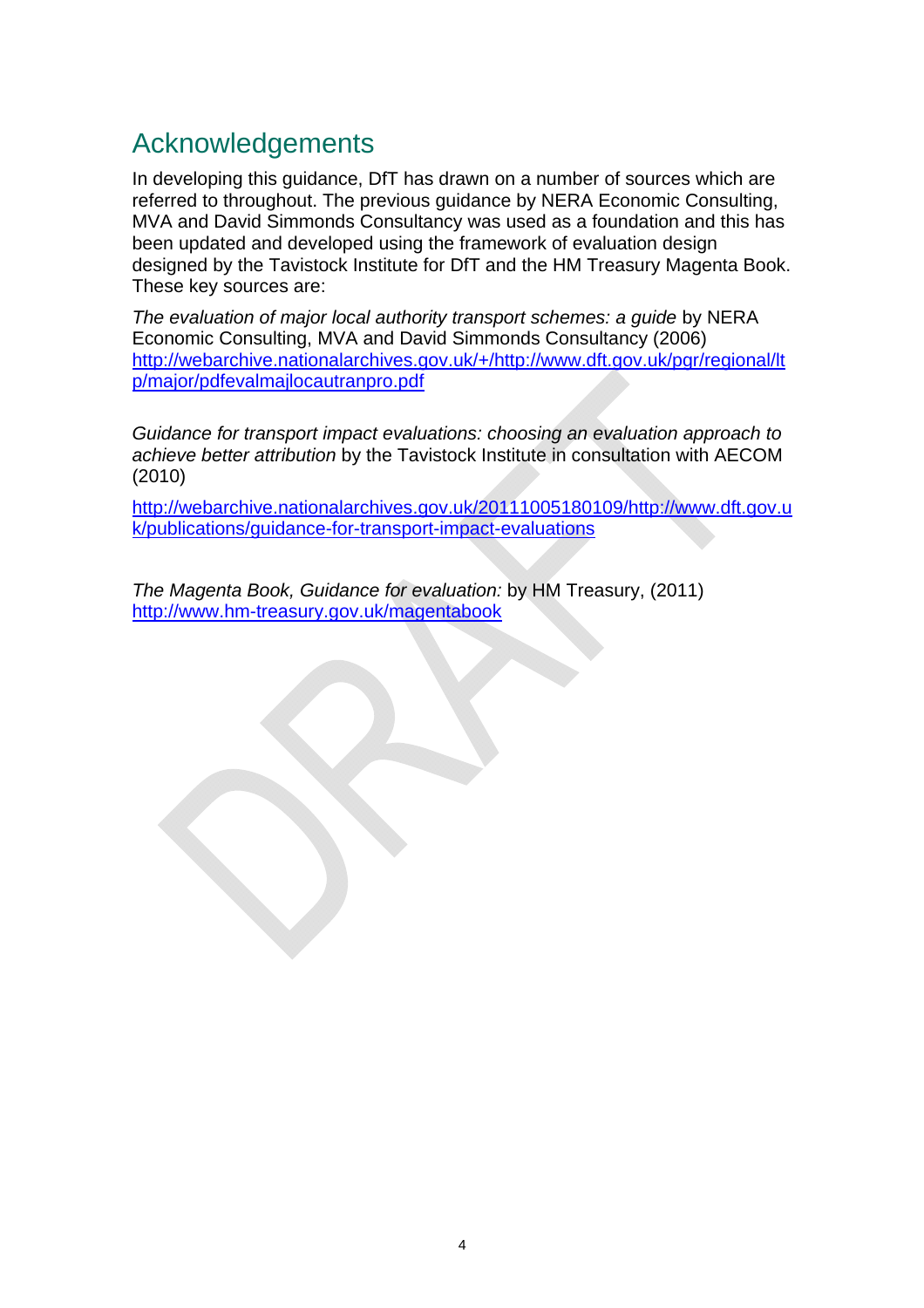# Acknowledgements

In developing this guidance, DfT has drawn on a number of sources which are referred to throughout. The previous guidance by NERA Economic Consulting, MVA and David Simmonds Consultancy was used as a foundation and this has been updated and developed using the framework of evaluation design designed by the Tavistock Institute for DfT and the HM Treasury Magenta Book. These key sources are:

*The evaluation of major local authority transport schemes: a guide* by NERA Economic Consulting, MVA and David Simmonds Consultancy (2006) [http://webarchive.nationalarchives.gov.uk/+/http://www.dft.gov.uk/pgr/regional/ltp/major/pdfevalmajlocautranpro.pdf](http://webarchive.nationalarchives.gov.uk/+/http://www.dft.gov.uk/pgr/regional/ltp/major/pdfevalmajlocautranpro.pdf)

*Guidance for transport impact evaluations: choosing an evaluation approach to achieve better attribution* by the Tavistock Institute in consultation with AECOM (2010)

[http://webarchive.nationalarchives.gov.uk/20111005180109/http://www.dft.gov.uk/publications/guidance-for-transport-impact-evaluations](http://webarchive.nationalarchives.gov.uk/20111005180109/http://www.dft.gov.uk/publications/guidance-for-transport-impact-evaluations)

*The Magenta Book, Guidance for evaluation:* by HM Treasury, (2011) [http://www.hm-treasury.gov.uk/magentabook](http://www.hm-treasury.gov.uk/magentabook)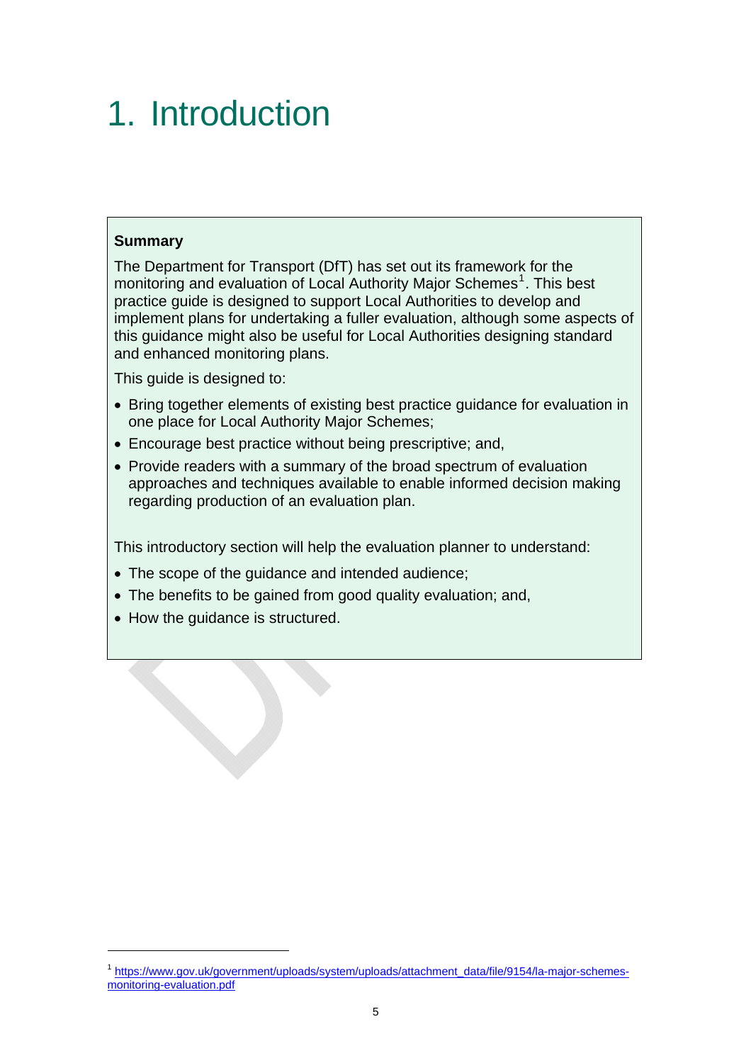# 1. Introduction

**Summary**

The Department for Transport (DfT) has set out its framework for the monitoring and evaluation of Local Authority Major Schemes[1]. This best practice guide is designed to support Local Authorities to develop and implement plans for undertaking a fuller evaluation, although some aspects of this guidance might also be useful for Local Authorities designing standard and enhanced monitoring plans.

This guide is designed to:

- Bring together elements of existing best practice guidance for evaluation in one place for Local Authority Major Schemes;
- Encourage best practice without being prescriptive; and,
- Provide readers with a summary of the broad spectrum of evaluation approaches and techniques available to enable informed decision making regarding production of an evaluation plan.

This introductory section will help the evaluation planner to understand:

- The scope of the guidance and intended audience;
- The benefits to be gained from good quality evaluation; and,
- How the guidance is structured.

[1] https://www.gov.uk/government/uploads/system/uploads/attachment_data/file/9154/la-major-schemes-monitoring-evaluation.pdf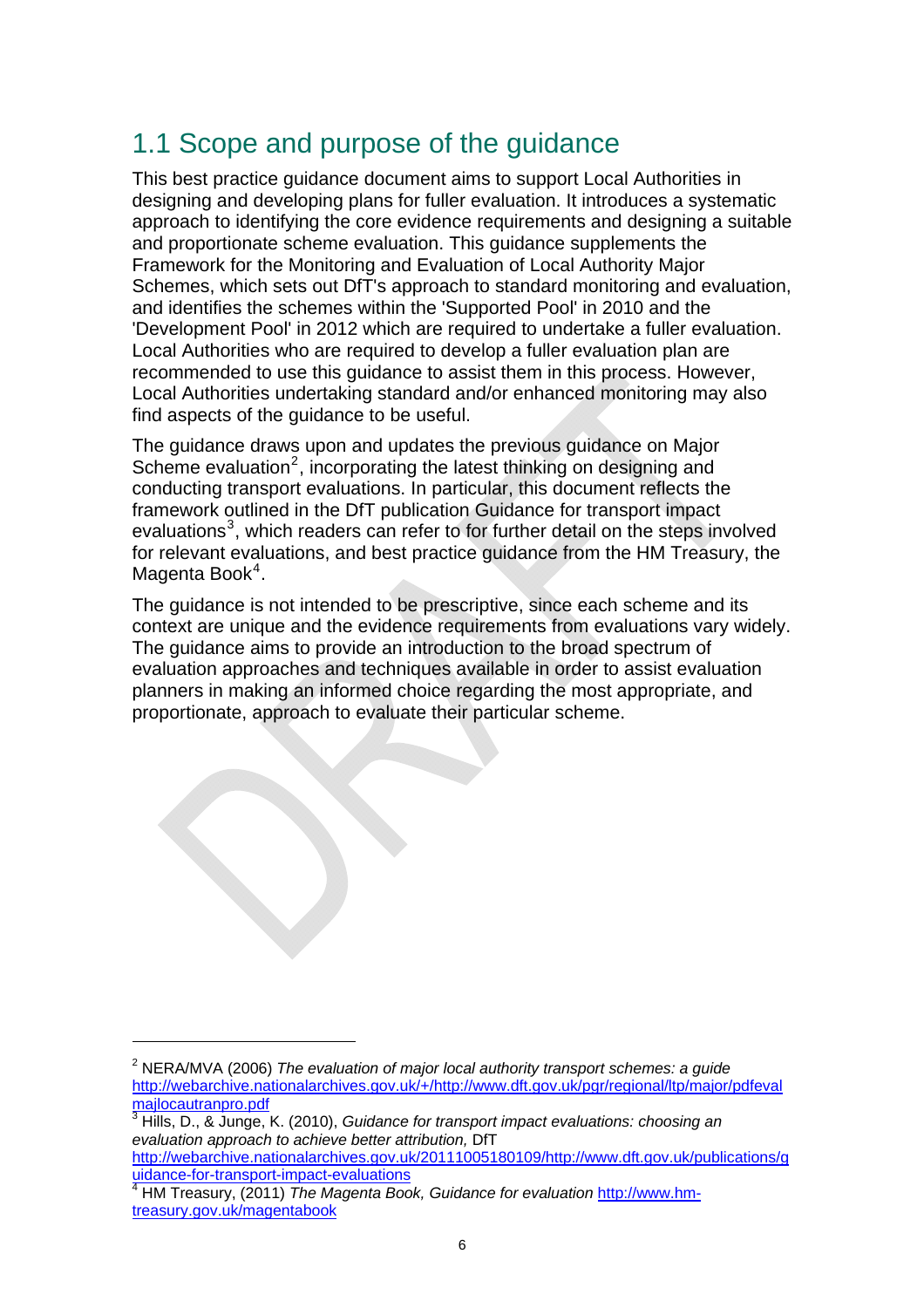## 1.1 Scope and purpose of the guidance

This best practice guidance document aims to support Local Authorities in designing and developing plans for fuller evaluation. It introduces a systematic approach to identifying the core evidence requirements and designing a suitable and proportionate scheme evaluation. This guidance supplements the Framework for the Monitoring and Evaluation of Local Authority Major Schemes, which sets out DfT's approach to standard monitoring and evaluation, and identifies the schemes within the 'Supported Pool' in 2010 and the 'Development Pool' in 2012 which are required to undertake a fuller evaluation. Local Authorities who are required to develop a fuller evaluation plan are recommended to use this guidance to assist them in this process. However, Local Authorities undertaking standard and/or enhanced monitoring may also find aspects of the guidance to be useful.

The guidance draws upon and updates the previous guidance on Major Scheme evaluation[2], incorporating the latest thinking on designing and conducting transport evaluations. In particular, this document reflects the framework outlined in the DfT publication Guidance for transport impact evaluations[3], which readers can refer to for further detail on the steps involved for relevant evaluations, and best practice guidance from the HM Treasury, the Magenta Book[4].

The guidance is not intended to be prescriptive, since each scheme and its context are unique and the evidence requirements from evaluations vary widely. The guidance aims to provide an introduction to the broad spectrum of evaluation approaches and techniques available in order to assist evaluation planners in making an informed choice regarding the most appropriate, and proportionate, approach to evaluate their particular scheme.

---

[2] NERA/MVA (2006) *The evaluation of major local authority transport schemes: a guide* http://webarchive.nationalarchives.gov.uk/+/http://www.dft.gov.uk/pgr/regional/ltp/major/pdfevalmajlocautranpro.pdf

[3] Hills, D., & Junge, K. (2010), *Guidance for transport impact evaluations: choosing an evaluation approach to achieve better attribution,* DfT http://webarchive.nationalarchives.gov.uk/20111005180109/http://www.dft.gov.uk/publications/guidance-for-transport-impact-evaluations

[4] HM Treasury, (2011) *The Magenta Book, Guidance for evaluation* http://www.hm-treasury.gov.uk/magentabook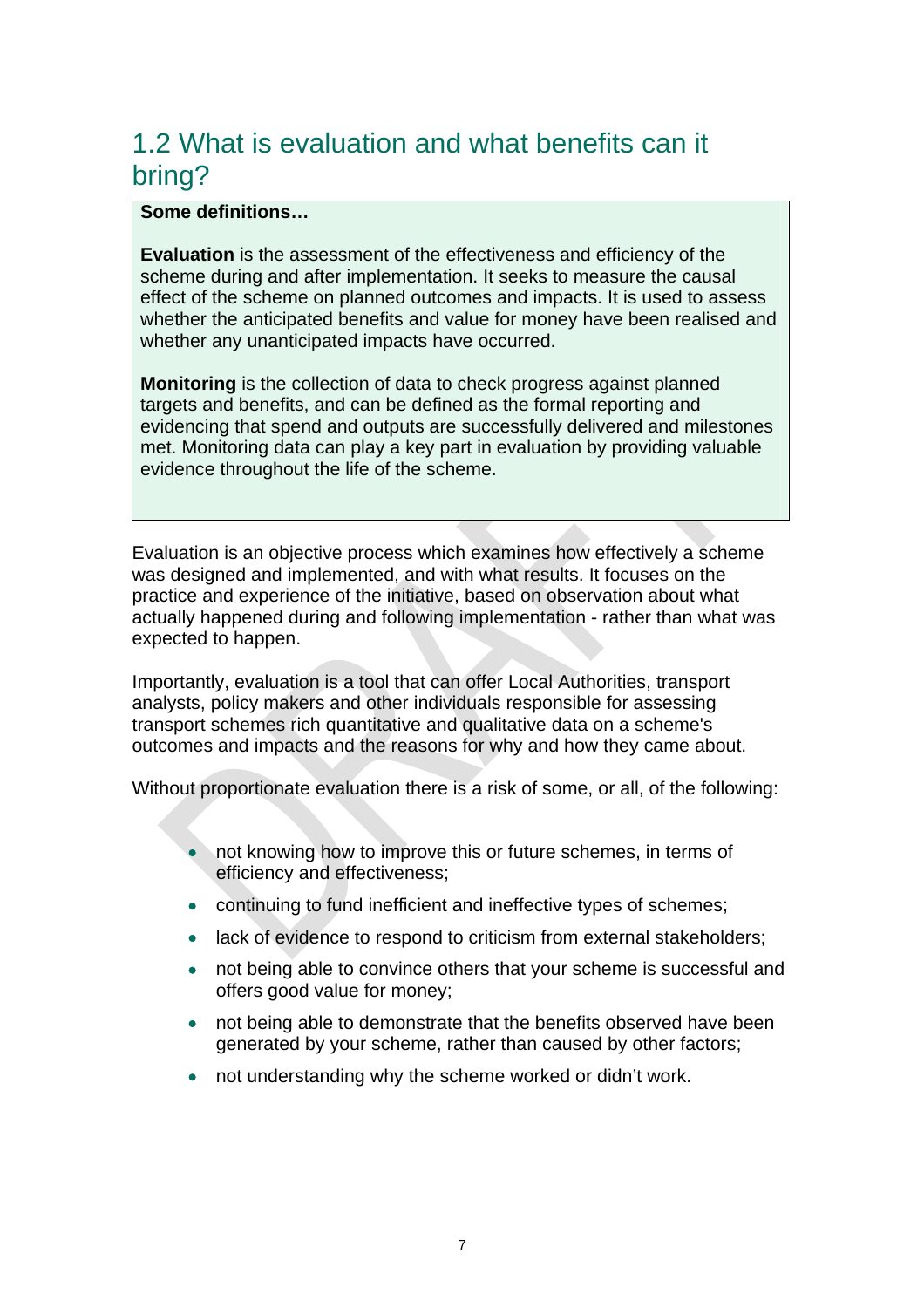## 1.2 What is evaluation and what benefits can it bring?

**Some definitions…**

**Evaluation** is the assessment of the effectiveness and efficiency of the scheme during and after implementation. It seeks to measure the causal effect of the scheme on planned outcomes and impacts. It is used to assess whether the anticipated benefits and value for money have been realised and whether any unanticipated impacts have occurred.

**Monitoring** is the collection of data to check progress against planned targets and benefits, and can be defined as the formal reporting and evidencing that spend and outputs are successfully delivered and milestones met. Monitoring data can play a key part in evaluation by providing valuable evidence throughout the life of the scheme.

Evaluation is an objective process which examines how effectively a scheme was designed and implemented, and with what results. It focuses on the practice and experience of the initiative, based on observation about what actually happened during and following implementation - rather than what was expected to happen.

Importantly, evaluation is a tool that can offer Local Authorities, transport analysts, policy makers and other individuals responsible for assessing transport schemes rich quantitative and qualitative data on a scheme's outcomes and impacts and the reasons for why and how they came about.

Without proportionate evaluation there is a risk of some, or all, of the following:

- not knowing how to improve this or future schemes, in terms of efficiency and effectiveness;
- continuing to fund inefficient and ineffective types of schemes;
- lack of evidence to respond to criticism from external stakeholders;
- not being able to convince others that your scheme is successful and offers good value for money;
- not being able to demonstrate that the benefits observed have been generated by your scheme, rather than caused by other factors;
- not understanding why the scheme worked or didn't work.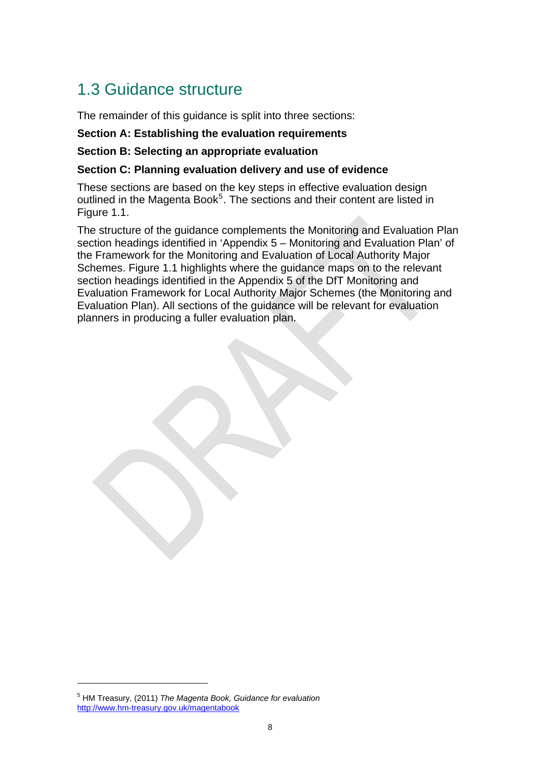## 1.3 Guidance structure

The remainder of this guidance is split into three sections:

**Section A: Establishing the evaluation requirements**

**Section B: Selecting an appropriate evaluation**

**Section C: Planning evaluation delivery and use of evidence**

These sections are based on the key steps in effective evaluation design outlined in the Magenta Book[5]. The sections and their content are listed in Figure 1.1.

The structure of the guidance complements the Monitoring and Evaluation Plan section headings identified in 'Appendix 5 – Monitoring and Evaluation Plan' of the Framework for the Monitoring and Evaluation of Local Authority Major Schemes. Figure 1.1 highlights where the guidance maps on to the relevant section headings identified in the Appendix 5 of the DfT Monitoring and Evaluation Framework for Local Authority Major Schemes (the Monitoring and Evaluation Plan). All sections of the guidance will be relevant for evaluation planners in producing a fuller evaluation plan.

---

[5] HM Treasury, (2011) *The Magenta Book, Guidance for evaluation* http://www.hm-treasury.gov.uk/magentabook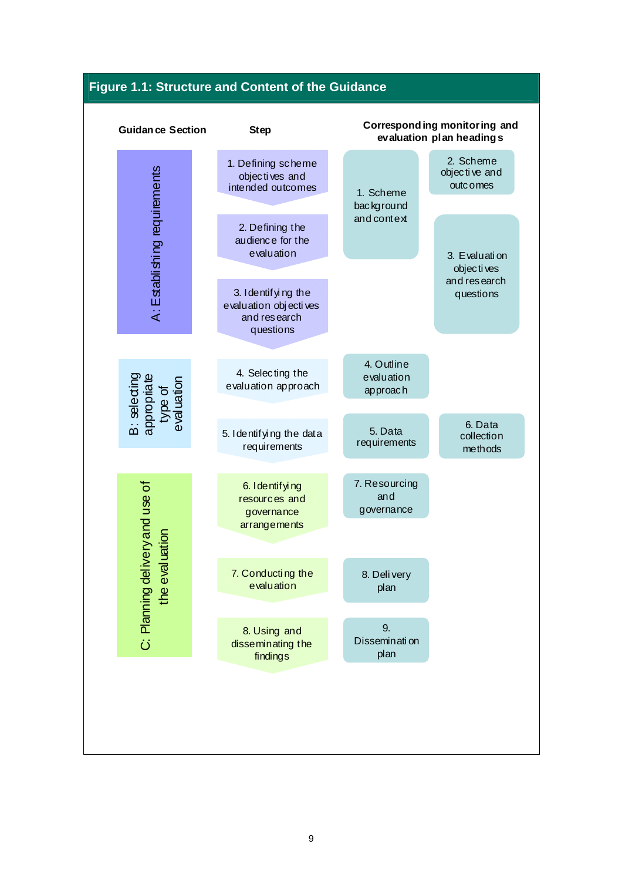**Figure 1.1: Structure and Content of the Guidance**

| Guidance Section | Step | Corresponding monitoring and evaluation plan headings | |
|---|---|---|---|
| A: Establishing requirements | 1. Defining scheme objectives and intended outcomes | 1. Scheme background and context | 2. Scheme objective and outcomes |
| | 2. Defining the audience for the evaluation | | 3. Evaluation objectives and research questions |
| | 3. Identifying the evaluation objectives and research questions | | |
| B: selecting appropriate type of evaluation | 4. Selecting the evaluation approach | 4. Outline evaluation approach | |
| | 5. Identifying the data requirements | 5. Data requirements | 6. Data collection methods |
| C: Planning delivery and use of the evaluation | 6. Identifying resources and governance arrangements | 7. Resourcing and governance | |
| | 7. Conducting the evaluation | 8. Delivery plan | |
| | 8. Using and disseminating the findings | 9. Dissemination plan | |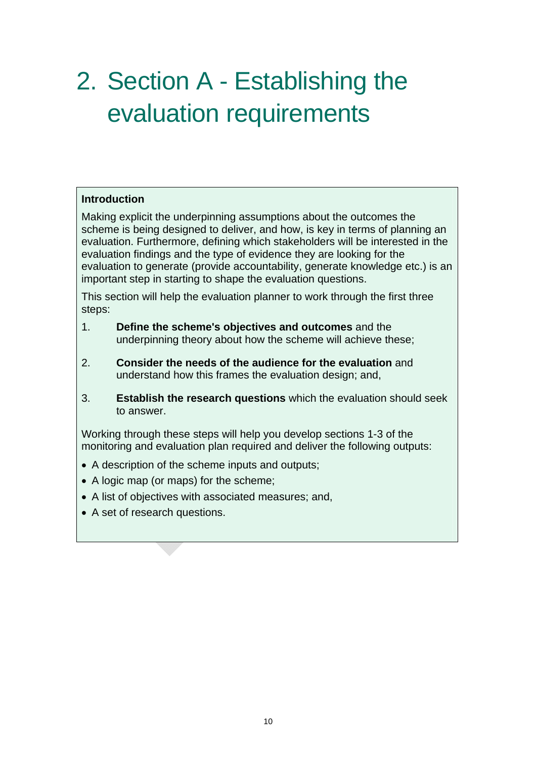# 2. Section A - Establishing the evaluation requirements

**Introduction**

Making explicit the underpinning assumptions about the outcomes the scheme is being designed to deliver, and how, is key in terms of planning an evaluation. Furthermore, defining which stakeholders will be interested in the evaluation findings and the type of evidence they are looking for the evaluation to generate (provide accountability, generate knowledge etc.) is an important step in starting to shape the evaluation questions.

This section will help the evaluation planner to work through the first three steps:

1. **Define the scheme's objectives and outcomes** and the underpinning theory about how the scheme will achieve these;
2. **Consider the needs of the audience for the evaluation** and understand how this frames the evaluation design; and,
3. **Establish the research questions** which the evaluation should seek to answer.

Working through these steps will help you develop sections 1-3 of the monitoring and evaluation plan required and deliver the following outputs:

- A description of the scheme inputs and outputs;
- A logic map (or maps) for the scheme;
- A list of objectives with associated measures; and,
- A set of research questions.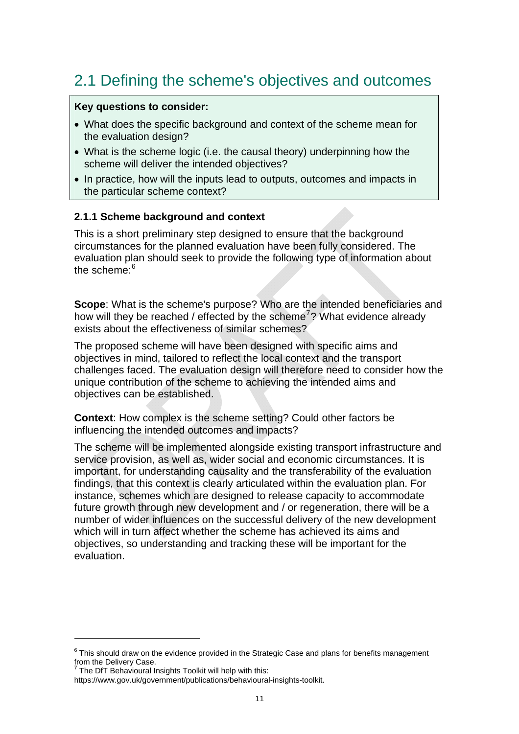## 2.1 Defining the scheme's objectives and outcomes

**Key questions to consider:**

- What does the specific background and context of the scheme mean for the evaluation design?
- What is the scheme logic (i.e. the causal theory) underpinning how the scheme will deliver the intended objectives?
- In practice, how will the inputs lead to outputs, outcomes and impacts in the particular scheme context?

### 2.1.1 Scheme background and context

This is a short preliminary step designed to ensure that the background circumstances for the planned evaluation have been fully considered. The evaluation plan should seek to provide the following type of information about the scheme:[6]

**Scope**: What is the scheme's purpose? Who are the intended beneficiaries and how will they be reached / effected by the scheme[7]? What evidence already exists about the effectiveness of similar schemes?

The proposed scheme will have been designed with specific aims and objectives in mind, tailored to reflect the local context and the transport challenges faced. The evaluation design will therefore need to consider how the unique contribution of the scheme to achieving the intended aims and objectives can be established.

**Context**: How complex is the scheme setting? Could other factors be influencing the intended outcomes and impacts?

The scheme will be implemented alongside existing transport infrastructure and service provision, as well as, wider social and economic circumstances. It is important, for understanding causality and the transferability of the evaluation findings, that this context is clearly articulated within the evaluation plan. For instance, schemes which are designed to release capacity to accommodate future growth through new development and / or regeneration, there will be a number of wider influences on the successful delivery of the new development which will in turn affect whether the scheme has achieved its aims and objectives, so understanding and tracking these will be important for the evaluation.

---

[6] This should draw on the evidence provided in the Strategic Case and plans for benefits management from the Delivery Case.

[7] The DfT Behavioural Insights Toolkit will help with this: https://www.gov.uk/government/publications/behavioural-insights-toolkit.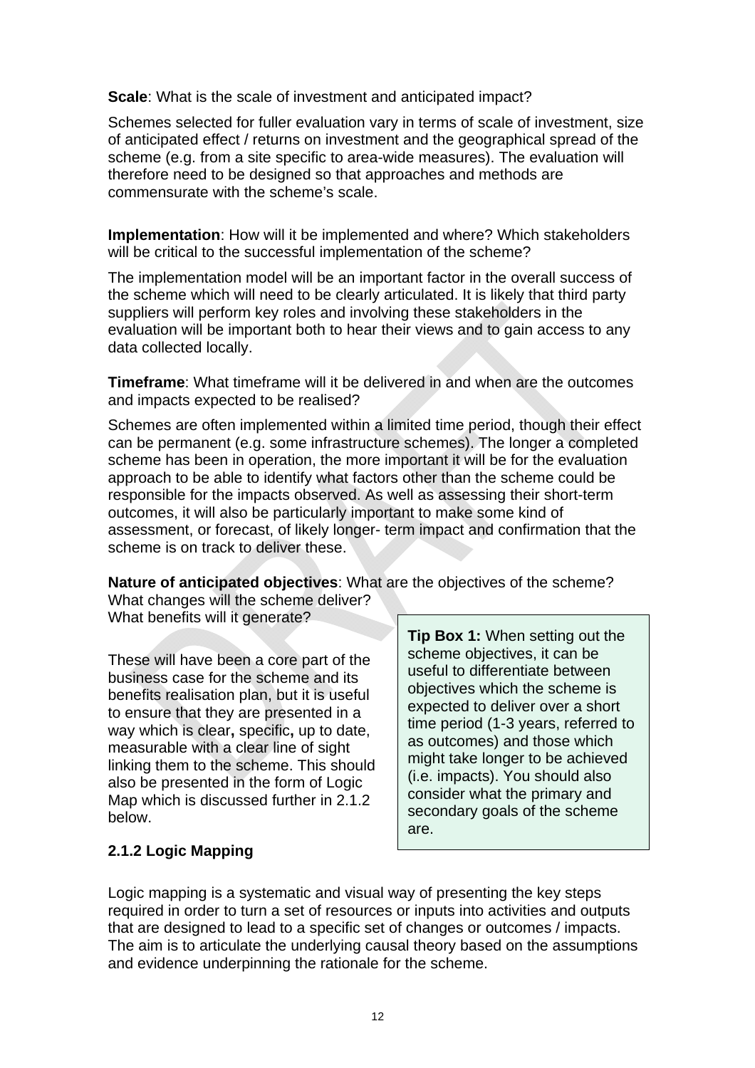**Scale**: What is the scale of investment and anticipated impact?

Schemes selected for fuller evaluation vary in terms of scale of investment, size of anticipated effect / returns on investment and the geographical spread of the scheme (e.g. from a site specific to area-wide measures). The evaluation will therefore need to be designed so that approaches and methods are commensurate with the scheme's scale.

**Implementation**: How will it be implemented and where? Which stakeholders will be critical to the successful implementation of the scheme?

The implementation model will be an important factor in the overall success of the scheme which will need to be clearly articulated. It is likely that third party suppliers will perform key roles and involving these stakeholders in the evaluation will be important both to hear their views and to gain access to any data collected locally.

**Timeframe**: What timeframe will it be delivered in and when are the outcomes and impacts expected to be realised?

Schemes are often implemented within a limited time period, though their effect can be permanent (e.g. some infrastructure schemes). The longer a completed scheme has been in operation, the more important it will be for the evaluation approach to be able to identify what factors other than the scheme could be responsible for the impacts observed. As well as assessing their short-term outcomes, it will also be particularly important to make some kind of assessment, or forecast, of likely longer- term impact and confirmation that the scheme is on track to deliver these.

**Nature of anticipated objectives**: What are the objectives of the scheme? What changes will the scheme deliver? What benefits will it generate?

These will have been a core part of the business case for the scheme and its benefits realisation plan, but it is useful to ensure that they are presented in a way which is clear**,** specific**,** up to date, measurable with a clear line of sight linking them to the scheme. This should also be presented in the form of Logic Map which is discussed further in 2.1.2 below.

> **Tip Box 1:** When setting out the scheme objectives, it can be useful to differentiate between objectives which the scheme is expected to deliver over a short time period (1-3 years, referred to as outcomes) and those which might take longer to be achieved (i.e. impacts). You should also consider what the primary and secondary goals of the scheme are.

### 2.1.2 Logic Mapping

Logic mapping is a systematic and visual way of presenting the key steps required in order to turn a set of resources or inputs into activities and outputs that are designed to lead to a specific set of changes or outcomes / impacts. The aim is to articulate the underlying causal theory based on the assumptions and evidence underpinning the rationale for the scheme.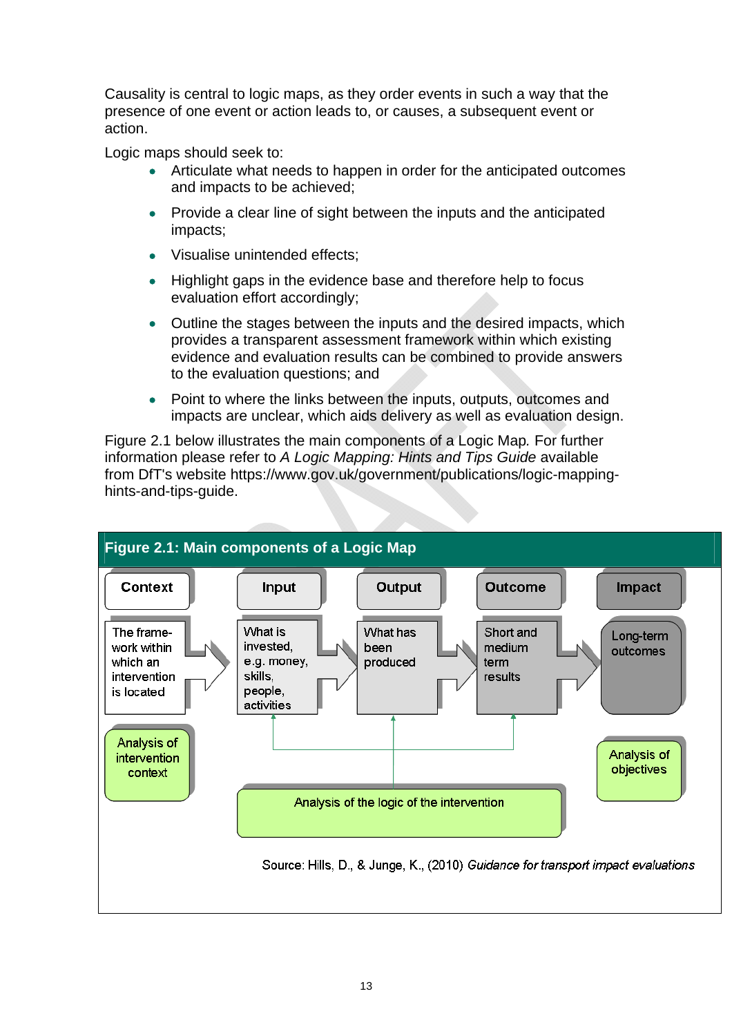Causality is central to logic maps, as they order events in such a way that the presence of one event or action leads to, or causes, a subsequent event or action.

Logic maps should seek to:

- Articulate what needs to happen in order for the anticipated outcomes and impacts to be achieved;
- Provide a clear line of sight between the inputs and the anticipated impacts;
- Visualise unintended effects;
- Highlight gaps in the evidence base and therefore help to focus evaluation effort accordingly;
- Outline the stages between the inputs and the desired impacts, which provides a transparent assessment framework within which existing evidence and evaluation results can be combined to provide answers to the evaluation questions; and
- Point to where the links between the inputs, outputs, outcomes and impacts are unclear, which aids delivery as well as evaluation design.

Figure 2.1 below illustrates the main components of a Logic Map. For further information please refer to *A Logic Mapping: Hints and Tips Guide* available from DfT's website https://www.gov.uk/government/publications/logic-mapping-hints-and-tips-guide.

**Figure 2.1: Main components of a Logic Map**

| Context | Input | Output | Outcome | Impact |
|---|---|---|---|---|
| The frame-work within which an intervention is located | What is invested, e.g. money, skills, people, activities | What has been produced | Short and medium term results | Long-term outcomes |
| Analysis of intervention context | Analysis of the logic of the intervention | | | Analysis of objectives |

Source: Hills, D., & Junge, K., (2010) *Guidance for transport impact evaluations*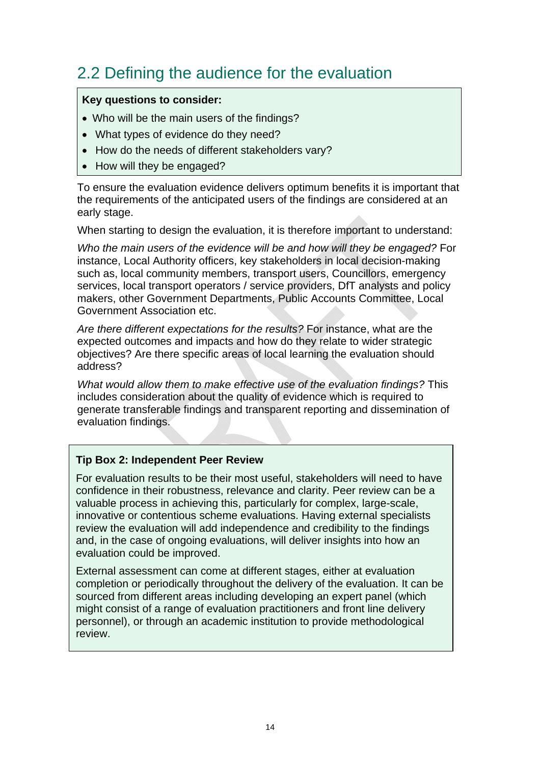## 2.2 Defining the audience for the evaluation

**Key questions to consider:**

- Who will be the main users of the findings?
- What types of evidence do they need?
- How do the needs of different stakeholders vary?
- How will they be engaged?

To ensure the evaluation evidence delivers optimum benefits it is important that the requirements of the anticipated users of the findings are considered at an early stage.

When starting to design the evaluation, it is therefore important to understand:

*Who the main users of the evidence will be and how will they be engaged?* For instance, Local Authority officers, key stakeholders in local decision-making such as, local community members, transport users, Councillors, emergency services, local transport operators / service providers, DfT analysts and policy makers, other Government Departments, Public Accounts Committee, Local Government Association etc.

*Are there different expectations for the results?* For instance, what are the expected outcomes and impacts and how do they relate to wider strategic objectives? Are there specific areas of local learning the evaluation should address?

*What would allow them to make effective use of the evaluation findings?* This includes consideration about the quality of evidence which is required to generate transferable findings and transparent reporting and dissemination of evaluation findings.

**Tip Box 2: Independent Peer Review**

For evaluation results to be their most useful, stakeholders will need to have confidence in their robustness, relevance and clarity. Peer review can be a valuable process in achieving this, particularly for complex, large-scale, innovative or contentious scheme evaluations. Having external specialists review the evaluation will add independence and credibility to the findings and, in the case of ongoing evaluations, will deliver insights into how an evaluation could be improved.

External assessment can come at different stages, either at evaluation completion or periodically throughout the delivery of the evaluation. It can be sourced from different areas including developing an expert panel (which might consist of a range of evaluation practitioners and front line delivery personnel), or through an academic institution to provide methodological review.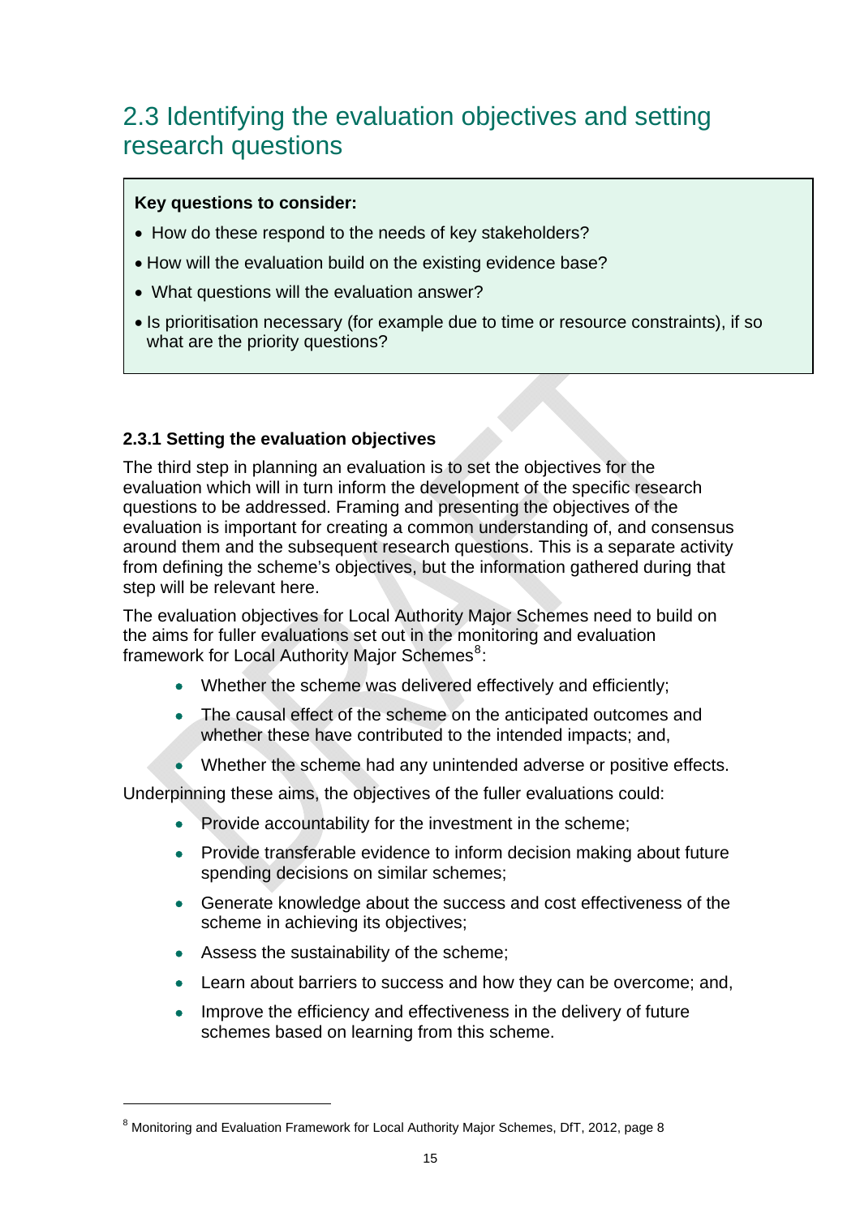## 2.3 Identifying the evaluation objectives and setting research questions

> **Key questions to consider:**
>
> - How do these respond to the needs of key stakeholders?
> - How will the evaluation build on the existing evidence base?
> - What questions will the evaluation answer?
> - Is prioritisation necessary (for example due to time or resource constraints), if so what are the priority questions?

### 2.3.1 Setting the evaluation objectives

The third step in planning an evaluation is to set the objectives for the evaluation which will in turn inform the development of the specific research questions to be addressed. Framing and presenting the objectives of the evaluation is important for creating a common understanding of, and consensus around them and the subsequent research questions. This is a separate activity from defining the scheme's objectives, but the information gathered during that step will be relevant here.

The evaluation objectives for Local Authority Major Schemes need to build on the aims for fuller evaluations set out in the monitoring and evaluation framework for Local Authority Major Schemes[8]:

- Whether the scheme was delivered effectively and efficiently;
- The causal effect of the scheme on the anticipated outcomes and whether these have contributed to the intended impacts; and,
- Whether the scheme had any unintended adverse or positive effects.

Underpinning these aims, the objectives of the fuller evaluations could:

- Provide accountability for the investment in the scheme;
- Provide transferable evidence to inform decision making about future spending decisions on similar schemes;
- Generate knowledge about the success and cost effectiveness of the scheme in achieving its objectives;
- Assess the sustainability of the scheme;
- Learn about barriers to success and how they can be overcome; and,
- Improve the efficiency and effectiveness in the delivery of future schemes based on learning from this scheme.

---

[8] Monitoring and Evaluation Framework for Local Authority Major Schemes, DfT, 2012, page 8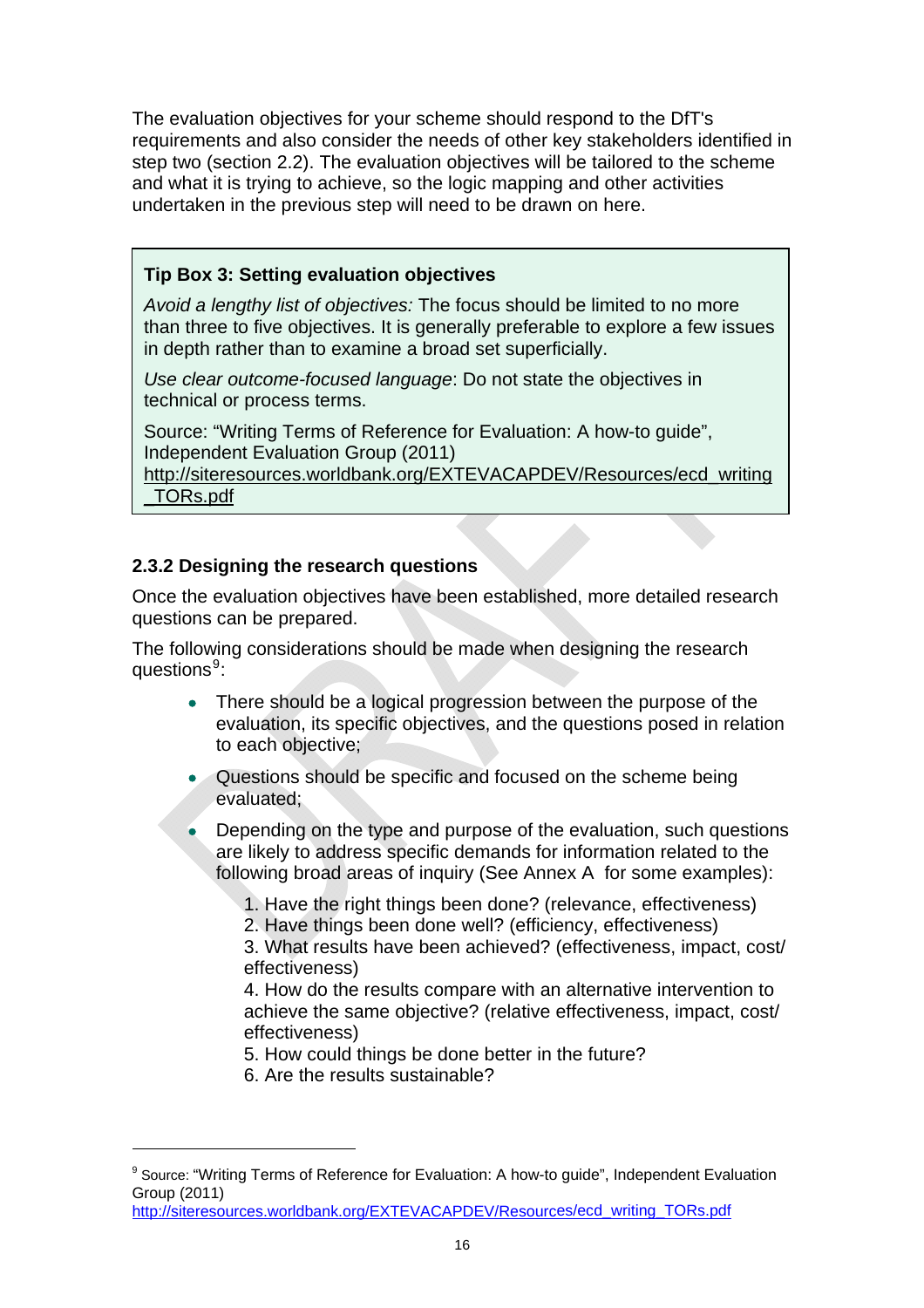The evaluation objectives for your scheme should respond to the DfT's requirements and also consider the needs of other key stakeholders identified in step two (section 2.2). The evaluation objectives will be tailored to the scheme and what it is trying to achieve, so the logic mapping and other activities undertaken in the previous step will need to be drawn on here.

> **Tip Box 3: Setting evaluation objectives**
>
> *Avoid a lengthy list of objectives:* The focus should be limited to no more than three to five objectives. It is generally preferable to explore a few issues in depth rather than to examine a broad set superficially.
>
> *Use clear outcome-focused language*: Do not state the objectives in technical or process terms.
>
> Source: "Writing Terms of Reference for Evaluation: A how-to guide", Independent Evaluation Group (2011) http://siteresources.worldbank.org/EXTEVACAPDEV/Resources/ecd_writing_TORs.pdf

### 2.3.2 Designing the research questions

Once the evaluation objectives have been established, more detailed research questions can be prepared.

The following considerations should be made when designing the research questions[9]:

- There should be a logical progression between the purpose of the evaluation, its specific objectives, and the questions posed in relation to each objective;
- Questions should be specific and focused on the scheme being evaluated;
- Depending on the type and purpose of the evaluation, such questions are likely to address specific demands for information related to the following broad areas of inquiry (See Annex A for some examples):

  1. Have the right things been done? (relevance, effectiveness)
  2. Have things been done well? (efficiency, effectiveness)
  3. What results have been achieved? (effectiveness, impact, cost/ effectiveness)
  4. How do the results compare with an alternative intervention to achieve the same objective? (relative effectiveness, impact, cost/ effectiveness)
  5. How could things be done better in the future?
  6. Are the results sustainable?

---

[9] Source: "Writing Terms of Reference for Evaluation: A how-to guide", Independent Evaluation Group (2011) http://siteresources.worldbank.org/EXTEVACAPDEV/Resources/ecd_writing_TORs.pdf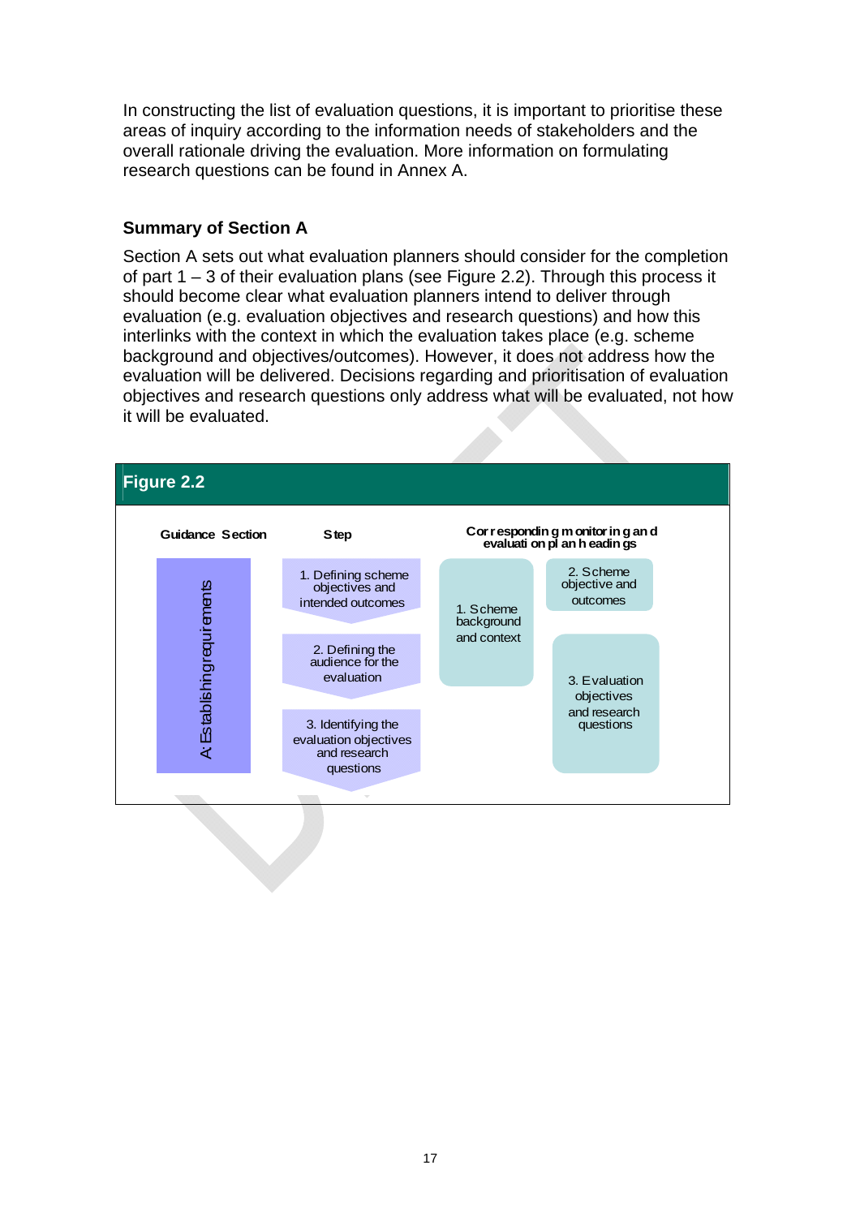In constructing the list of evaluation questions, it is important to prioritise these areas of inquiry according to the information needs of stakeholders and the overall rationale driving the evaluation. More information on formulating research questions can be found in Annex A.

**Summary of Section A**

Section A sets out what evaluation planners should consider for the completion of part 1 – 3 of their evaluation plans (see Figure 2.2). Through this process it should become clear what evaluation planners intend to deliver through evaluation (e.g. evaluation objectives and research questions) and how this interlinks with the context in which the evaluation takes place (e.g. scheme background and objectives/outcomes). However, it does not address how the evaluation will be delivered. Decisions regarding and prioritisation of evaluation objectives and research questions only address what will be evaluated, not how it will be evaluated.

**Figure 2.2**

| Guidance Section | Step | Corresponding monitoring and evaluation plan headings | |
|---|---|---|---|
| A: Establishing requirements | 1. Defining scheme objectives and intended outcomes | 1. Scheme background and context | 2. Scheme objective and outcomes |
| | 2. Defining the audience for the evaluation | | 3. Evaluation objectives and research questions |
| | 3. Identifying the evaluation objectives and research questions | | |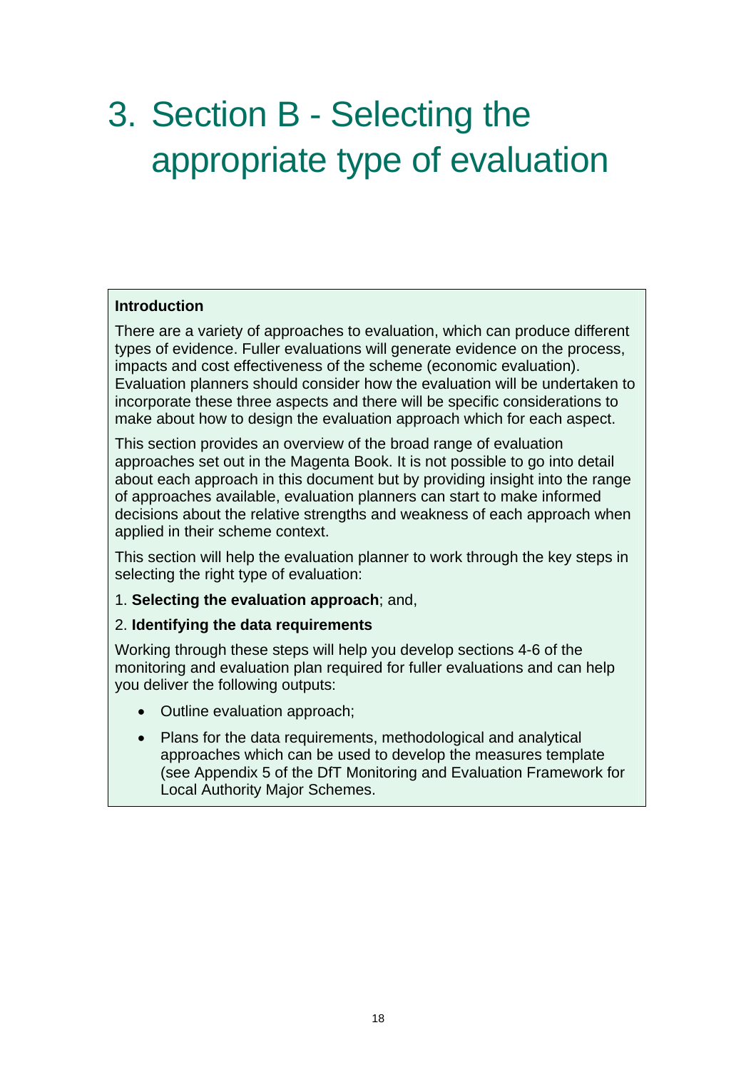# 3. Section B - Selecting the appropriate type of evaluation

**Introduction**

There are a variety of approaches to evaluation, which can produce different types of evidence. Fuller evaluations will generate evidence on the process, impacts and cost effectiveness of the scheme (economic evaluation). Evaluation planners should consider how the evaluation will be undertaken to incorporate these three aspects and there will be specific considerations to make about how to design the evaluation approach which for each aspect.

This section provides an overview of the broad range of evaluation approaches set out in the Magenta Book. It is not possible to go into detail about each approach in this document but by providing insight into the range of approaches available, evaluation planners can start to make informed decisions about the relative strengths and weakness of each approach when applied in their scheme context.

This section will help the evaluation planner to work through the key steps in selecting the right type of evaluation:

1. **Selecting the evaluation approach**; and,
2. **Identifying the data requirements**

Working through these steps will help you develop sections 4-6 of the monitoring and evaluation plan required for fuller evaluations and can help you deliver the following outputs:

- Outline evaluation approach;
- Plans for the data requirements, methodological and analytical approaches which can be used to develop the measures template (see Appendix 5 of the DfT Monitoring and Evaluation Framework for Local Authority Major Schemes.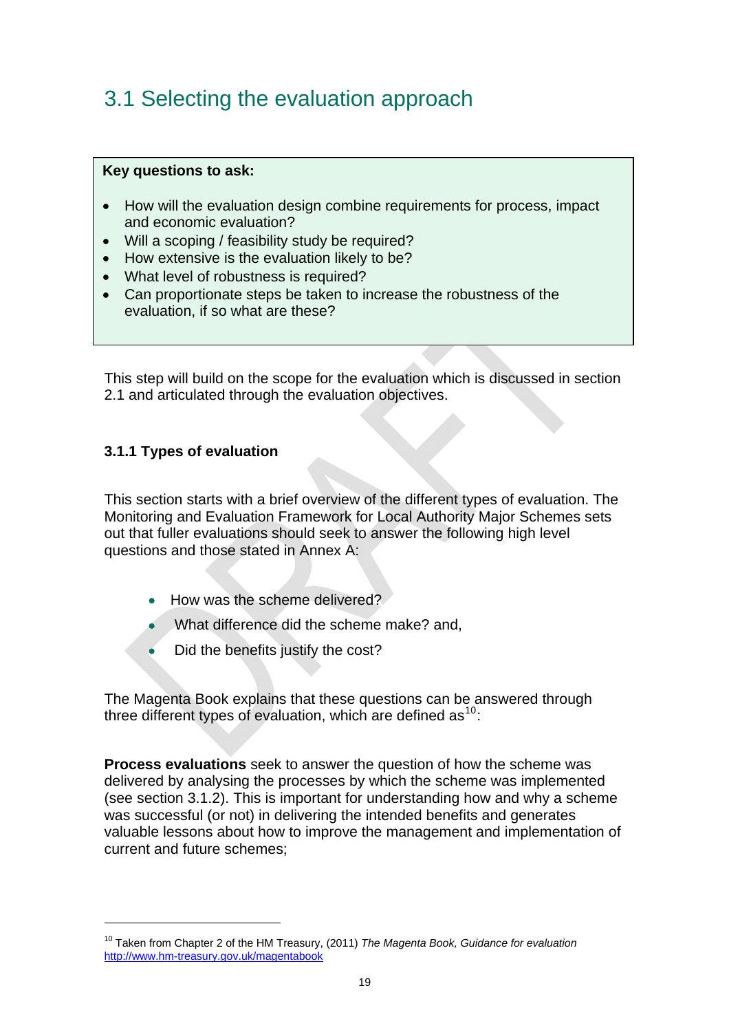## 3.1 Selecting the evaluation approach

**Key questions to ask:**

- How will the evaluation design combine requirements for process, impact and economic evaluation?
- Will a scoping / feasibility study be required?
- How extensive is the evaluation likely to be?
- What level of robustness is required?
- Can proportionate steps be taken to increase the robustness of the evaluation, if so what are these?

This step will build on the scope for the evaluation which is discussed in section 2.1 and articulated through the evaluation objectives.

### 3.1.1 Types of evaluation

This section starts with a brief overview of the different types of evaluation. The Monitoring and Evaluation Framework for Local Authority Major Schemes sets out that fuller evaluations should seek to answer the following high level questions and those stated in Annex A:

- How was the scheme delivered?
- What difference did the scheme make? and,
- Did the benefits justify the cost?

The Magenta Book explains that these questions can be answered through three different types of evaluation, which are defined as[10]:

**Process evaluations** seek to answer the question of how the scheme was delivered by analysing the processes by which the scheme was implemented (see section 3.1.2). This is important for understanding how and why a scheme was successful (or not) in delivering the intended benefits and generates valuable lessons about how to improve the management and implementation of current and future schemes;

---

[10] Taken from Chapter 2 of the HM Treasury, (2011) *The Magenta Book, Guidance for evaluation* http://www.hm-treasury.gov.uk/magentabook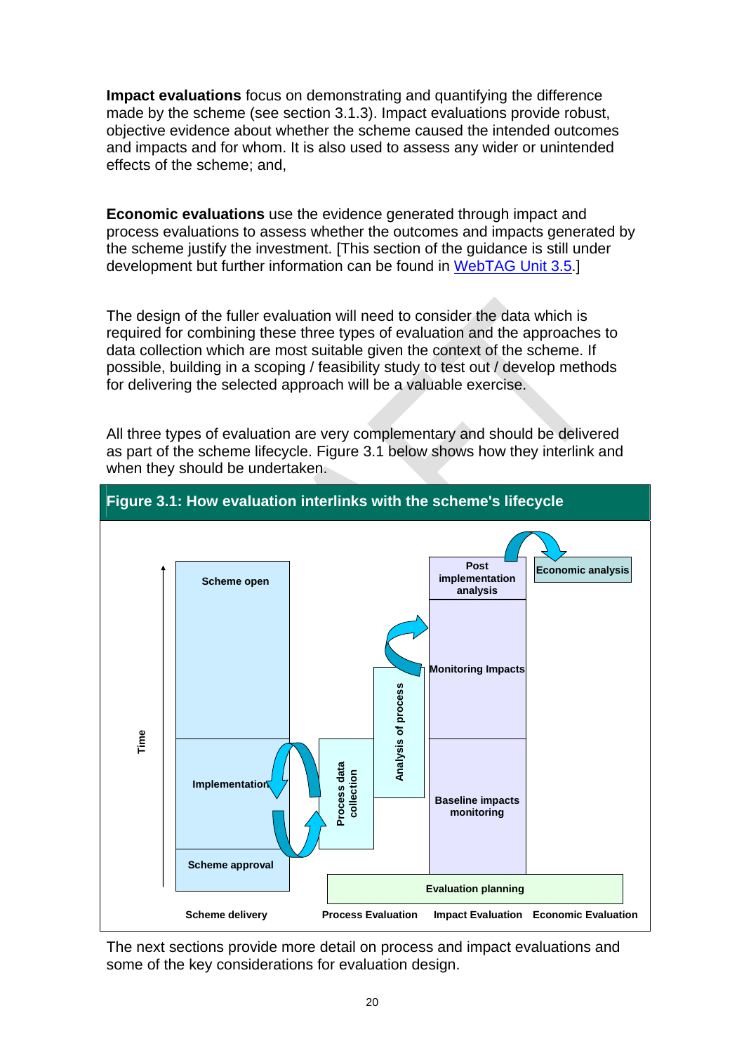**Impact evaluations** focus on demonstrating and quantifying the difference made by the scheme (see section 3.1.3). Impact evaluations provide robust, objective evidence about whether the scheme caused the intended outcomes and impacts and for whom. It is also used to assess any wider or unintended effects of the scheme; and,

**Economic evaluations** use the evidence generated through impact and process evaluations to assess whether the outcomes and impacts generated by the scheme justify the investment. [This section of the guidance is still under development but further information can be found in WebTAG Unit 3.5.]

The design of the fuller evaluation will need to consider the data which is required for combining these three types of evaluation and the approaches to data collection which are most suitable given the context of the scheme. If possible, building in a scoping / feasibility study to test out / develop methods for delivering the selected approach will be a valuable exercise.

All three types of evaluation are very complementary and should be delivered as part of the scheme lifecycle. Figure 3.1 below shows how they interlink and when they should be undertaken.

**Figure 3.1: How evaluation interlinks with the scheme's lifecycle**

The next sections provide more detail on process and impact evaluations and some of the key considerations for evaluation design.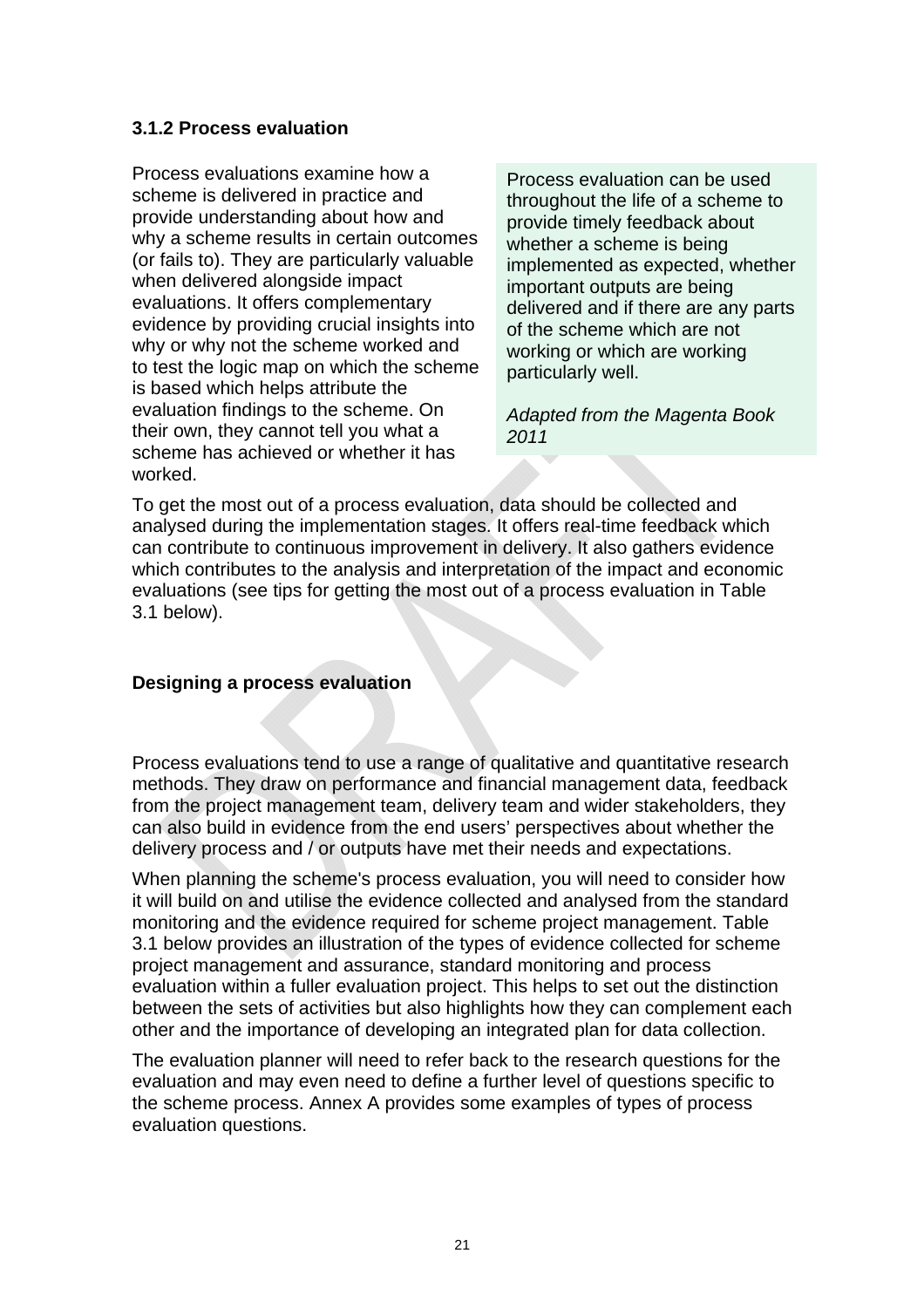### 3.1.2 Process evaluation

Process evaluations examine how a scheme is delivered in practice and provide understanding about how and why a scheme results in certain outcomes (or fails to). They are particularly valuable when delivered alongside impact evaluations. It offers complementary evidence by providing crucial insights into why or why not the scheme worked and to test the logic map on which the scheme is based which helps attribute the evaluation findings to the scheme. On their own, they cannot tell you what a scheme has achieved or whether it has worked.

> Process evaluation can be used throughout the life of a scheme to provide timely feedback about whether a scheme is being implemented as expected, whether important outputs are being delivered and if there are any parts of the scheme which are not working or which are working particularly well.
>
> *Adapted from the Magenta Book 2011*

To get the most out of a process evaluation, data should be collected and analysed during the implementation stages. It offers real-time feedback which can contribute to continuous improvement in delivery. It also gathers evidence which contributes to the analysis and interpretation of the impact and economic evaluations (see tips for getting the most out of a process evaluation in Table 3.1 below).

#### Designing a process evaluation

Process evaluations tend to use a range of qualitative and quantitative research methods. They draw on performance and financial management data, feedback from the project management team, delivery team and wider stakeholders, they can also build in evidence from the end users' perspectives about whether the delivery process and / or outputs have met their needs and expectations.

When planning the scheme's process evaluation, you will need to consider how it will build on and utilise the evidence collected and analysed from the standard monitoring and the evidence required for scheme project management. Table 3.1 below provides an illustration of the types of evidence collected for scheme project management and assurance, standard monitoring and process evaluation within a fuller evaluation project. This helps to set out the distinction between the sets of activities but also highlights how they can complement each other and the importance of developing an integrated plan for data collection.

The evaluation planner will need to refer back to the research questions for the evaluation and may even need to define a further level of questions specific to the scheme process. Annex A provides some examples of types of process evaluation questions.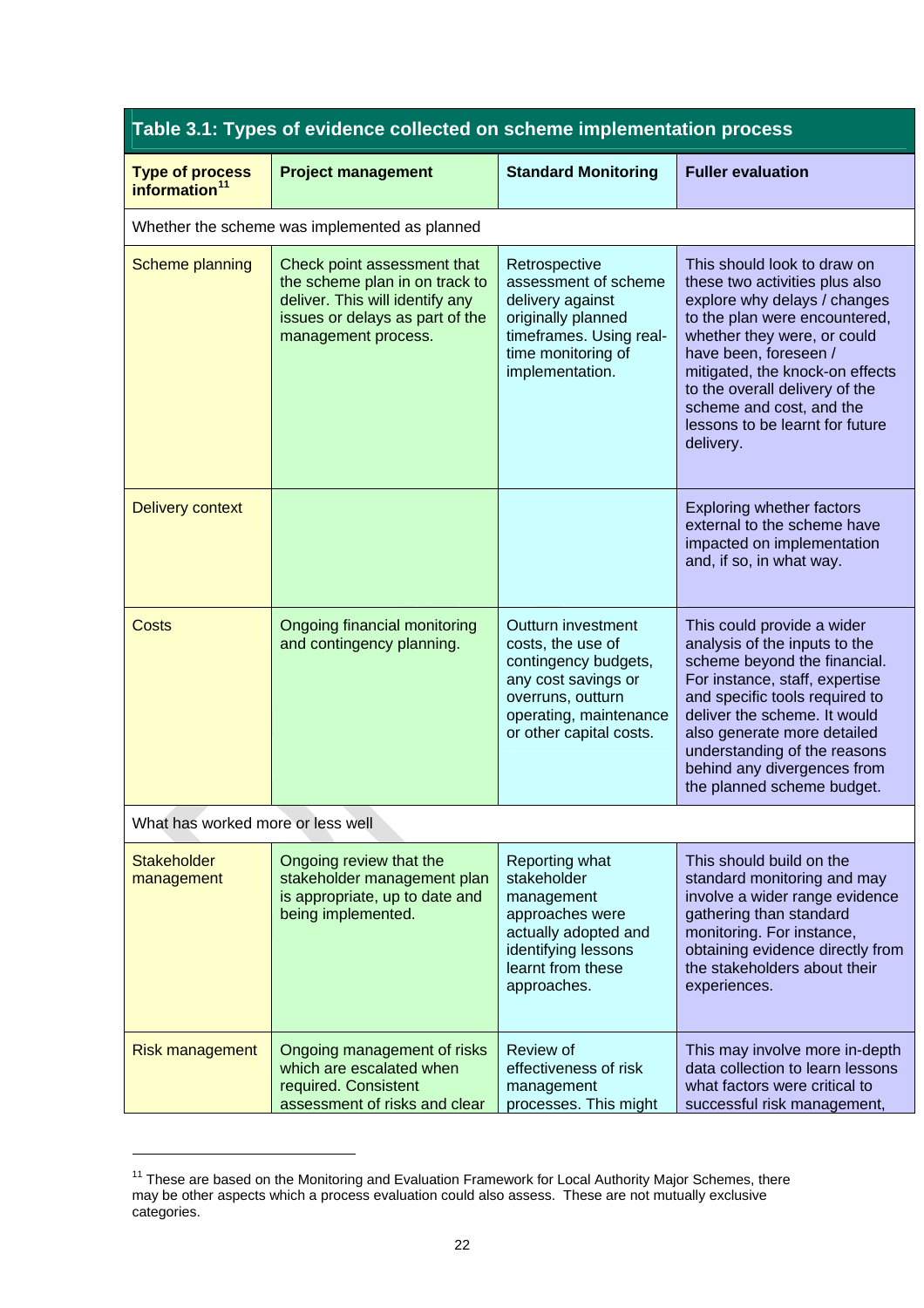**Table 3.1: Types of evidence collected on scheme implementation process**

| Type of process information[11] | Project management | Standard Monitoring | Fuller evaluation |
|---|---|---|---|
| Whether the scheme was implemented as planned | | | |
| Scheme planning | Check point assessment that the scheme plan in on track to deliver. This will identify any issues or delays as part of the management process. | Retrospective assessment of scheme delivery against originally planned timeframes. Using real-time monitoring of implementation. | This should look to draw on these two activities plus also explore why delays / changes to the plan were encountered, whether they were, or could have been, foreseen / mitigated, the knock-on effects to the overall delivery of the scheme and cost, and the lessons to be learnt for future delivery. |
| Delivery context | | | Exploring whether factors external to the scheme have impacted on implementation and, if so, in what way. |
| Costs | Ongoing financial monitoring and contingency planning. | Outturn investment costs, the use of contingency budgets, any cost savings or overruns, outturn operating, maintenance or other capital costs. | This could provide a wider analysis of the inputs to the scheme beyond the financial. For instance, staff, expertise and specific tools required to deliver the scheme. It would also generate more detailed understanding of the reasons behind any divergences from the planned scheme budget. |
| What has worked more or less well | | | |
| Stakeholder management | Ongoing review that the stakeholder management plan is appropriate, up to date and being implemented. | Reporting what stakeholder management approaches were actually adopted and identifying lessons learnt from these approaches. | This should build on the standard monitoring and may involve a wider range evidence gathering than standard monitoring. For instance, obtaining evidence directly from the stakeholders about their experiences. |
| Risk management | Ongoing management of risks which are escalated when required. Consistent assessment of risks and clear | Review of effectiveness of risk management processes. This might | This may involve more in-depth data collection to learn lessons what factors were critical to successful risk management, |

[11] These are based on the Monitoring and Evaluation Framework for Local Authority Major Schemes, there may be other aspects which a process evaluation could also assess. These are not mutually exclusive categories.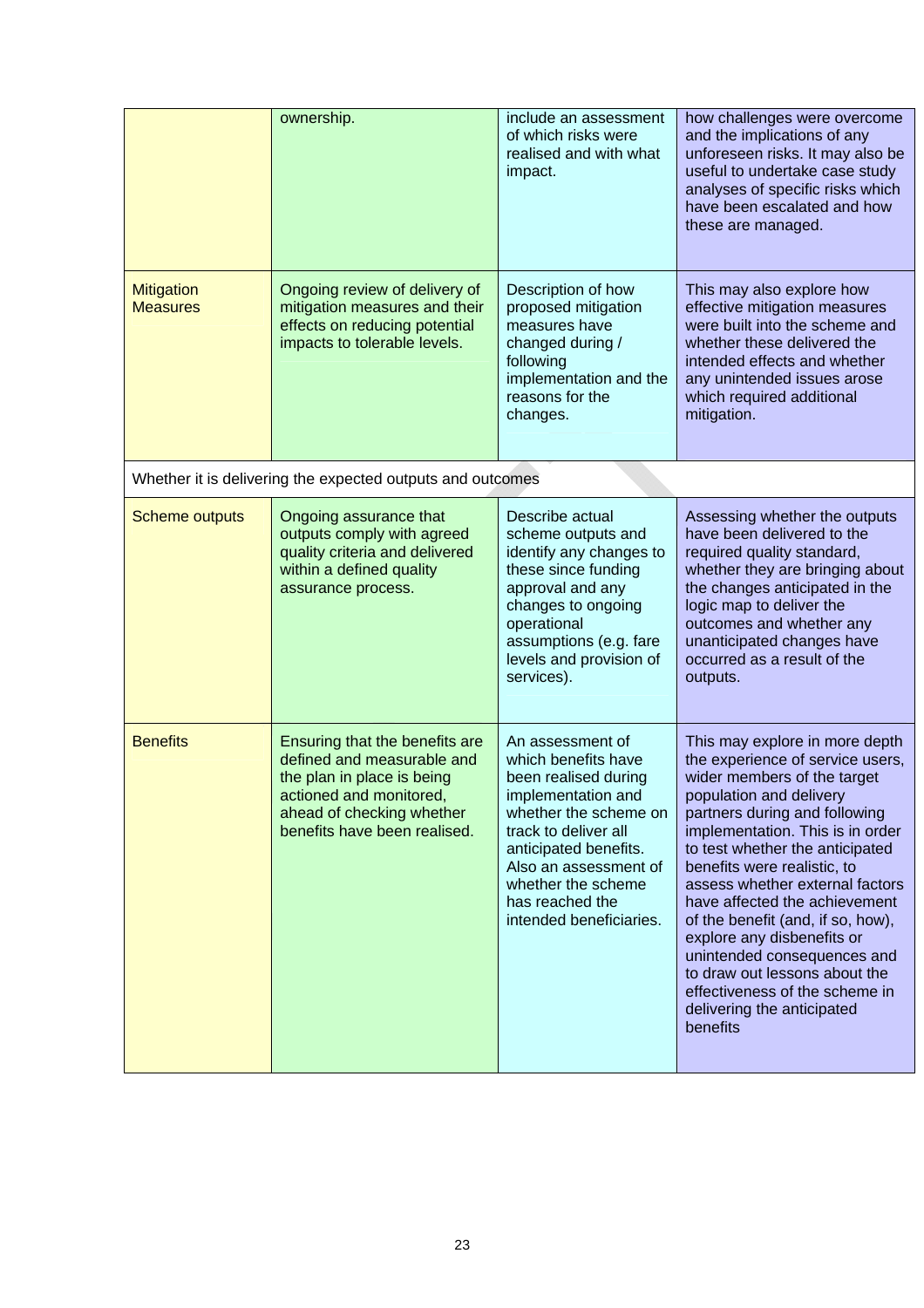| | | | |
|---|---|---|---|
| | ownership. | include an assessment of which risks were realised and with what impact. | how challenges were overcome and the implications of any unforeseen risks. It may also be useful to undertake case study analyses of specific risks which have been escalated and how these are managed. |
| Mitigation Measures | Ongoing review of delivery of mitigation measures and their effects on reducing potential impacts to tolerable levels. | Description of how proposed mitigation measures have changed during / following implementation and the reasons for the changes. | This may also explore how effective mitigation measures were built into the scheme and whether these delivered the intended effects and whether any unintended issues arose which required additional mitigation. |
| Whether it is delivering the expected outputs and outcomes | | | |
| Scheme outputs | Ongoing assurance that outputs comply with agreed quality criteria and delivered within a defined quality assurance process. | Describe actual scheme outputs and identify any changes to these since funding approval and any changes to ongoing operational assumptions (e.g. fare levels and provision of services). | Assessing whether the outputs have been delivered to the required quality standard, whether they are bringing about the changes anticipated in the logic map to deliver the outcomes and whether any unanticipated changes have occurred as a result of the outputs. |
| Benefits | Ensuring that the benefits are defined and measurable and the plan in place is being actioned and monitored, ahead of checking whether benefits have been realised. | An assessment of which benefits have been realised during implementation and whether the scheme on track to deliver all anticipated benefits. Also an assessment of whether the scheme has reached the intended beneficiaries. | This may explore in more depth the experience of service users, wider members of the target population and delivery partners during and following implementation. This is in order to test whether the anticipated benefits were realistic, to assess whether external factors have affected the achievement of the benefit (and, if so, how), explore any disbenefits or unintended consequences and to draw out lessons about the effectiveness of the scheme in delivering the anticipated benefits |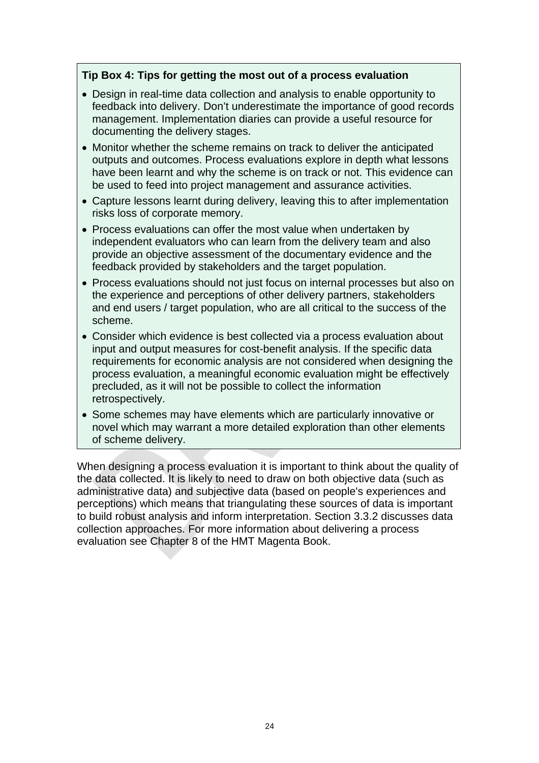**Tip Box 4: Tips for getting the most out of a process evaluation**

- Design in real-time data collection and analysis to enable opportunity to feedback into delivery. Don't underestimate the importance of good records management. Implementation diaries can provide a useful resource for documenting the delivery stages.
- Monitor whether the scheme remains on track to deliver the anticipated outputs and outcomes. Process evaluations explore in depth what lessons have been learnt and why the scheme is on track or not. This evidence can be used to feed into project management and assurance activities.
- Capture lessons learnt during delivery, leaving this to after implementation risks loss of corporate memory.
- Process evaluations can offer the most value when undertaken by independent evaluators who can learn from the delivery team and also provide an objective assessment of the documentary evidence and the feedback provided by stakeholders and the target population.
- Process evaluations should not just focus on internal processes but also on the experience and perceptions of other delivery partners, stakeholders and end users / target population, who are all critical to the success of the scheme.
- Consider which evidence is best collected via a process evaluation about input and output measures for cost-benefit analysis. If the specific data requirements for economic analysis are not considered when designing the process evaluation, a meaningful economic evaluation might be effectively precluded, as it will not be possible to collect the information retrospectively.
- Some schemes may have elements which are particularly innovative or novel which may warrant a more detailed exploration than other elements of scheme delivery.

When designing a process evaluation it is important to think about the quality of the data collected. It is likely to need to draw on both objective data (such as administrative data) and subjective data (based on people's experiences and perceptions) which means that triangulating these sources of data is important to build robust analysis and inform interpretation. Section 3.3.2 discusses data collection approaches. For more information about delivering a process evaluation see Chapter 8 of the HMT Magenta Book.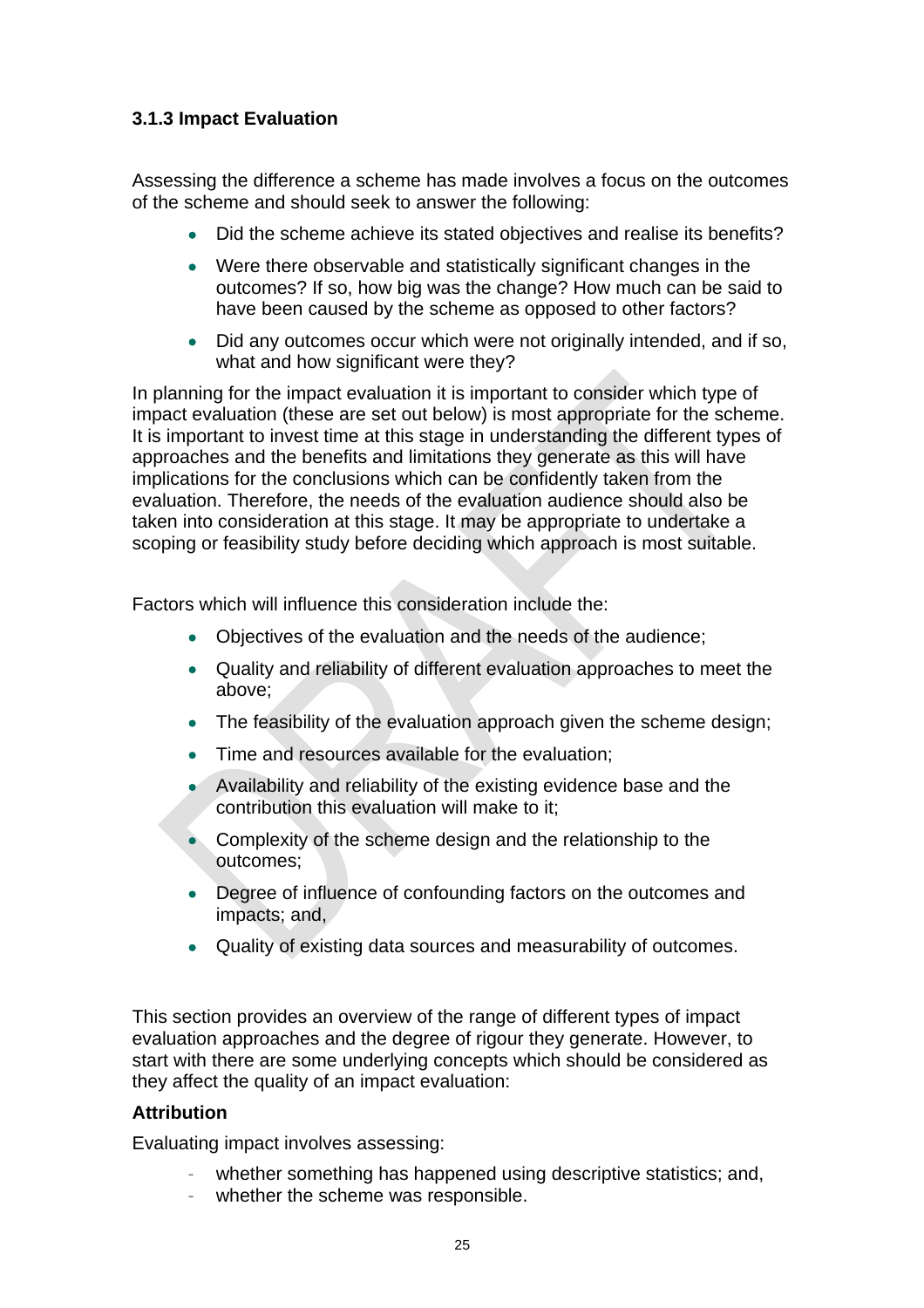### 3.1.3 Impact Evaluation

Assessing the difference a scheme has made involves a focus on the outcomes of the scheme and should seek to answer the following:

- Did the scheme achieve its stated objectives and realise its benefits?
- Were there observable and statistically significant changes in the outcomes? If so, how big was the change? How much can be said to have been caused by the scheme as opposed to other factors?
- Did any outcomes occur which were not originally intended, and if so, what and how significant were they?

In planning for the impact evaluation it is important to consider which type of impact evaluation (these are set out below) is most appropriate for the scheme. It is important to invest time at this stage in understanding the different types of approaches and the benefits and limitations they generate as this will have implications for the conclusions which can be confidently taken from the evaluation. Therefore, the needs of the evaluation audience should also be taken into consideration at this stage. It may be appropriate to undertake a scoping or feasibility study before deciding which approach is most suitable.

Factors which will influence this consideration include the:

- Objectives of the evaluation and the needs of the audience;
- Quality and reliability of different evaluation approaches to meet the above;
- The feasibility of the evaluation approach given the scheme design;
- Time and resources available for the evaluation;
- Availability and reliability of the existing evidence base and the contribution this evaluation will make to it;
- Complexity of the scheme design and the relationship to the outcomes;
- Degree of influence of confounding factors on the outcomes and impacts; and,
- Quality of existing data sources and measurability of outcomes.

This section provides an overview of the range of different types of impact evaluation approaches and the degree of rigour they generate. However, to start with there are some underlying concepts which should be considered as they affect the quality of an impact evaluation:

**Attribution**

Evaluating impact involves assessing:

- whether something has happened using descriptive statistics; and,
- whether the scheme was responsible.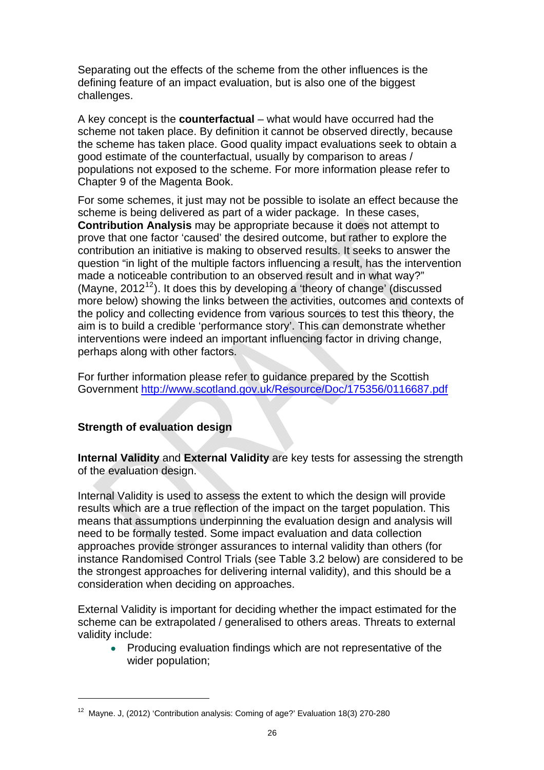Separating out the effects of the scheme from the other influences is the defining feature of an impact evaluation, but is also one of the biggest challenges.

A key concept is the **counterfactual** – what would have occurred had the scheme not taken place. By definition it cannot be observed directly, because the scheme has taken place. Good quality impact evaluations seek to obtain a good estimate of the counterfactual, usually by comparison to areas / populations not exposed to the scheme. For more information please refer to Chapter 9 of the Magenta Book.

For some schemes, it just may not be possible to isolate an effect because the scheme is being delivered as part of a wider package. In these cases, **Contribution Analysis** may be appropriate because it does not attempt to prove that one factor 'caused' the desired outcome, but rather to explore the contribution an initiative is making to observed results. It seeks to answer the question "in light of the multiple factors influencing a result, has the intervention made a noticeable contribution to an observed result and in what way?" (Mayne, 2012[12]). It does this by developing a 'theory of change' (discussed more below) showing the links between the activities, outcomes and contexts of the policy and collecting evidence from various sources to test this theory, the aim is to build a credible 'performance story'. This can demonstrate whether interventions were indeed an important influencing factor in driving change, perhaps along with other factors.

For further information please refer to guidance prepared by the Scottish Government http://www.scotland.gov.uk/Resource/Doc/175356/0116687.pdf

**Strength of evaluation design**

**Internal Validity** and **External Validity** are key tests for assessing the strength of the evaluation design.

Internal Validity is used to assess the extent to which the design will provide results which are a true reflection of the impact on the target population. This means that assumptions underpinning the evaluation design and analysis will need to be formally tested. Some impact evaluation and data collection approaches provide stronger assurances to internal validity than others (for instance Randomised Control Trials (see Table 3.2 below) are considered to be the strongest approaches for delivering internal validity), and this should be a consideration when deciding on approaches.

External Validity is important for deciding whether the impact estimated for the scheme can be extrapolated / generalised to others areas. Threats to external validity include:

- Producing evaluation findings which are not representative of the wider population;

[12] Mayne. J, (2012) 'Contribution analysis: Coming of age?' Evaluation 18(3) 270-280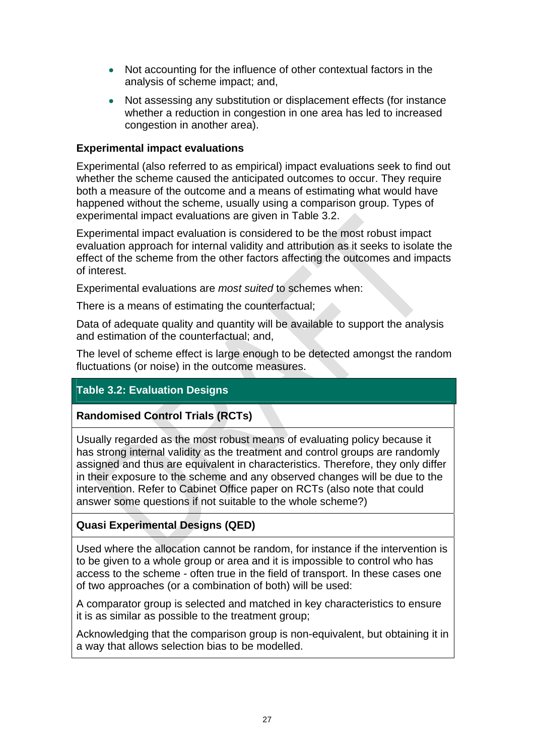- Not accounting for the influence of other contextual factors in the analysis of scheme impact; and,
- Not assessing any substitution or displacement effects (for instance whether a reduction in congestion in one area has led to increased congestion in another area).

**Experimental impact evaluations**

Experimental (also referred to as empirical) impact evaluations seek to find out whether the scheme caused the anticipated outcomes to occur. They require both a measure of the outcome and a means of estimating what would have happened without the scheme, usually using a comparison group. Types of experimental impact evaluations are given in Table 3.2.

Experimental impact evaluation is considered to be the most robust impact evaluation approach for internal validity and attribution as it seeks to isolate the effect of the scheme from the other factors affecting the outcomes and impacts of interest.

Experimental evaluations are *most suited* to schemes when:

There is a means of estimating the counterfactual;

Data of adequate quality and quantity will be available to support the analysis and estimation of the counterfactual; and,

The level of scheme effect is large enough to be detected amongst the random fluctuations (or noise) in the outcome measures.

| **Table 3.2: Evaluation Designs** |
|---|
| **Randomised Control Trials (RCTs)** |
| Usually regarded as the most robust means of evaluating policy because it has strong internal validity as the treatment and control groups are randomly assigned and thus are equivalent in characteristics. Therefore, they only differ in their exposure to the scheme and any observed changes will be due to the intervention. Refer to Cabinet Office paper on RCTs (also note that could answer some questions if not suitable to the whole scheme?) |
| **Quasi Experimental Designs (QED)** |
| Used where the allocation cannot be random, for instance if the intervention is to be given to a whole group or area and it is impossible to control who has access to the scheme - often true in the field of transport. In these cases one of two approaches (or a combination of both) will be used:<br><br>A comparator group is selected and matched in key characteristics to ensure it is as similar as possible to the treatment group;<br><br>Acknowledging that the comparison group is non-equivalent, but obtaining it in a way that allows selection bias to be modelled. |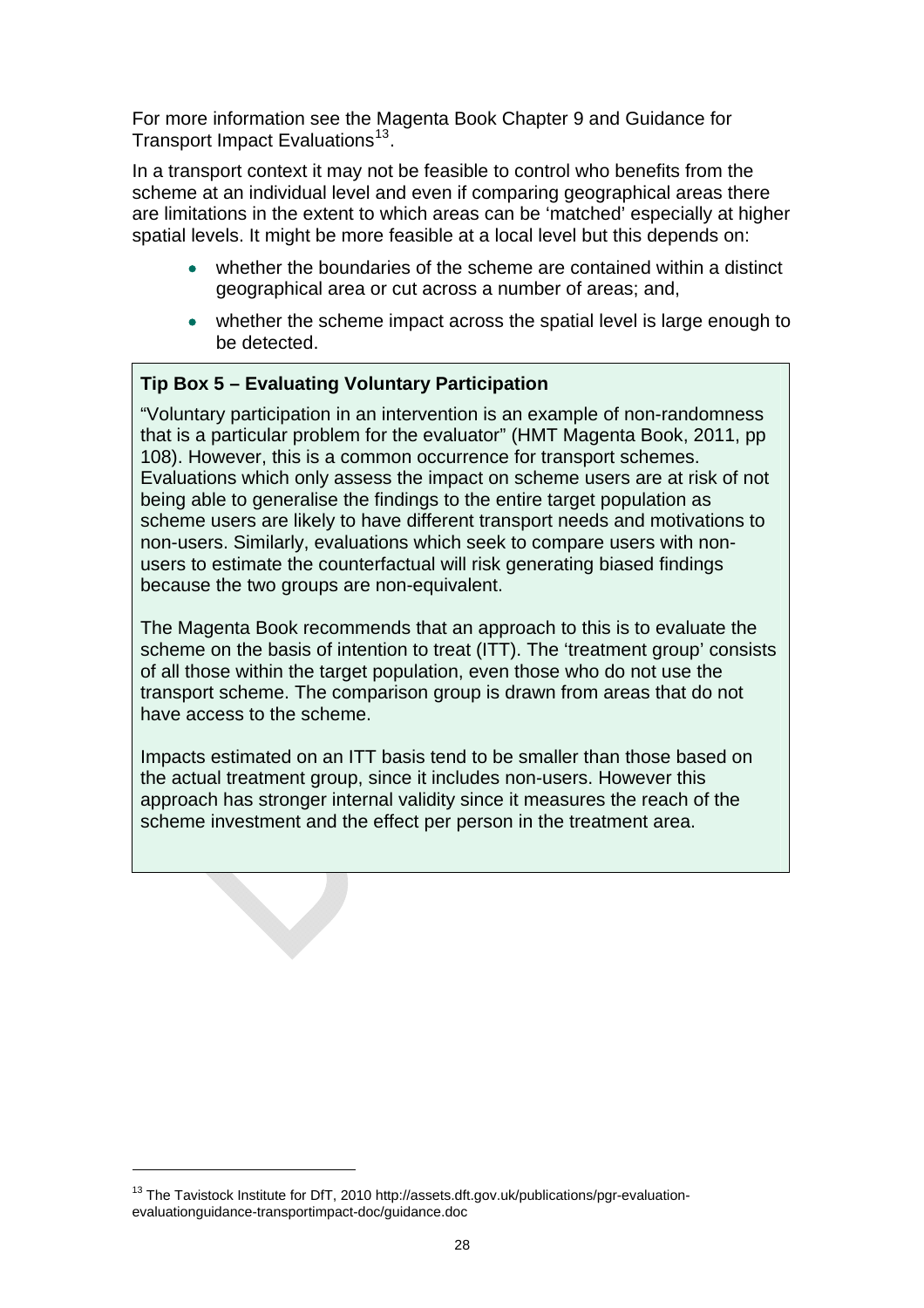For more information see the Magenta Book Chapter 9 and Guidance for Transport Impact Evaluations[13].

In a transport context it may not be feasible to control who benefits from the scheme at an individual level and even if comparing geographical areas there are limitations in the extent to which areas can be 'matched' especially at higher spatial levels. It might be more feasible at a local level but this depends on:

- whether the boundaries of the scheme are contained within a distinct geographical area or cut across a number of areas; and,
- whether the scheme impact across the spatial level is large enough to be detected.

**Tip Box 5 – Evaluating Voluntary Participation**

"Voluntary participation in an intervention is an example of non-randomness that is a particular problem for the evaluator" (HMT Magenta Book, 2011, pp 108). However, this is a common occurrence for transport schemes. Evaluations which only assess the impact on scheme users are at risk of not being able to generalise the findings to the entire target population as scheme users are likely to have different transport needs and motivations to non-users. Similarly, evaluations which seek to compare users with non-users to estimate the counterfactual will risk generating biased findings because the two groups are non-equivalent.

The Magenta Book recommends that an approach to this is to evaluate the scheme on the basis of intention to treat (ITT). The 'treatment group' consists of all those within the target population, even those who do not use the transport scheme. The comparison group is drawn from areas that do not have access to the scheme.

Impacts estimated on an ITT basis tend to be smaller than those based on the actual treatment group, since it includes non-users. However this approach has stronger internal validity since it measures the reach of the scheme investment and the effect per person in the treatment area.

[13] The Tavistock Institute for DfT, 2010 http://assets.dft.gov.uk/publications/pgr-evaluation-evaluationguidance-transportimpact-doc/guidance.doc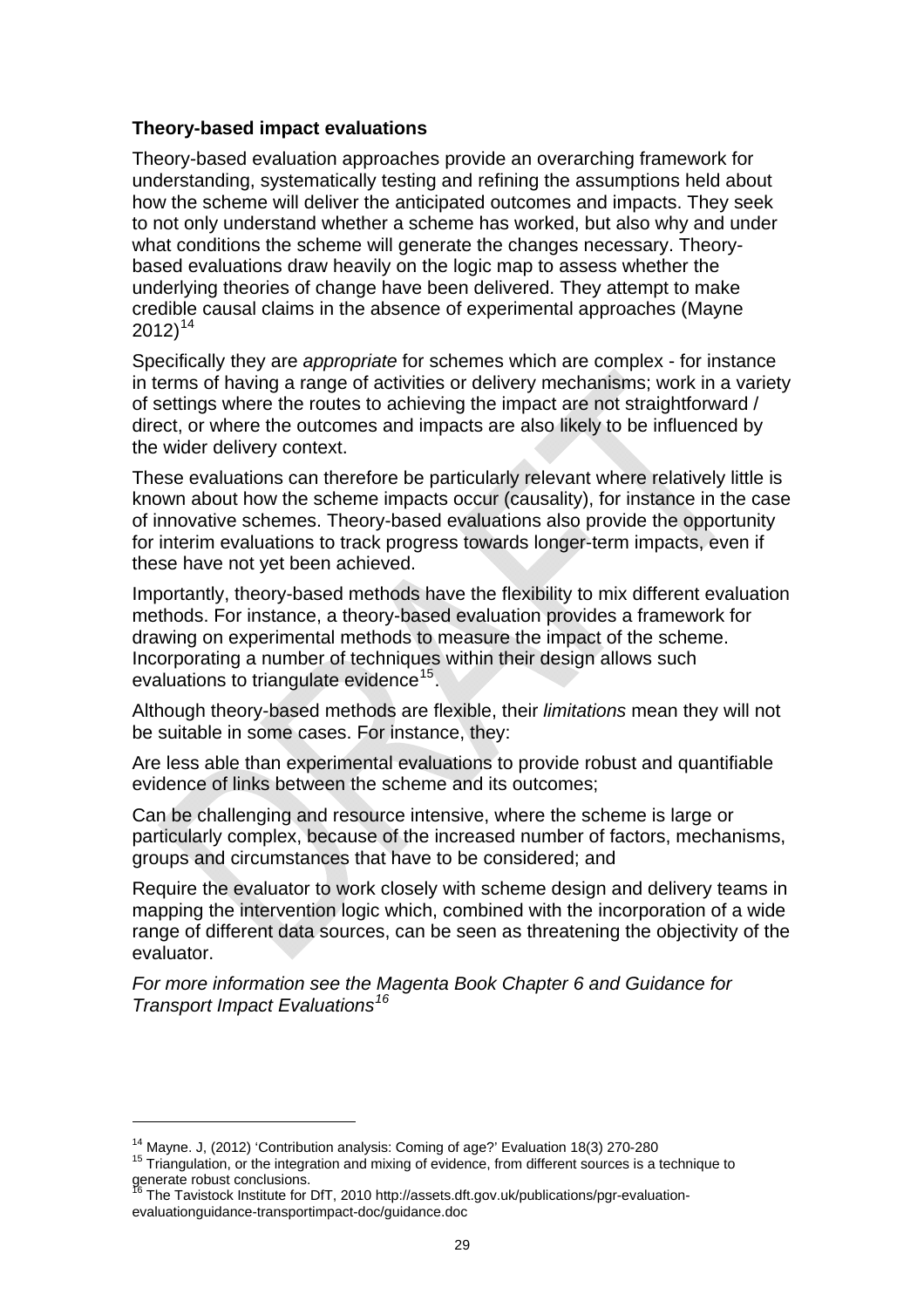### Theory-based impact evaluations

Theory-based evaluation approaches provide an overarching framework for understanding, systematically testing and refining the assumptions held about how the scheme will deliver the anticipated outcomes and impacts. They seek to not only understand whether a scheme has worked, but also why and under what conditions the scheme will generate the changes necessary. Theory-based evaluations draw heavily on the logic map to assess whether the underlying theories of change have been delivered. They attempt to make credible causal claims in the absence of experimental approaches (Mayne 2012)[14]

Specifically they are *appropriate* for schemes which are complex - for instance in terms of having a range of activities or delivery mechanisms; work in a variety of settings where the routes to achieving the impact are not straightforward / direct, or where the outcomes and impacts are also likely to be influenced by the wider delivery context.

These evaluations can therefore be particularly relevant where relatively little is known about how the scheme impacts occur (causality), for instance in the case of innovative schemes. Theory-based evaluations also provide the opportunity for interim evaluations to track progress towards longer-term impacts, even if these have not yet been achieved.

Importantly, theory-based methods have the flexibility to mix different evaluation methods. For instance, a theory-based evaluation provides a framework for drawing on experimental methods to measure the impact of the scheme. Incorporating a number of techniques within their design allows such evaluations to triangulate evidence[15].

Although theory-based methods are flexible, their *limitations* mean they will not be suitable in some cases. For instance, they:

Are less able than experimental evaluations to provide robust and quantifiable evidence of links between the scheme and its outcomes;

Can be challenging and resource intensive, where the scheme is large or particularly complex, because of the increased number of factors, mechanisms, groups and circumstances that have to be considered; and

Require the evaluator to work closely with scheme design and delivery teams in mapping the intervention logic which, combined with the incorporation of a wide range of different data sources, can be seen as threatening the objectivity of the evaluator.

*For more information see the Magenta Book Chapter 6 and Guidance for Transport Impact Evaluations[16]*

---

[14] Mayne. J, (2012) 'Contribution analysis: Coming of age?' Evaluation 18(3) 270-280

[15] Triangulation, or the integration and mixing of evidence, from different sources is a technique to generate robust conclusions.

[16] The Tavistock Institute for DfT, 2010 http://assets.dft.gov.uk/publications/pgr-evaluation-evaluationguidance-transportimpact-doc/guidance.doc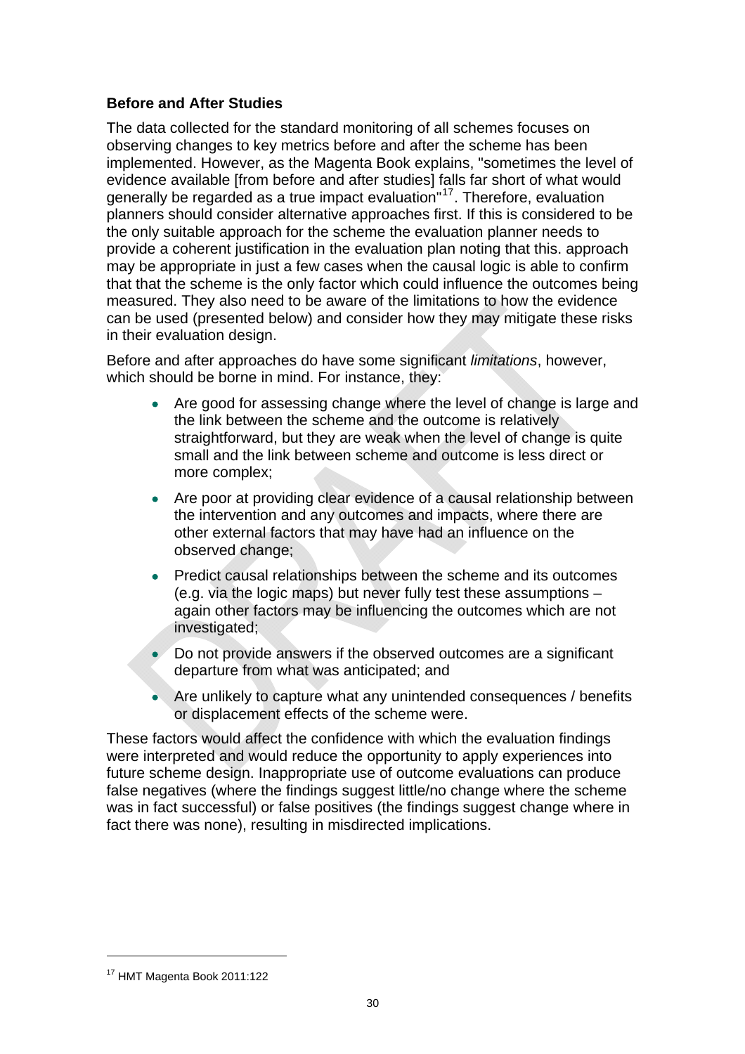**Before and After Studies**

The data collected for the standard monitoring of all schemes focuses on observing changes to key metrics before and after the scheme has been implemented. However, as the Magenta Book explains, "sometimes the level of evidence available [from before and after studies] falls far short of what would generally be regarded as a true impact evaluation"[17]. Therefore, evaluation planners should consider alternative approaches first. If this is considered to be the only suitable approach for the scheme the evaluation planner needs to provide a coherent justification in the evaluation plan noting that this. approach may be appropriate in just a few cases when the causal logic is able to confirm that that the scheme is the only factor which could influence the outcomes being measured. They also need to be aware of the limitations to how the evidence can be used (presented below) and consider how they may mitigate these risks in their evaluation design.

Before and after approaches do have some significant *limitations*, however, which should be borne in mind. For instance, they:

- Are good for assessing change where the level of change is large and the link between the scheme and the outcome is relatively straightforward, but they are weak when the level of change is quite small and the link between scheme and outcome is less direct or more complex;
- Are poor at providing clear evidence of a causal relationship between the intervention and any outcomes and impacts, where there are other external factors that may have had an influence on the observed change;
- Predict causal relationships between the scheme and its outcomes (e.g. via the logic maps) but never fully test these assumptions – again other factors may be influencing the outcomes which are not investigated;
- Do not provide answers if the observed outcomes are a significant departure from what was anticipated; and
- Are unlikely to capture what any unintended consequences / benefits or displacement effects of the scheme were.

These factors would affect the confidence with which the evaluation findings were interpreted and would reduce the opportunity to apply experiences into future scheme design. Inappropriate use of outcome evaluations can produce false negatives (where the findings suggest little/no change where the scheme was in fact successful) or false positives (the findings suggest change where in fact there was none), resulting in misdirected implications.

[17] HMT Magenta Book 2011:122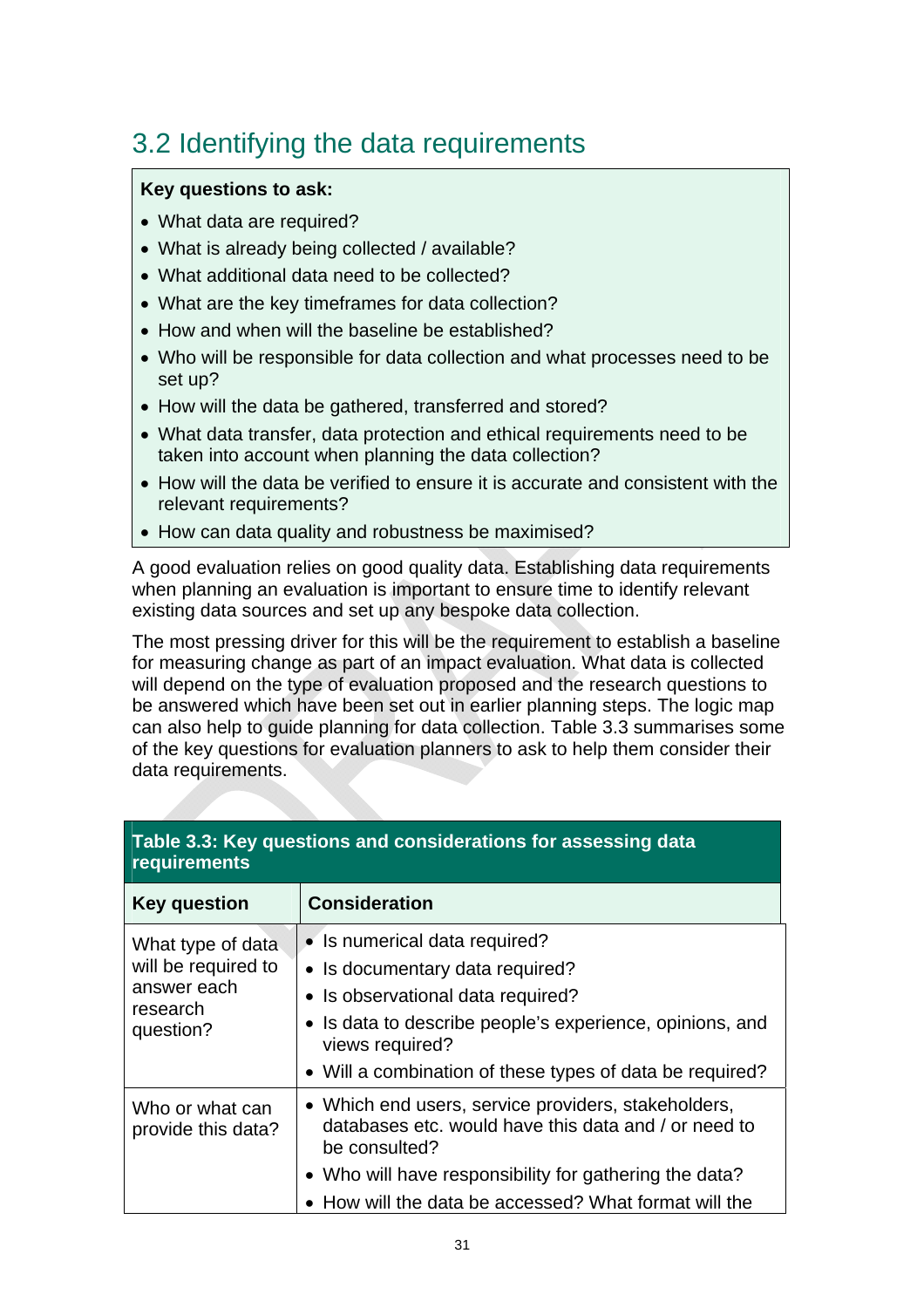## 3.2 Identifying the data requirements

**Key questions to ask:**

- What data are required?
- What is already being collected / available?
- What additional data need to be collected?
- What are the key timeframes for data collection?
- How and when will the baseline be established?
- Who will be responsible for data collection and what processes need to be set up?
- How will the data be gathered, transferred and stored?
- What data transfer, data protection and ethical requirements need to be taken into account when planning the data collection?
- How will the data be verified to ensure it is accurate and consistent with the relevant requirements?
- How can data quality and robustness be maximised?

A good evaluation relies on good quality data. Establishing data requirements when planning an evaluation is important to ensure time to identify relevant existing data sources and set up any bespoke data collection.

The most pressing driver for this will be the requirement to establish a baseline for measuring change as part of an impact evaluation. What data is collected will depend on the type of evaluation proposed and the research questions to be answered which have been set out in earlier planning steps. The logic map can also help to guide planning for data collection. Table 3.3 summarises some of the key questions for evaluation planners to ask to help them consider their data requirements.

**Table 3.3: Key questions and considerations for assessing data requirements**

| Key question | Consideration |
|---|---|
| What type of data will be required to answer each research question? | • Is numerical data required?<br>• Is documentary data required?<br>• Is observational data required?<br>• Is data to describe people's experience, opinions, and views required?<br>• Will a combination of these types of data be required? |
| Who or what can provide this data? | • Which end users, service providers, stakeholders, databases etc. would have this data and / or need to be consulted?<br>• Who will have responsibility for gathering the data?<br>• How will the data be accessed? What format will the |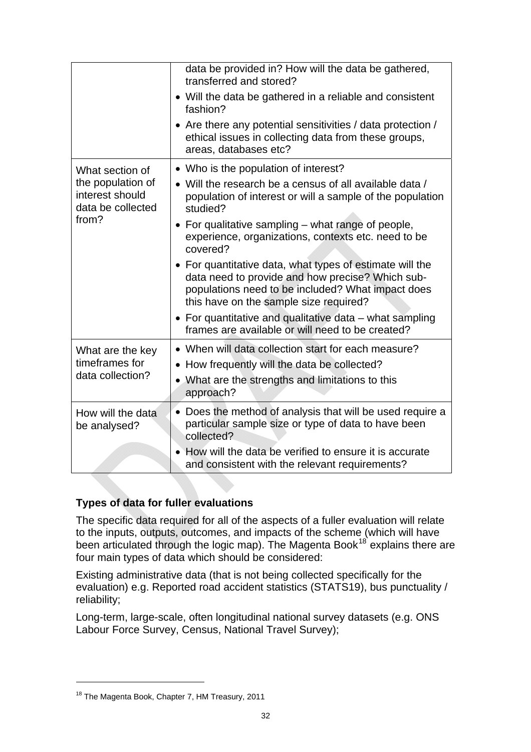| | |
|---|---|
| | data be provided in? How will the data be gathered, transferred and stored?<br>• Will the data be gathered in a reliable and consistent fashion?<br>• Are there any potential sensitivities / data protection / ethical issues in collecting data from these groups, areas, databases etc? |
| What section of the population of interest should data be collected from? | • Who is the population of interest?<br>• Will the research be a census of all available data / population of interest or will a sample of the population studied?<br>• For qualitative sampling – what range of people, experience, organizations, contexts etc. need to be covered?<br>• For quantitative data, what types of estimate will the data need to provide and how precise? Which sub-populations need to be included? What impact does this have on the sample size required?<br>• For quantitative and qualitative data – what sampling frames are available or will need to be created? |
| What are the key timeframes for data collection? | • When will data collection start for each measure?<br>• How frequently will the data be collected?<br>• What are the strengths and limitations to this approach? |
| How will the data be analysed? | • Does the method of analysis that will be used require a particular sample size or type of data to have been collected?<br>• How will the data be verified to ensure it is accurate and consistent with the relevant requirements? |

**Types of data for fuller evaluations**

The specific data required for all of the aspects of a fuller evaluation will relate to the inputs, outputs, outcomes, and impacts of the scheme (which will have been articulated through the logic map). The Magenta Book[18] explains there are four main types of data which should be considered:

Existing administrative data (that is not being collected specifically for the evaluation) e.g. Reported road accident statistics (STATS19), bus punctuality / reliability;

Long-term, large-scale, often longitudinal national survey datasets (e.g. ONS Labour Force Survey, Census, National Travel Survey);

[18] The Magenta Book, Chapter 7, HM Treasury, 2011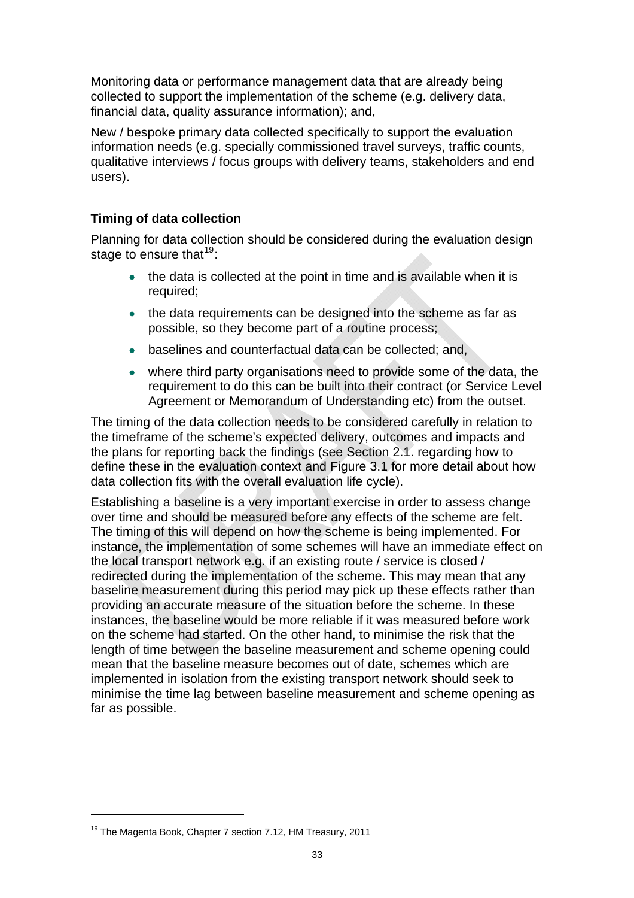Monitoring data or performance management data that are already being collected to support the implementation of the scheme (e.g. delivery data, financial data, quality assurance information); and,

New / bespoke primary data collected specifically to support the evaluation information needs (e.g. specially commissioned travel surveys, traffic counts, qualitative interviews / focus groups with delivery teams, stakeholders and end users).

**Timing of data collection**

Planning for data collection should be considered during the evaluation design stage to ensure that[19]:

- the data is collected at the point in time and is available when it is required;
- the data requirements can be designed into the scheme as far as possible, so they become part of a routine process;
- baselines and counterfactual data can be collected; and,
- where third party organisations need to provide some of the data, the requirement to do this can be built into their contract (or Service Level Agreement or Memorandum of Understanding etc) from the outset.

The timing of the data collection needs to be considered carefully in relation to the timeframe of the scheme's expected delivery, outcomes and impacts and the plans for reporting back the findings (see Section 2.1. regarding how to define these in the evaluation context and Figure 3.1 for more detail about how data collection fits with the overall evaluation life cycle).

Establishing a baseline is a very important exercise in order to assess change over time and should be measured before any effects of the scheme are felt. The timing of this will depend on how the scheme is being implemented. For instance, the implementation of some schemes will have an immediate effect on the local transport network e.g. if an existing route / service is closed / redirected during the implementation of the scheme. This may mean that any baseline measurement during this period may pick up these effects rather than providing an accurate measure of the situation before the scheme. In these instances, the baseline would be more reliable if it was measured before work on the scheme had started. On the other hand, to minimise the risk that the length of time between the baseline measurement and scheme opening could mean that the baseline measure becomes out of date, schemes which are implemented in isolation from the existing transport network should seek to minimise the time lag between baseline measurement and scheme opening as far as possible.

[19] The Magenta Book, Chapter 7 section 7.12, HM Treasury, 2011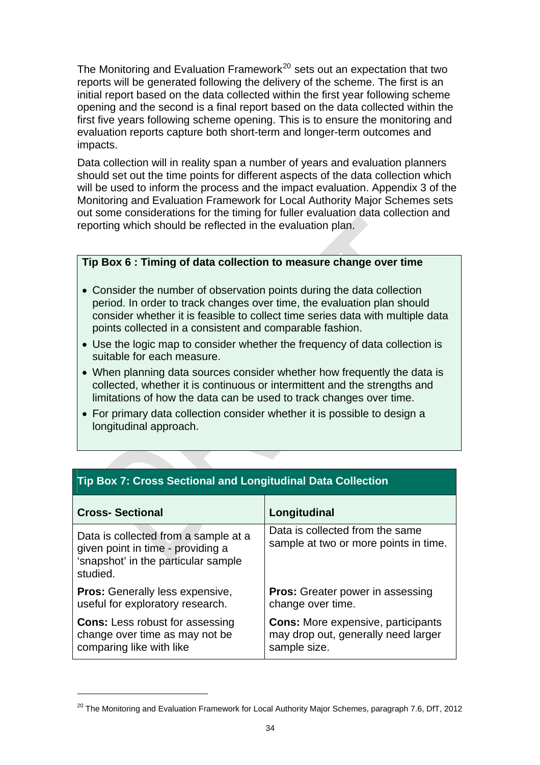The Monitoring and Evaluation Framework[20] sets out an expectation that two reports will be generated following the delivery of the scheme. The first is an initial report based on the data collected within the first year following scheme opening and the second is a final report based on the data collected within the first five years following scheme opening. This is to ensure the monitoring and evaluation reports capture both short-term and longer-term outcomes and impacts.

Data collection will in reality span a number of years and evaluation planners should set out the time points for different aspects of the data collection which will be used to inform the process and the impact evaluation. Appendix 3 of the Monitoring and Evaluation Framework for Local Authority Major Schemes sets out some considerations for the timing for fuller evaluation data collection and reporting which should be reflected in the evaluation plan.

**Tip Box 6 : Timing of data collection to measure change over time**

- Consider the number of observation points during the data collection period. In order to track changes over time, the evaluation plan should consider whether it is feasible to collect time series data with multiple data points collected in a consistent and comparable fashion.
- Use the logic map to consider whether the frequency of data collection is suitable for each measure.
- When planning data sources consider whether how frequently the data is collected, whether it is continuous or intermittent and the strengths and limitations of how the data can be used to track changes over time.
- For primary data collection consider whether it is possible to design a longitudinal approach.

**Tip Box 7: Cross Sectional and Longitudinal Data Collection**

| Cross- Sectional | Longitudinal |
|---|---|
| Data is collected from a sample at a given point in time - providing a 'snapshot' in the particular sample studied. | Data is collected from the same sample at two or more points in time. |
| **Pros:** Generally less expensive, useful for exploratory research. | **Pros:** Greater power in assessing change over time. |
| **Cons:** Less robust for assessing change over time as may not be comparing like with like | **Cons:** More expensive, participants may drop out, generally need larger sample size. |

[20] The Monitoring and Evaluation Framework for Local Authority Major Schemes, paragraph 7.6, DfT, 2012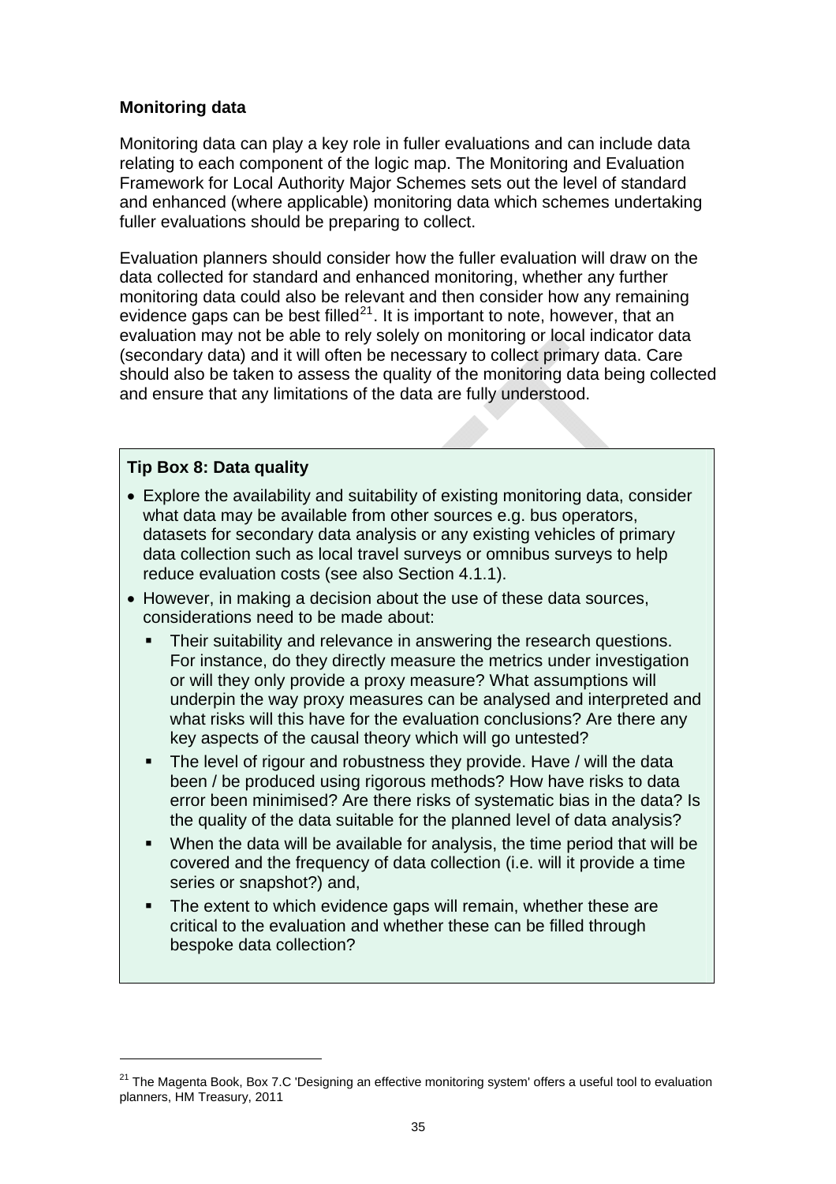**Monitoring data**

Monitoring data can play a key role in fuller evaluations and can include data relating to each component of the logic map. The Monitoring and Evaluation Framework for Local Authority Major Schemes sets out the level of standard and enhanced (where applicable) monitoring data which schemes undertaking fuller evaluations should be preparing to collect.

Evaluation planners should consider how the fuller evaluation will draw on the data collected for standard and enhanced monitoring, whether any further monitoring data could also be relevant and then consider how any remaining evidence gaps can be best filled[21]. It is important to note, however, that an evaluation may not be able to rely solely on monitoring or local indicator data (secondary data) and it will often be necessary to collect primary data. Care should also be taken to assess the quality of the monitoring data being collected and ensure that any limitations of the data are fully understood.

**Tip Box 8: Data quality**

- Explore the availability and suitability of existing monitoring data, consider what data may be available from other sources e.g. bus operators, datasets for secondary data analysis or any existing vehicles of primary data collection such as local travel surveys or omnibus surveys to help reduce evaluation costs (see also Section 4.1.1).
- However, in making a decision about the use of these data sources, considerations need to be made about:
  - Their suitability and relevance in answering the research questions. For instance, do they directly measure the metrics under investigation or will they only provide a proxy measure? What assumptions will underpin the way proxy measures can be analysed and interpreted and what risks will this have for the evaluation conclusions? Are there any key aspects of the causal theory which will go untested?
  - The level of rigour and robustness they provide. Have / will the data been / be produced using rigorous methods? How have risks to data error been minimised? Are there risks of systematic bias in the data? Is the quality of the data suitable for the planned level of data analysis?
  - When the data will be available for analysis, the time period that will be covered and the frequency of data collection (i.e. will it provide a time series or snapshot?) and,
  - The extent to which evidence gaps will remain, whether these are critical to the evaluation and whether these can be filled through bespoke data collection?

[21] The Magenta Book, Box 7.C 'Designing an effective monitoring system' offers a useful tool to evaluation planners, HM Treasury, 2011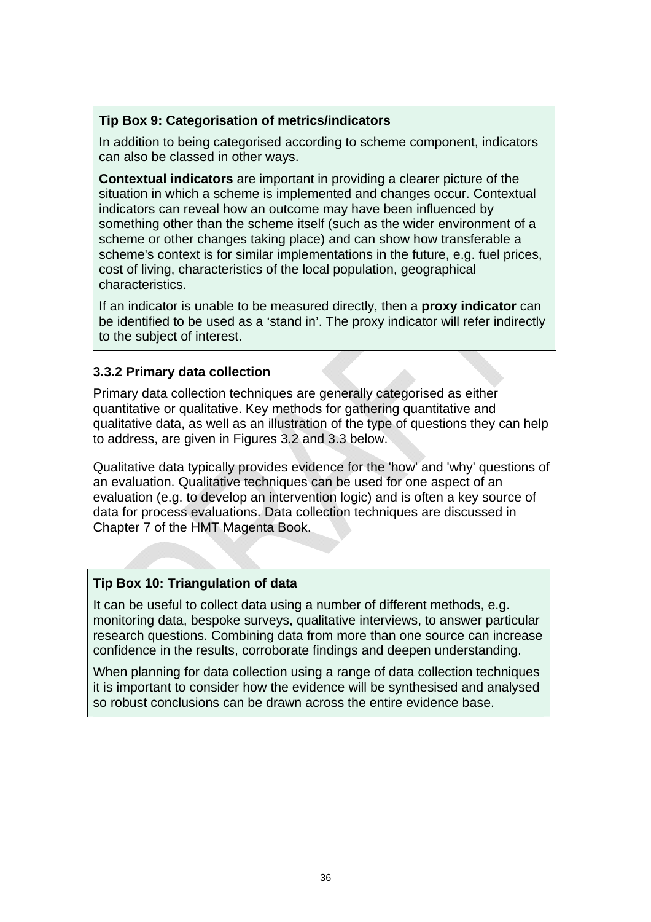**Tip Box 9: Categorisation of metrics/indicators**

In addition to being categorised according to scheme component, indicators can also be classed in other ways.

**Contextual indicators** are important in providing a clearer picture of the situation in which a scheme is implemented and changes occur. Contextual indicators can reveal how an outcome may have been influenced by something other than the scheme itself (such as the wider environment of a scheme or other changes taking place) and can show how transferable a scheme's context is for similar implementations in the future, e.g. fuel prices, cost of living, characteristics of the local population, geographical characteristics.

If an indicator is unable to be measured directly, then a **proxy indicator** can be identified to be used as a 'stand in'. The proxy indicator will refer indirectly to the subject of interest.

### 3.3.2 Primary data collection

Primary data collection techniques are generally categorised as either quantitative or qualitative. Key methods for gathering quantitative and qualitative data, as well as an illustration of the type of questions they can help to address, are given in Figures 3.2 and 3.3 below.

Qualitative data typically provides evidence for the 'how' and 'why' questions of an evaluation. Qualitative techniques can be used for one aspect of an evaluation (e.g. to develop an intervention logic) and is often a key source of data for process evaluations. Data collection techniques are discussed in Chapter 7 of the HMT Magenta Book.

**Tip Box 10: Triangulation of data**

It can be useful to collect data using a number of different methods, e.g. monitoring data, bespoke surveys, qualitative interviews, to answer particular research questions. Combining data from more than one source can increase confidence in the results, corroborate findings and deepen understanding.

When planning for data collection using a range of data collection techniques it is important to consider how the evidence will be synthesised and analysed so robust conclusions can be drawn across the entire evidence base.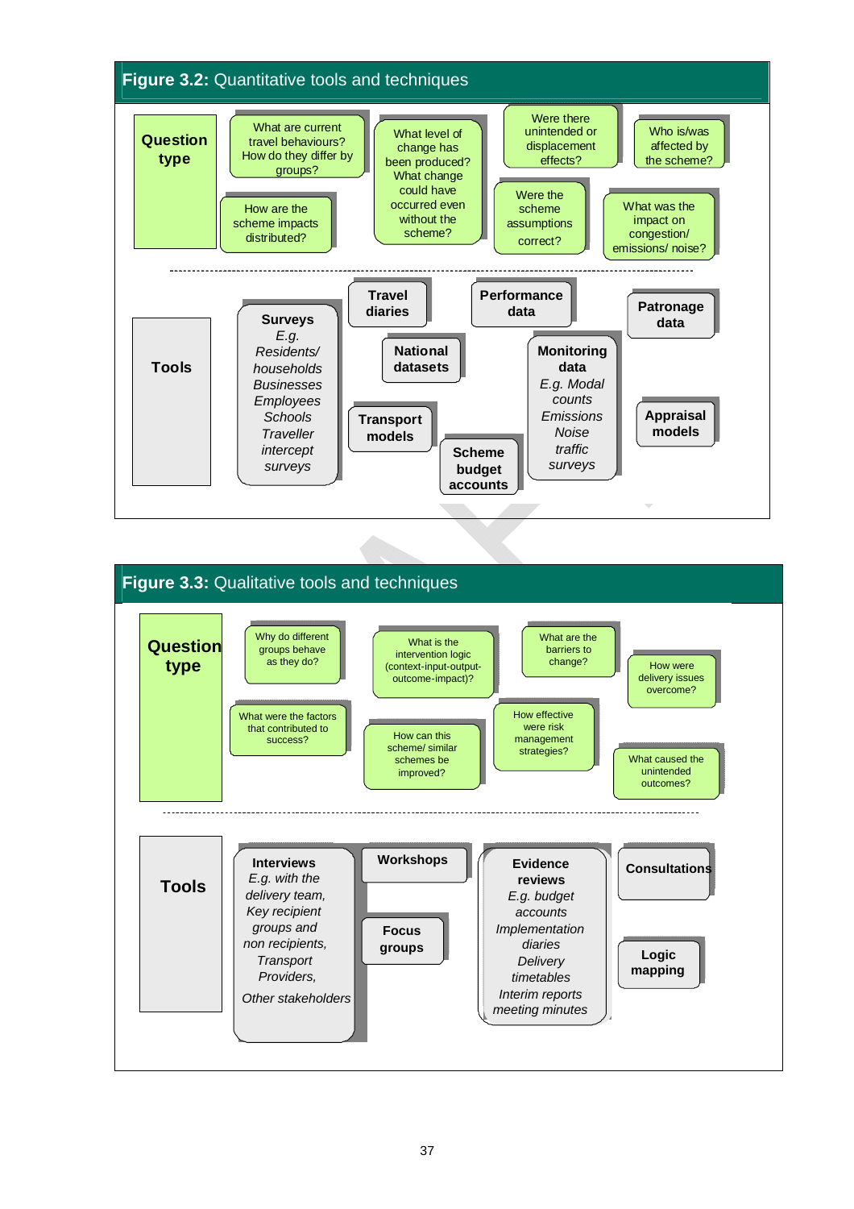**Figure 3.2:** Quantitative tools and techniques

**Question type**

- What are current travel behaviours? How do they differ by groups?
- How are the scheme impacts distributed?
- What level of change has been produced? What change could have occurred even without the scheme?
- Were there unintended or displacement effects?
- Were the scheme assumptions correct?
- Who is/was affected by the scheme?
- What was the impact on congestion/ emissions/ noise?

**Tools**

- **Surveys** *E.g. Residents/ households Businesses Employees Schools Traveller intercept surveys*
- **Travel diaries**
- **National datasets**
- **Transport models**
- **Scheme budget accounts**
- **Performance data**
- **Monitoring data** *E.g. Modal counts Emissions Noise traffic surveys*
- **Patronage data**
- **Appraisal models**

**Figure 3.3:** Qualitative tools and techniques

**Question type**

- Why do different groups behave as they do?
- What were the factors that contributed to success?
- What is the intervention logic (context-input-output-outcome-impact)?
- How can this scheme/ similar schemes be improved?
- What are the barriers to change?
- How effective were risk management strategies?
- How were delivery issues overcome?
- What caused the unintended outcomes?

**Tools**

- **Interviews** *E.g. with the delivery team, Key recipient groups and non recipients, Transport Providers, Other stakeholders*
- **Workshops**
- **Focus groups**
- **Evidence reviews** *E.g. budget accounts Implementation diaries Delivery timetables Interim reports meeting minutes*
- **Consultations**
- **Logic mapping**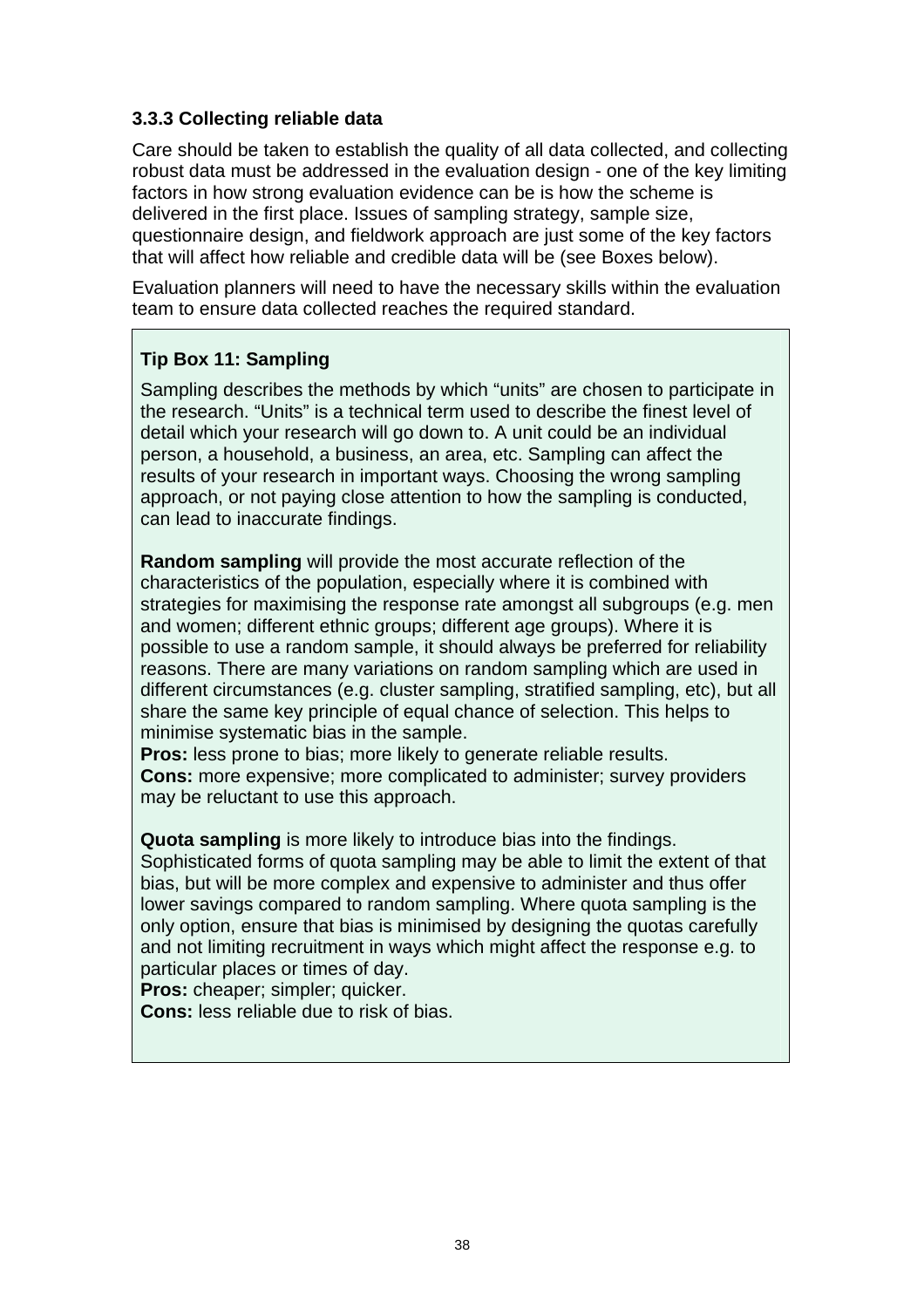### 3.3.3 Collecting reliable data

Care should be taken to establish the quality of all data collected, and collecting robust data must be addressed in the evaluation design - one of the key limiting factors in how strong evaluation evidence can be is how the scheme is delivered in the first place. Issues of sampling strategy, sample size, questionnaire design, and fieldwork approach are just some of the key factors that will affect how reliable and credible data will be (see Boxes below).

Evaluation planners will need to have the necessary skills within the evaluation team to ensure data collected reaches the required standard.

**Tip Box 11: Sampling**

Sampling describes the methods by which “units” are chosen to participate in the research. “Units” is a technical term used to describe the finest level of detail which your research will go down to. A unit could be an individual person, a household, a business, an area, etc. Sampling can affect the results of your research in important ways. Choosing the wrong sampling approach, or not paying close attention to how the sampling is conducted, can lead to inaccurate findings.

**Random sampling** will provide the most accurate reflection of the characteristics of the population, especially where it is combined with strategies for maximising the response rate amongst all subgroups (e.g. men and women; different ethnic groups; different age groups). Where it is possible to use a random sample, it should always be preferred for reliability reasons. There are many variations on random sampling which are used in different circumstances (e.g. cluster sampling, stratified sampling, etc), but all share the same key principle of equal chance of selection. This helps to minimise systematic bias in the sample.
**Pros:** less prone to bias; more likely to generate reliable results.
**Cons:** more expensive; more complicated to administer; survey providers may be reluctant to use this approach.

**Quota sampling** is more likely to introduce bias into the findings. Sophisticated forms of quota sampling may be able to limit the extent of that bias, but will be more complex and expensive to administer and thus offer lower savings compared to random sampling. Where quota sampling is the only option, ensure that bias is minimised by designing the quotas carefully and not limiting recruitment in ways which might affect the response e.g. to particular places or times of day.
**Pros:** cheaper; simpler; quicker.
**Cons:** less reliable due to risk of bias.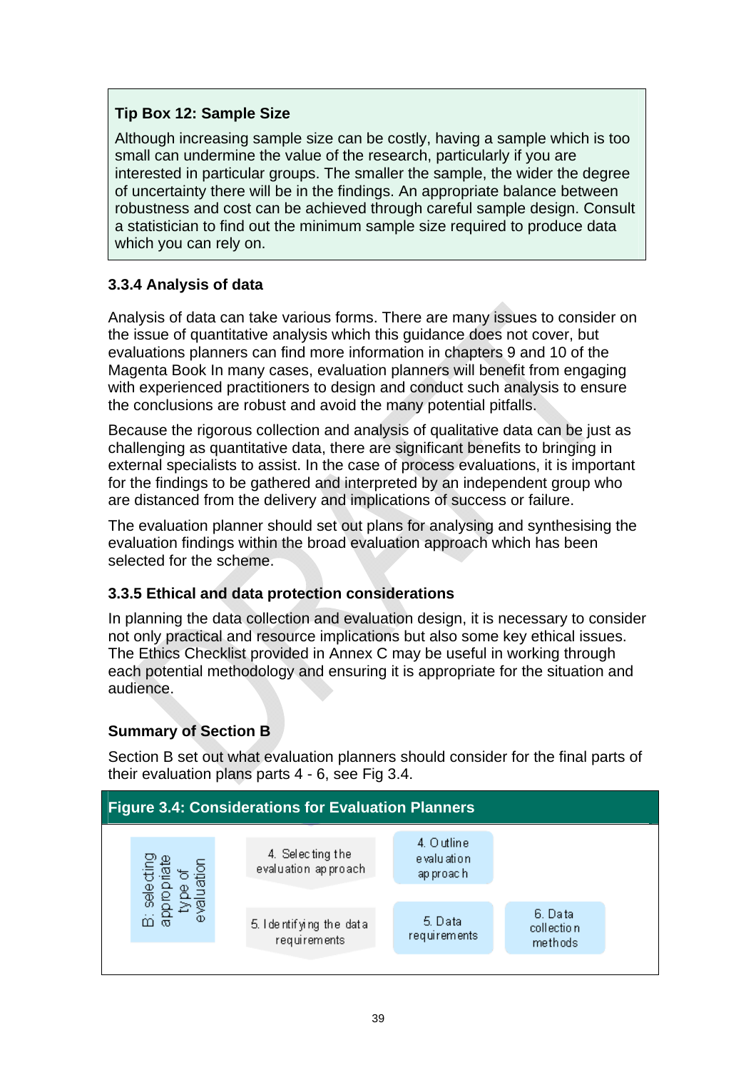**Tip Box 12: Sample Size**

Although increasing sample size can be costly, having a sample which is too small can undermine the value of the research, particularly if you are interested in particular groups. The smaller the sample, the wider the degree of uncertainty there will be in the findings. An appropriate balance between robustness and cost can be achieved through careful sample design. Consult a statistician to find out the minimum sample size required to produce data which you can rely on.

### 3.3.4 Analysis of data

Analysis of data can take various forms. There are many issues to consider on the issue of quantitative analysis which this guidance does not cover, but evaluations planners can find more information in chapters 9 and 10 of the Magenta Book In many cases, evaluation planners will benefit from engaging with experienced practitioners to design and conduct such analysis to ensure the conclusions are robust and avoid the many potential pitfalls.

Because the rigorous collection and analysis of qualitative data can be just as challenging as quantitative data, there are significant benefits to bringing in external specialists to assist. In the case of process evaluations, it is important for the findings to be gathered and interpreted by an independent group who are distanced from the delivery and implications of success or failure.

The evaluation planner should set out plans for analysing and synthesising the evaluation findings within the broad evaluation approach which has been selected for the scheme.

### 3.3.5 Ethical and data protection considerations

In planning the data collection and evaluation design, it is necessary to consider not only practical and resource implications but also some key ethical issues. The Ethics Checklist provided in Annex C may be useful in working through each potential methodology and ensuring it is appropriate for the situation and audience.

### Summary of Section B

Section B set out what evaluation planners should consider for the final parts of their evaluation plans parts 4 - 6, see Fig 3.4.

**Figure 3.4: Considerations for Evaluation Planners**

| B: selecting appropriate type of evaluation | | | |
|---|---|---|---|
| | 4. Selecting the evaluation approach | 4. Outline evaluation approach | |
| | 5. Identifying the data requirements | 5. Data requirements | 6. Data collection methods |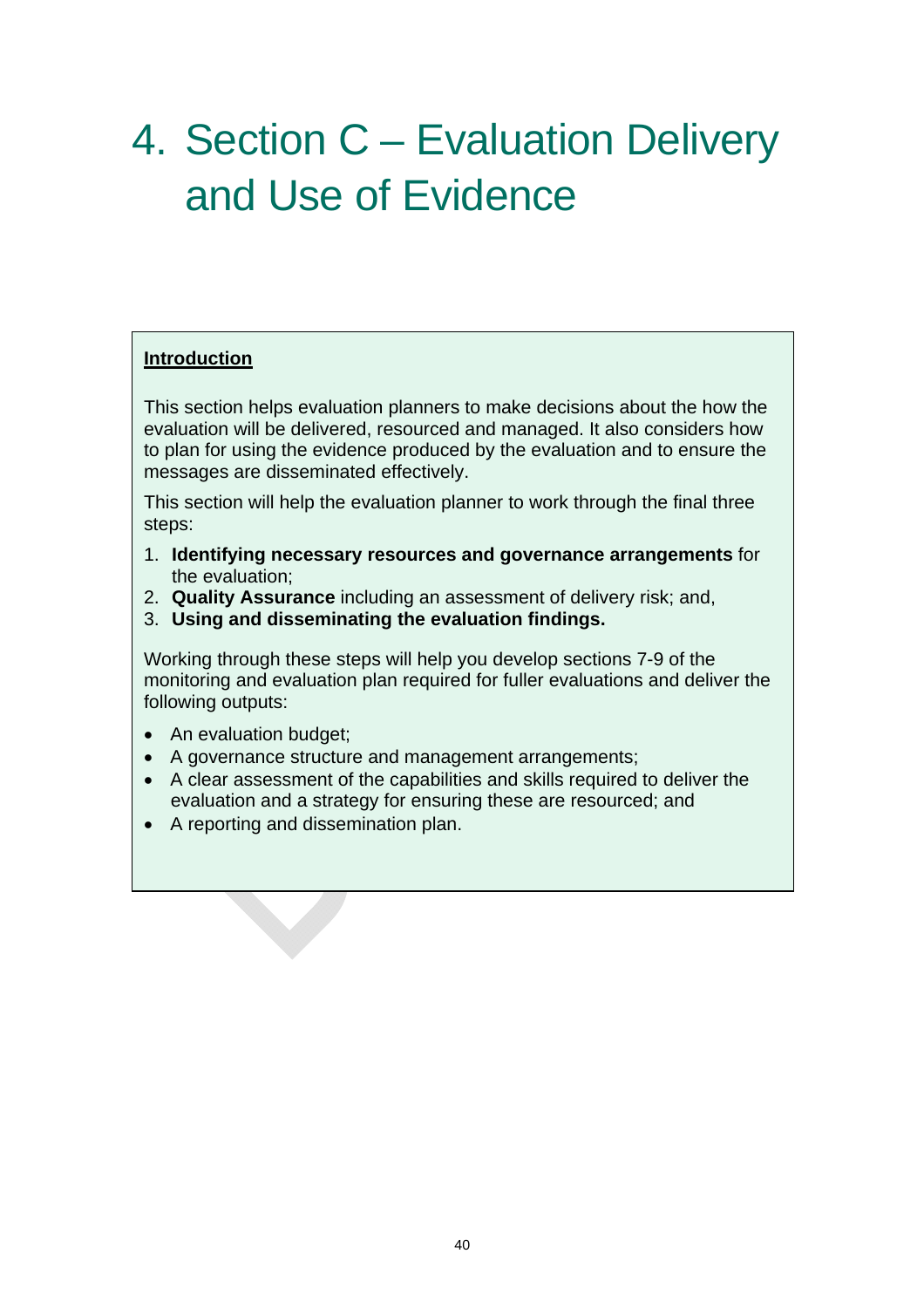# 4. Section C – Evaluation Delivery and Use of Evidence

**Introduction**

This section helps evaluation planners to make decisions about the how the evaluation will be delivered, resourced and managed. It also considers how to plan for using the evidence produced by the evaluation and to ensure the messages are disseminated effectively.

This section will help the evaluation planner to work through the final three steps:

1. **Identifying necessary resources and governance arrangements** for the evaluation;
2. **Quality Assurance** including an assessment of delivery risk; and,
3. **Using and disseminating the evaluation findings.**

Working through these steps will help you develop sections 7-9 of the monitoring and evaluation plan required for fuller evaluations and deliver the following outputs:

- An evaluation budget;
- A governance structure and management arrangements;
- A clear assessment of the capabilities and skills required to deliver the evaluation and a strategy for ensuring these are resourced; and
- A reporting and dissemination plan.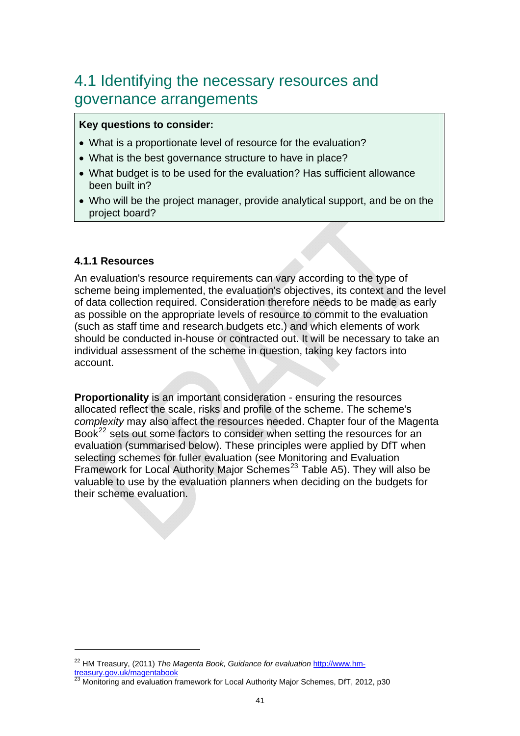## 4.1 Identifying the necessary resources and governance arrangements

**Key questions to consider:**

- What is a proportionate level of resource for the evaluation?
- What is the best governance structure to have in place?
- What budget is to be used for the evaluation? Has sufficient allowance been built in?
- Who will be the project manager, provide analytical support, and be on the project board?

### 4.1.1 Resources

An evaluation's resource requirements can vary according to the type of scheme being implemented, the evaluation's objectives, its context and the level of data collection required. Consideration therefore needs to be made as early as possible on the appropriate levels of resource to commit to the evaluation (such as staff time and research budgets etc.) and which elements of work should be conducted in-house or contracted out. It will be necessary to take an individual assessment of the scheme in question, taking key factors into account.

**Proportionality** is an important consideration - ensuring the resources allocated reflect the scale, risks and profile of the scheme. The scheme's *complexity* may also affect the resources needed. Chapter four of the Magenta Book[22] sets out some factors to consider when setting the resources for an evaluation (summarised below). These principles were applied by DfT when selecting schemes for fuller evaluation (see Monitoring and Evaluation Framework for Local Authority Major Schemes[23] Table A5). They will also be valuable to use by the evaluation planners when deciding on the budgets for their scheme evaluation.

---

[22] HM Treasury, (2011) *The Magenta Book, Guidance for evaluation* http://www.hm-treasury.gov.uk/magentabook

[23] Monitoring and evaluation framework for Local Authority Major Schemes, DfT, 2012, p30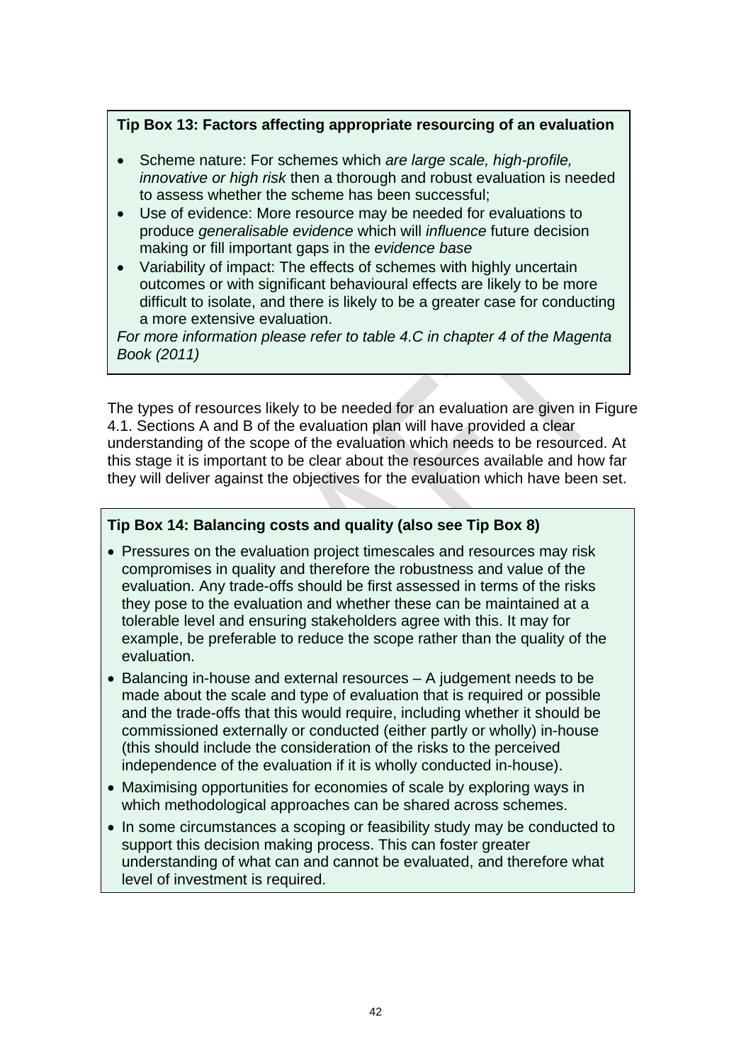**Tip Box 13: Factors affecting appropriate resourcing of an evaluation**

- Scheme nature: For schemes which *are large scale, high-profile, innovative or high risk* then a thorough and robust evaluation is needed to assess whether the scheme has been successful;
- Use of evidence: More resource may be needed for evaluations to produce *generalisable evidence* which will *influence* future decision making or fill important gaps in the *evidence base*
- Variability of impact: The effects of schemes with highly uncertain outcomes or with significant behavioural effects are likely to be more difficult to isolate, and there is likely to be a greater case for conducting a more extensive evaluation.

*For more information please refer to table 4.C in chapter 4 of the Magenta Book (2011)*

The types of resources likely to be needed for an evaluation are given in Figure 4.1. Sections A and B of the evaluation plan will have provided a clear understanding of the scope of the evaluation which needs to be resourced. At this stage it is important to be clear about the resources available and how far they will deliver against the objectives for the evaluation which have been set.

**Tip Box 14: Balancing costs and quality (also see Tip Box 8)**

- Pressures on the evaluation project timescales and resources may risk compromises in quality and therefore the robustness and value of the evaluation. Any trade-offs should be first assessed in terms of the risks they pose to the evaluation and whether these can be maintained at a tolerable level and ensuring stakeholders agree with this. It may for example, be preferable to reduce the scope rather than the quality of the evaluation.
- Balancing in-house and external resources – A judgement needs to be made about the scale and type of evaluation that is required or possible and the trade-offs that this would require, including whether it should be commissioned externally or conducted (either partly or wholly) in-house (this should include the consideration of the risks to the perceived independence of the evaluation if it is wholly conducted in-house).
- Maximising opportunities for economies of scale by exploring ways in which methodological approaches can be shared across schemes.
- In some circumstances a scoping or feasibility study may be conducted to support this decision making process. This can foster greater understanding of what can and cannot be evaluated, and therefore what level of investment is required.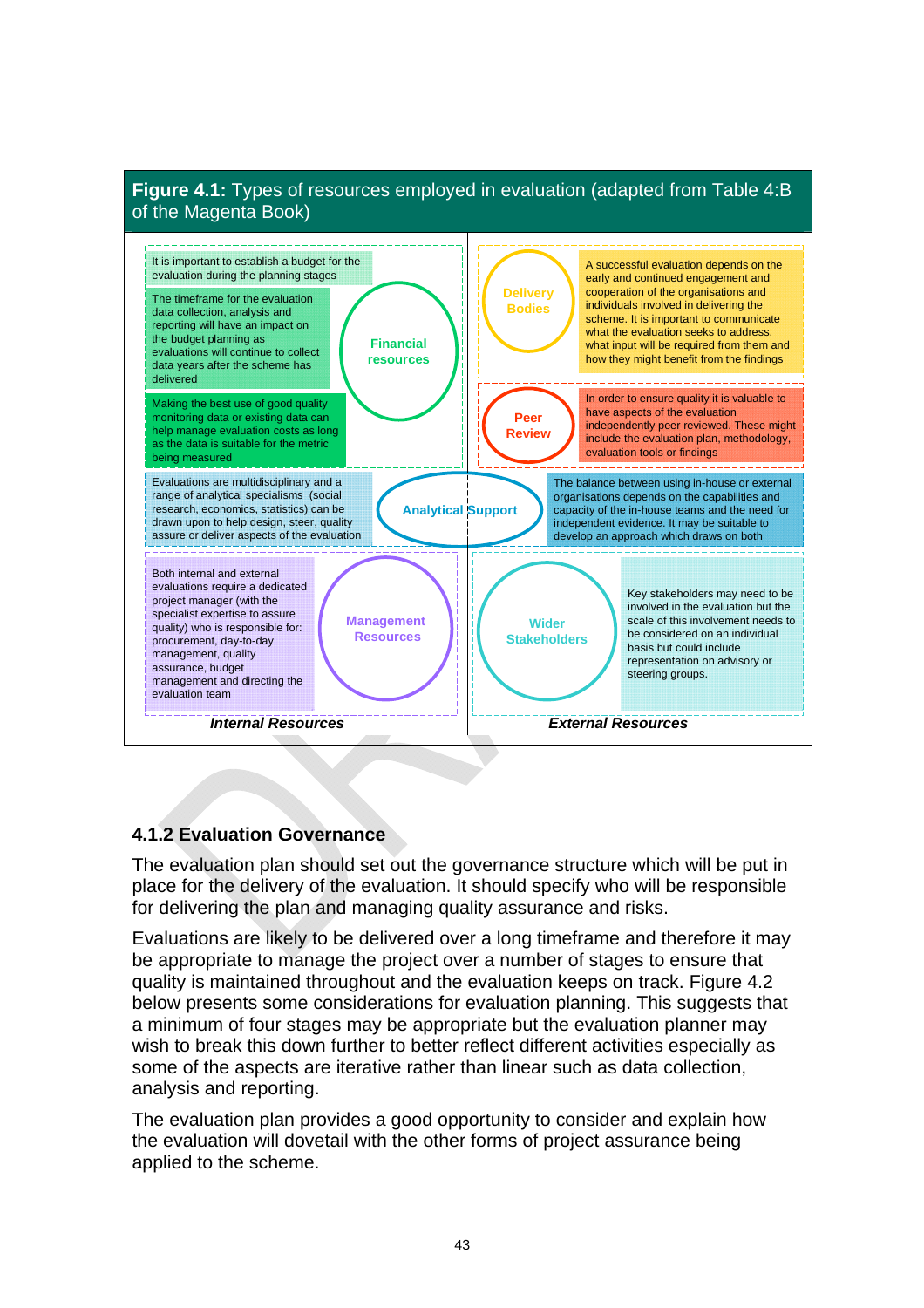**Figure 4.1:** Types of resources employed in evaluation (adapted from Table 4:B of the Magenta Book)

**Internal Resources**

**Financial resources**

- It is important to establish a budget for the evaluation during the planning stages
- The timeframe for the evaluation data collection, analysis and reporting will have an impact on the budget planning as evaluations will continue to collect data years after the scheme has delivered
- Making the best use of good quality monitoring data or existing data can help manage evaluation costs as long as the data is suitable for the metric being measured

**Analytical Support**

- Evaluations are multidisciplinary and a range of analytical specialisms (social research, economics, statistics) can be drawn upon to help design, steer, quality assure or deliver aspects of the evaluation
- The balance between using in-house or external organisations depends on the capabilities and capacity of the in-house teams and the need for independent evidence. It may be suitable to develop an approach which draws on both

**Management Resources**

- Both internal and external evaluations require a dedicated project manager (with the specialist expertise to assure quality) who is responsible for: procurement, day-to-day management, quality assurance, budget management and directing the evaluation team

**External Resources**

**Delivery Bodies**

- A successful evaluation depends on the early and continued engagement and cooperation of the organisations and individuals involved in delivering the scheme. It is important to communicate what the evaluation seeks to address, what input will be required from them and how they might benefit from the findings

**Peer Review**

- In order to ensure quality it is valuable to have aspects of the evaluation independently peer reviewed. These might include the evaluation plan, methodology, evaluation tools or findings

**Wider Stakeholders**

- Key stakeholders may need to be involved in the evaluation but the scale of this involvement needs to be considered on an individual basis but could include representation on advisory or steering groups.

### 4.1.2 Evaluation Governance

The evaluation plan should set out the governance structure which will be put in place for the delivery of the evaluation. It should specify who will be responsible for delivering the plan and managing quality assurance and risks.

Evaluations are likely to be delivered over a long timeframe and therefore it may be appropriate to manage the project over a number of stages to ensure that quality is maintained throughout and the evaluation keeps on track. Figure 4.2 below presents some considerations for evaluation planning. This suggests that a minimum of four stages may be appropriate but the evaluation planner may wish to break this down further to better reflect different activities especially as some of the aspects are iterative rather than linear such as data collection, analysis and reporting.

The evaluation plan provides a good opportunity to consider and explain how the evaluation will dovetail with the other forms of project assurance being applied to the scheme.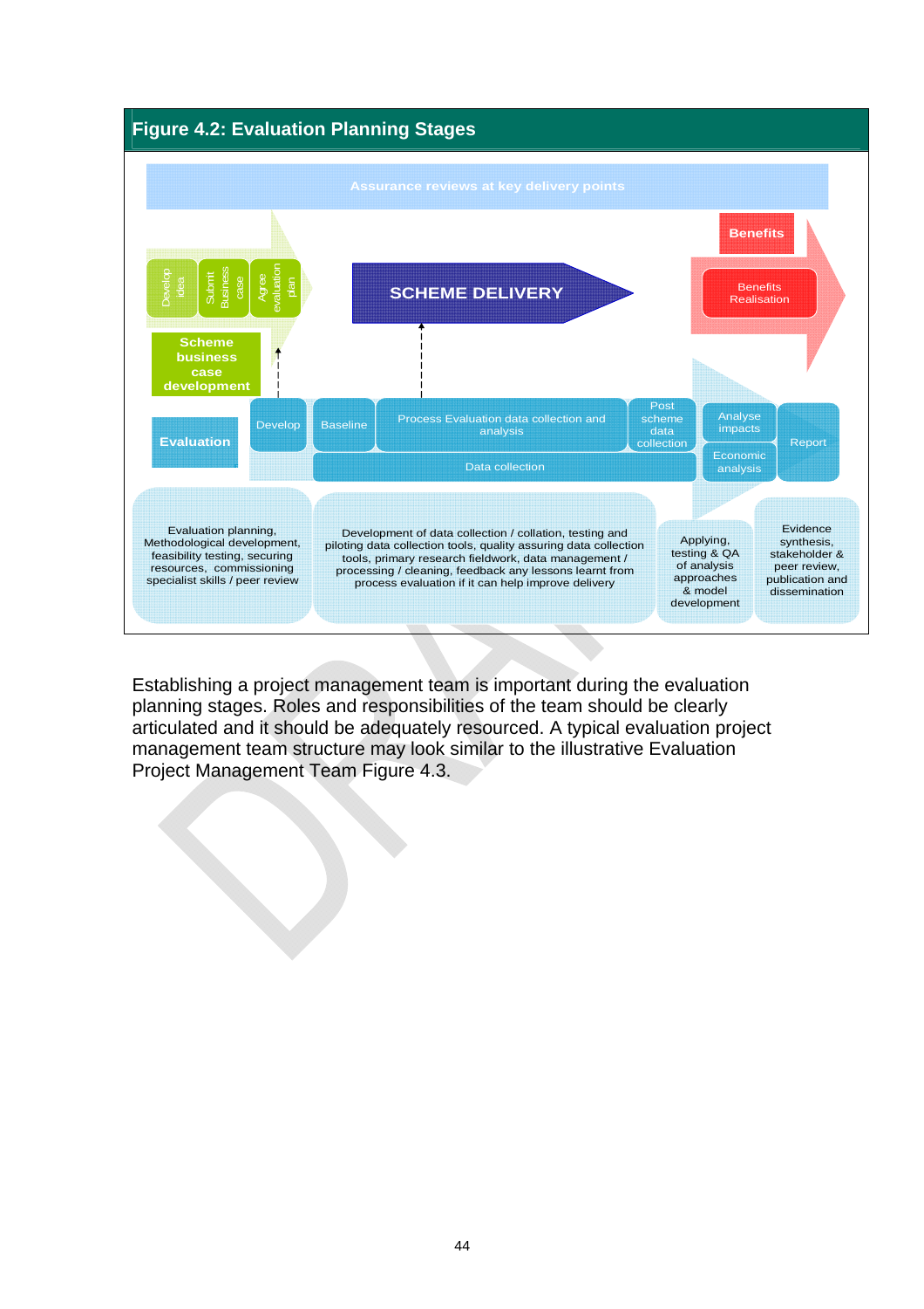## Figure 4.2: Evaluation Planning Stages

Assurance reviews at key delivery points

Develop idea | Submit Business case | Agree evaluation plan

Scheme business case development

SCHEME DELIVERY

Benefits

Benefits Realisation

Evaluation

Develop | Baseline | Process Evaluation data collection and analysis | Post scheme data collection | Analyse impacts | Economic analysis | Report

Data collection

Evaluation planning, Methodological development, feasibility testing, securing resources, commissioning specialist skills / peer review

Development of data collection / collation, testing and piloting data collection tools, quality assuring data collection tools, primary research fieldwork, data management / processing / cleaning, feedback any lessons learnt from process evaluation if it can help improve delivery

Applying, testing & QA of analysis approaches & model development

Evidence synthesis, stakeholder & peer review, publication and dissemination

Establishing a project management team is important during the evaluation planning stages. Roles and responsibilities of the team should be clearly articulated and it should be adequately resourced. A typical evaluation project management team structure may look similar to the illustrative Evaluation Project Management Team Figure 4.3.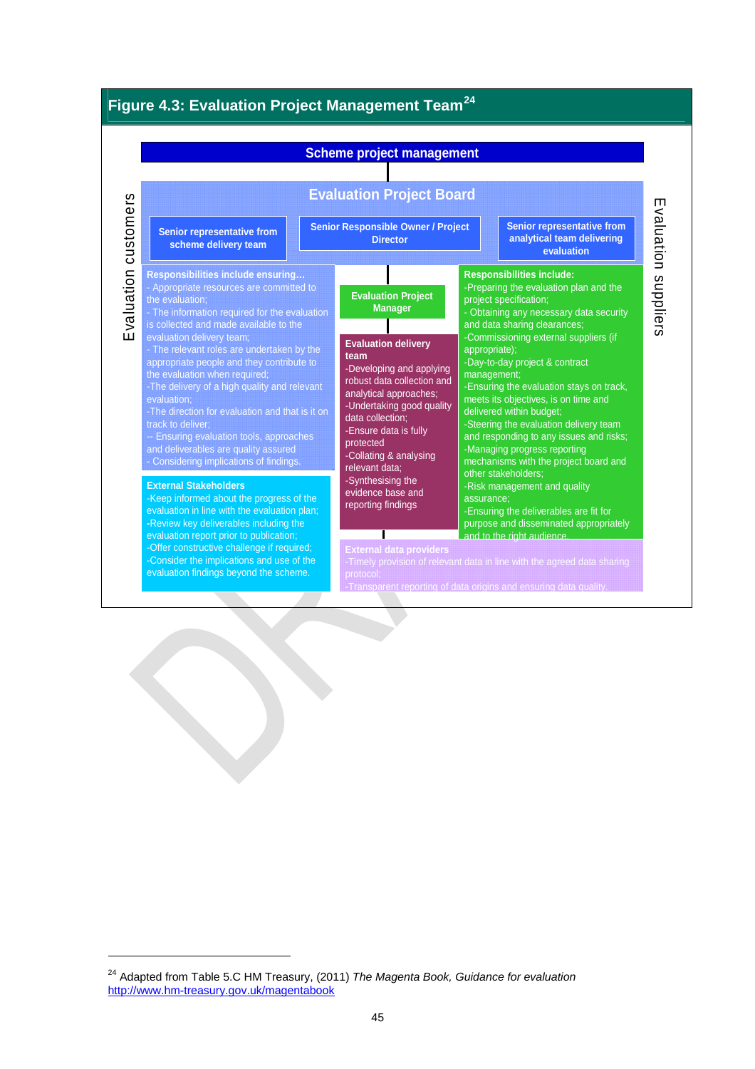## Figure 4.3: Evaluation Project Management Team[24]

**Scheme project management**

**Evaluation Project Board**

*Evaluation customers*

**Senior representative from scheme delivery team**

**Senior Responsible Owner / Project Director**

**Senior representative from analytical team delivering evaluation**

*Evaluation suppliers*

**Responsibilities include ensuring…**
- Appropriate resources are committed to the evaluation;
- The information required for the evaluation is collected and made available to the evaluation delivery team;
- The relevant roles are undertaken by the appropriate people and they contribute to the evaluation when required;
- The delivery of a high quality and relevant evaluation;
- The direction for evaluation and that is it on track to deliver;
- Ensuring evaluation tools, approaches and deliverables are quality assured
- Considering implications of findings.

**External Stakeholders**
- Keep informed about the progress of the evaluation in line with the evaluation plan;
- Review key deliverables including the evaluation report prior to publication;
- Offer constructive challenge if required;
- Consider the implications and use of the evaluation findings beyond the scheme.

**Evaluation Project Manager**

**Evaluation delivery team**
- Developing and applying robust data collection and analytical approaches;
- Undertaking good quality data collection;
- Ensure data is fully protected
- Collating & analysing relevant data;
- Synthesising the evidence base and reporting findings

**Responsibilities include:**
- Preparing the evaluation plan and the project specification;
- Obtaining any necessary data security and data sharing clearances;
- Commissioning external suppliers (if appropriate);
- Day-to-day project & contract management;
- Ensuring the evaluation stays on track, meets its objectives, is on time and delivered within budget;
- Steering the evaluation delivery team and responding to any issues and risks;
- Managing progress reporting mechanisms with the project board and other stakeholders;
- Risk management and quality assurance;
- Ensuring the deliverables are fit for purpose and disseminated appropriately and to the right audience.

**External data providers**
- Timely provision of relevant data in line with the agreed data sharing protocol;
- Transparent reporting of data origins and ensuring data quality.

---

[24] Adapted from Table 5.C HM Treasury, (2011) *The Magenta Book, Guidance for evaluation* http://www.hm-treasury.gov.uk/magentabook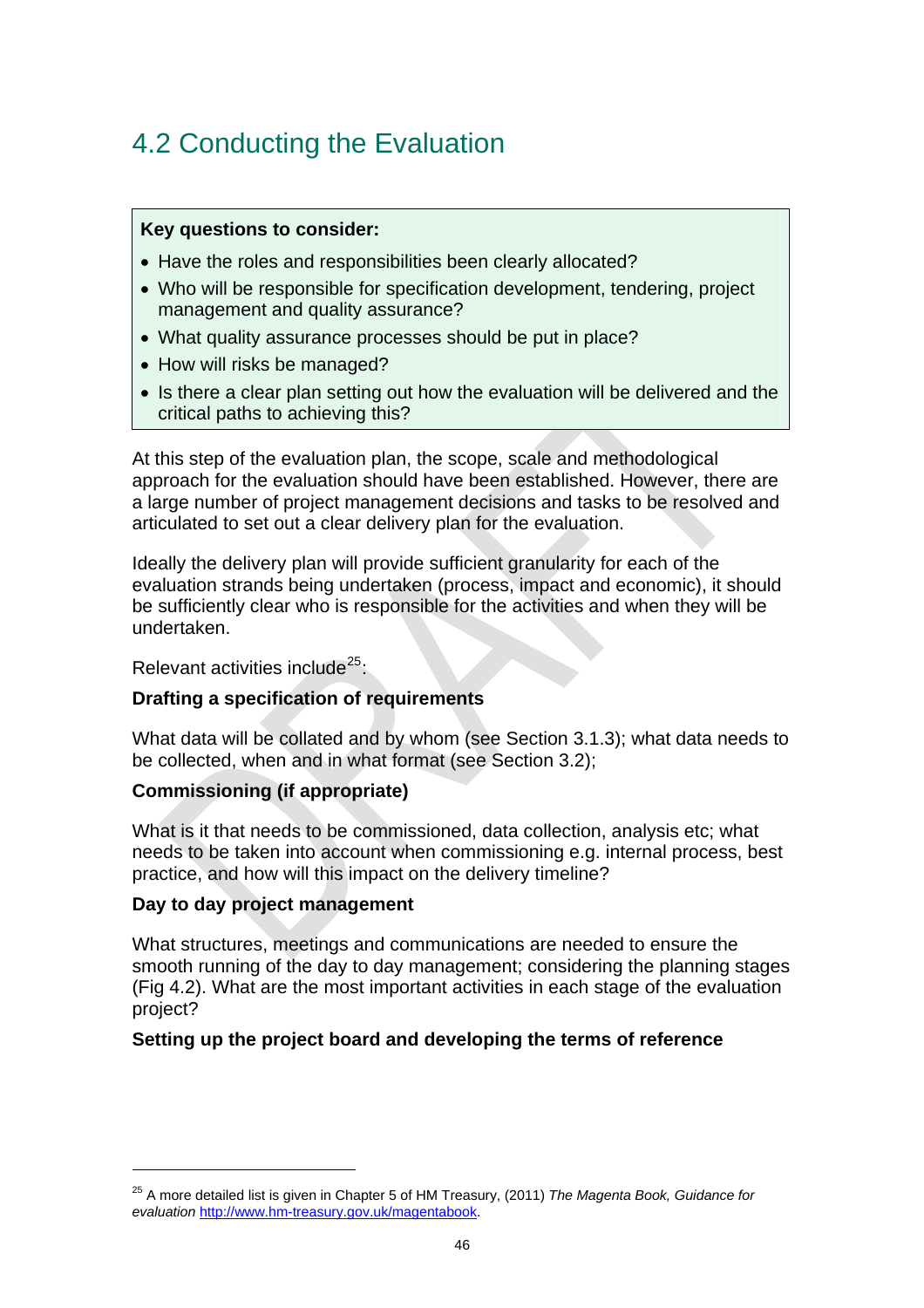## 4.2 Conducting the Evaluation

**Key questions to consider:**

- Have the roles and responsibilities been clearly allocated?
- Who will be responsible for specification development, tendering, project management and quality assurance?
- What quality assurance processes should be put in place?
- How will risks be managed?
- Is there a clear plan setting out how the evaluation will be delivered and the critical paths to achieving this?

At this step of the evaluation plan, the scope, scale and methodological approach for the evaluation should have been established. However, there are a large number of project management decisions and tasks to be resolved and articulated to set out a clear delivery plan for the evaluation.

Ideally the delivery plan will provide sufficient granularity for each of the evaluation strands being undertaken (process, impact and economic), it should be sufficiently clear who is responsible for the activities and when they will be undertaken.

Relevant activities include[25]:

**Drafting a specification of requirements**

What data will be collated and by whom (see Section 3.1.3); what data needs to be collected, when and in what format (see Section 3.2);

**Commissioning (if appropriate)**

What is it that needs to be commissioned, data collection, analysis etc; what needs to be taken into account when commissioning e.g. internal process, best practice, and how will this impact on the delivery timeline?

**Day to day project management**

What structures, meetings and communications are needed to ensure the smooth running of the day to day management; considering the planning stages (Fig 4.2). What are the most important activities in each stage of the evaluation project?

**Setting up the project board and developing the terms of reference**

---

[25] A more detailed list is given in Chapter 5 of HM Treasury, (2011) *The Magenta Book, Guidance for evaluation* http://www.hm-treasury.gov.uk/magentabook.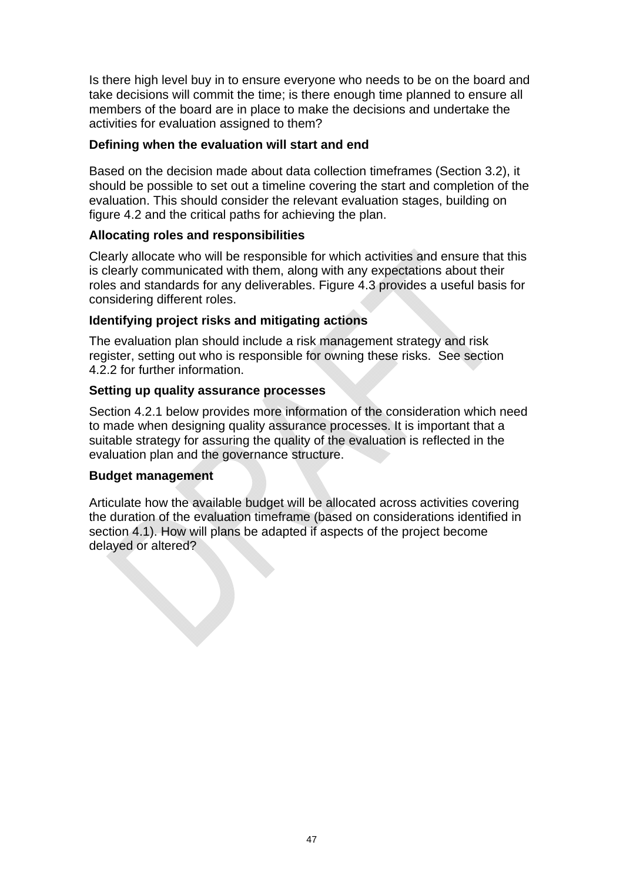Is there high level buy in to ensure everyone who needs to be on the board and take decisions will commit the time; is there enough time planned to ensure all members of the board are in place to make the decisions and undertake the activities for evaluation assigned to them?

**Defining when the evaluation will start and end**

Based on the decision made about data collection timeframes (Section 3.2), it should be possible to set out a timeline covering the start and completion of the evaluation. This should consider the relevant evaluation stages, building on figure 4.2 and the critical paths for achieving the plan.

**Allocating roles and responsibilities**

Clearly allocate who will be responsible for which activities and ensure that this is clearly communicated with them, along with any expectations about their roles and standards for any deliverables. Figure 4.3 provides a useful basis for considering different roles.

**Identifying project risks and mitigating actions**

The evaluation plan should include a risk management strategy and risk register, setting out who is responsible for owning these risks. See section 4.2.2 for further information.

**Setting up quality assurance processes**

Section 4.2.1 below provides more information of the consideration which need to made when designing quality assurance processes. It is important that a suitable strategy for assuring the quality of the evaluation is reflected in the evaluation plan and the governance structure.

**Budget management**

Articulate how the available budget will be allocated across activities covering the duration of the evaluation timeframe (based on considerations identified in section 4.1). How will plans be adapted if aspects of the project become delayed or altered?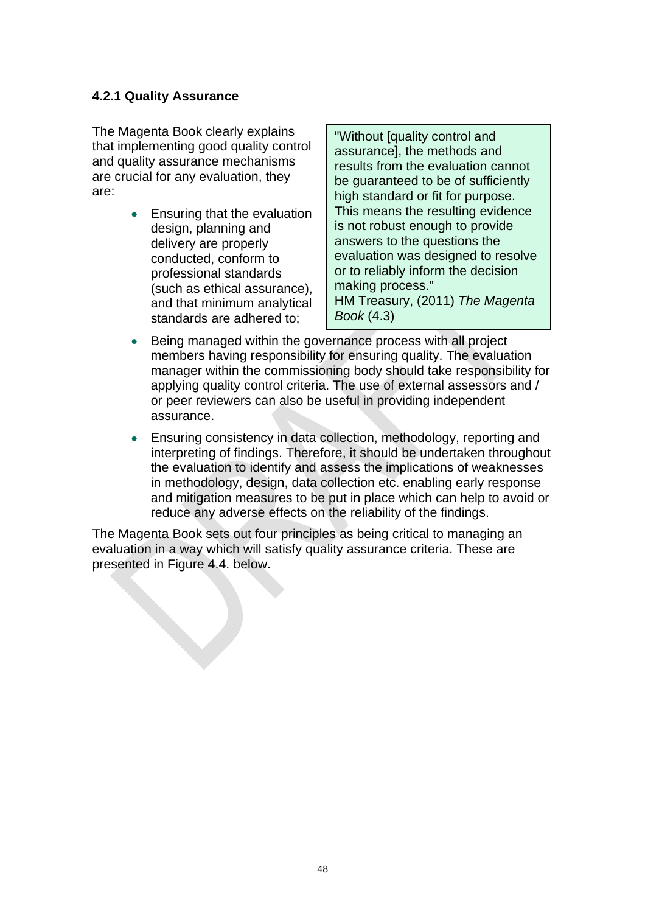### 4.2.1 Quality Assurance

The Magenta Book clearly explains that implementing good quality control and quality assurance mechanisms are crucial for any evaluation, they are:

> "Without [quality control and assurance], the methods and results from the evaluation cannot be guaranteed to be of sufficiently high standard or fit for purpose. This means the resulting evidence is not robust enough to provide answers to the questions the evaluation was designed to resolve or to reliably inform the decision making process."
> HM Treasury, (2011) *The Magenta Book* (4.3)

- Ensuring that the evaluation design, planning and delivery are properly conducted, conform to professional standards (such as ethical assurance), and that minimum analytical standards are adhered to;
- Being managed within the governance process with all project members having responsibility for ensuring quality. The evaluation manager within the commissioning body should take responsibility for applying quality control criteria. The use of external assessors and / or peer reviewers can also be useful in providing independent assurance.
- Ensuring consistency in data collection, methodology, reporting and interpreting of findings. Therefore, it should be undertaken throughout the evaluation to identify and assess the implications of weaknesses in methodology, design, data collection etc. enabling early response and mitigation measures to be put in place which can help to avoid or reduce any adverse effects on the reliability of the findings.

The Magenta Book sets out four principles as being critical to managing an evaluation in a way which will satisfy quality assurance criteria. These are presented in Figure 4.4. below.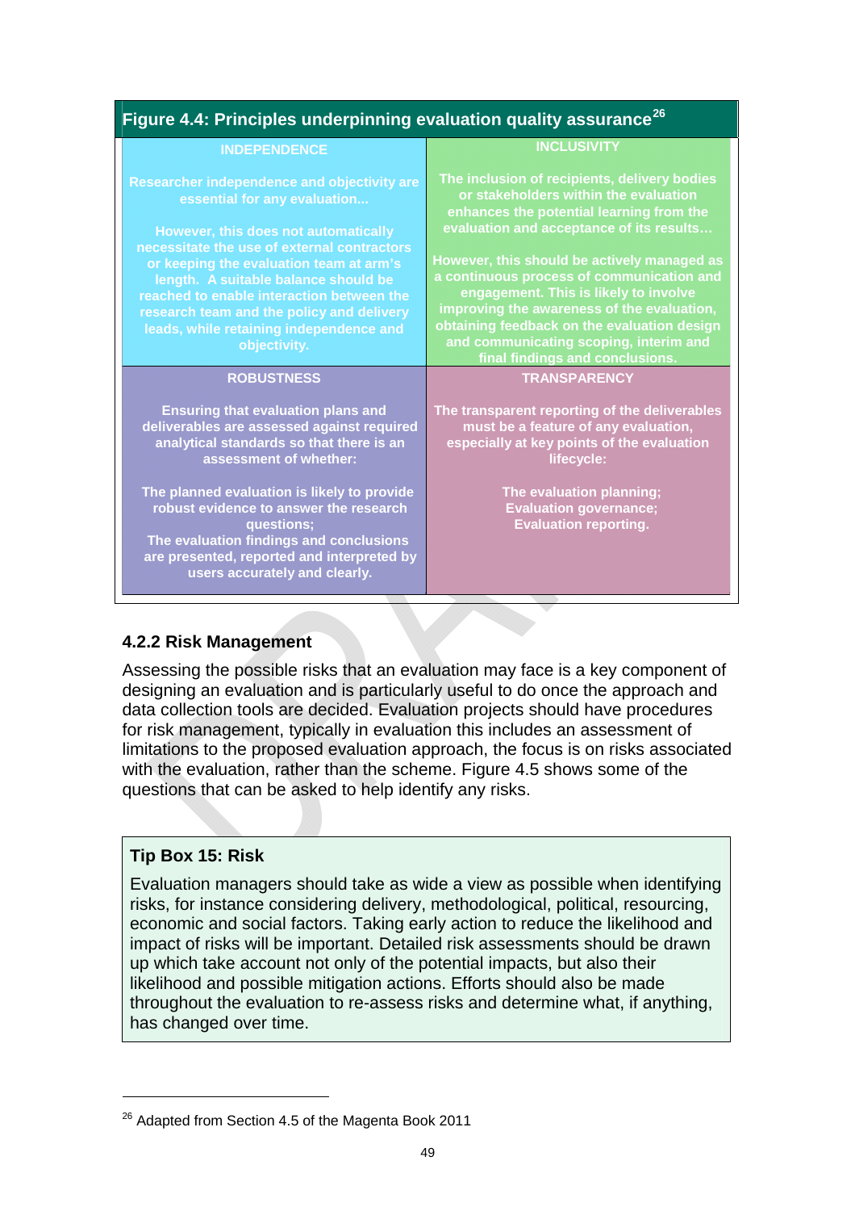**Figure 4.4: Principles underpinning evaluation quality assurance**[26]

| INDEPENDENCE | INCLUSIVITY |
|---|---|
| Researcher independence and objectivity are essential for any evaluation... However, this does not automatically necessitate the use of external contractors or keeping the evaluation team at arm's length. A suitable balance should be reached to enable interaction between the research team and the policy and delivery leads, while retaining independence and objectivity. | The inclusion of recipients, delivery bodies or stakeholders within the evaluation enhances the potential learning from the evaluation and acceptance of its results… However, this should be actively managed as a continuous process of communication and engagement. This is likely to involve improving the awareness of the evaluation, obtaining feedback on the evaluation design and communicating scoping, interim and final findings and conclusions. |
| **ROBUSTNESS** | **TRANSPARENCY** |
| Ensuring that evaluation plans and deliverables are assessed against required analytical standards so that there is an assessment of whether: The planned evaluation is likely to provide robust evidence to answer the research questions; The evaluation findings and conclusions are presented, reported and interpreted by users accurately and clearly. | The transparent reporting of the deliverables must be a feature of any evaluation, especially at key points of the evaluation lifecycle: The evaluation planning; Evaluation governance; Evaluation reporting. |

### 4.2.2 Risk Management

Assessing the possible risks that an evaluation may face is a key component of designing an evaluation and is particularly useful to do once the approach and data collection tools are decided. Evaluation projects should have procedures for risk management, typically in evaluation this includes an assessment of limitations to the proposed evaluation approach, the focus is on risks associated with the evaluation, rather than the scheme. Figure 4.5 shows some of the questions that can be asked to help identify any risks.

> **Tip Box 15: Risk**
>
> Evaluation managers should take as wide a view as possible when identifying risks, for instance considering delivery, methodological, political, resourcing, economic and social factors. Taking early action to reduce the likelihood and impact of risks will be important. Detailed risk assessments should be drawn up which take account not only of the potential impacts, but also their likelihood and possible mitigation actions. Efforts should also be made throughout the evaluation to re-assess risks and determine what, if anything, has changed over time.

---

[26] Adapted from Section 4.5 of the Magenta Book 2011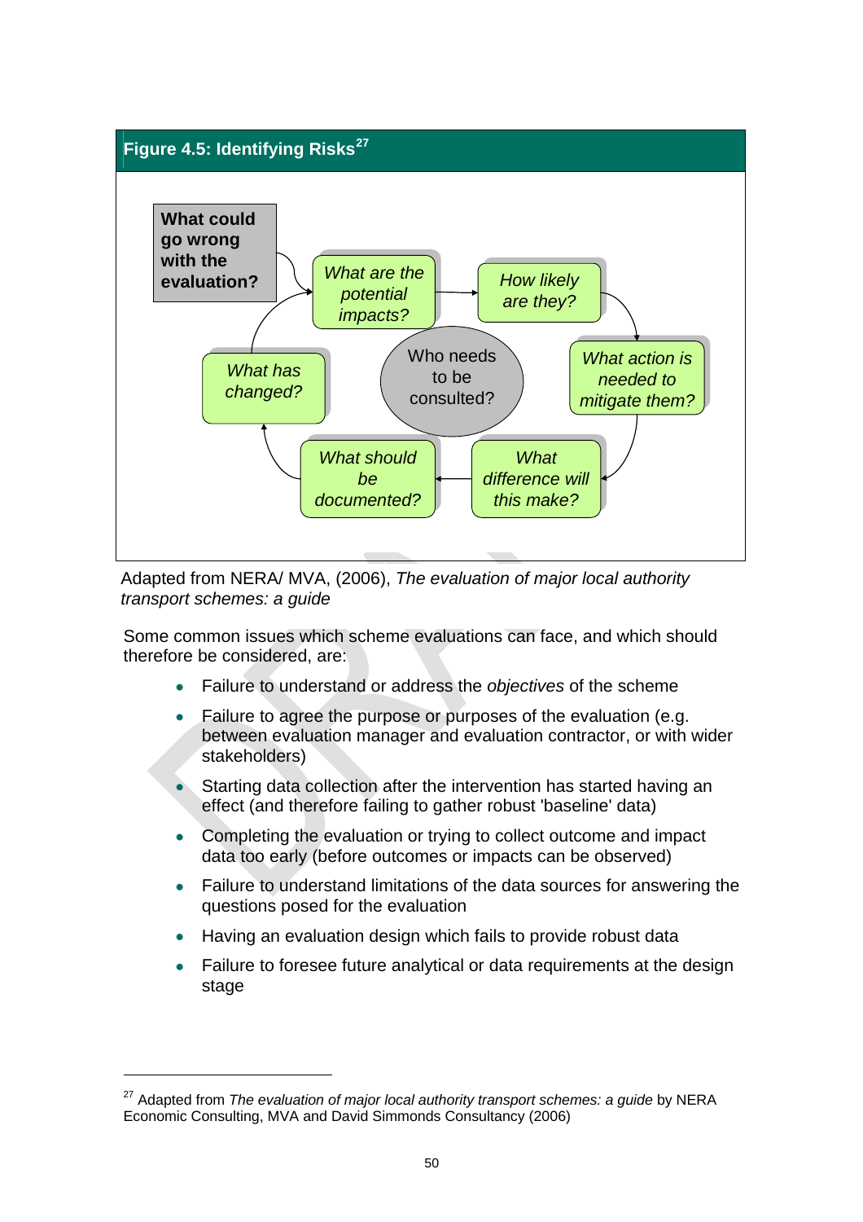**Figure 4.5: Identifying Risks**[27]

What could go wrong with the evaluation?

*What are the potential impacts?*

*How likely are they?*

*What action is needed to mitigate them?*

*What difference will this make?*

*What should be documented?*

*What has changed?*

Who needs to be consulted?

Adapted from NERA/ MVA, (2006), *The evaluation of major local authority transport schemes: a guide*

Some common issues which scheme evaluations can face, and which should therefore be considered, are:

- Failure to understand or address the *objectives* of the scheme
- Failure to agree the purpose or purposes of the evaluation (e.g. between evaluation manager and evaluation contractor, or with wider stakeholders)
- Starting data collection after the intervention has started having an effect (and therefore failing to gather robust 'baseline' data)
- Completing the evaluation or trying to collect outcome and impact data too early (before outcomes or impacts can be observed)
- Failure to understand limitations of the data sources for answering the questions posed for the evaluation
- Having an evaluation design which fails to provide robust data
- Failure to foresee future analytical or data requirements at the design stage

[27] Adapted from *The evaluation of major local authority transport schemes: a guide* by NERA Economic Consulting, MVA and David Simmonds Consultancy (2006)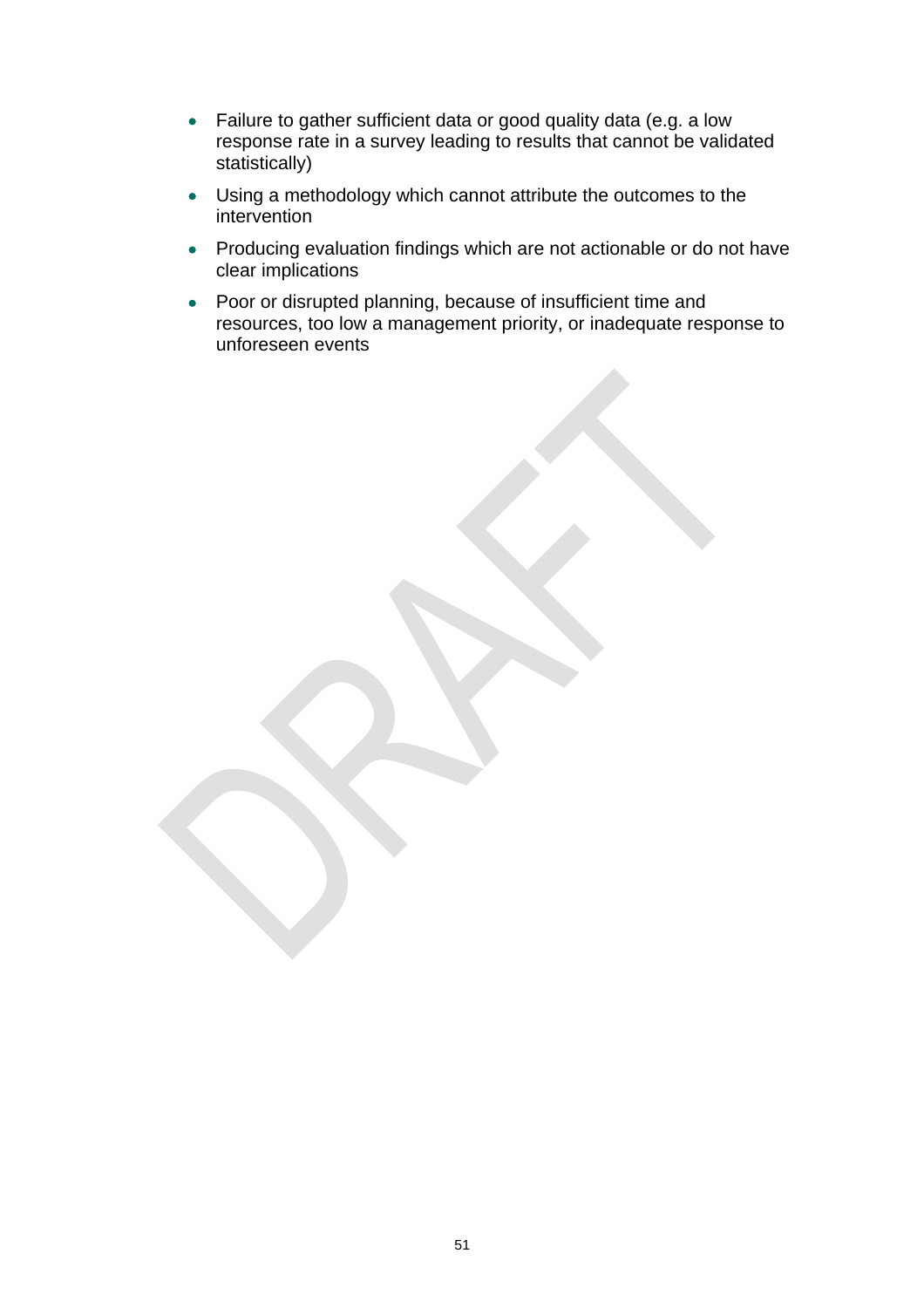- Failure to gather sufficient data or good quality data (e.g. a low response rate in a survey leading to results that cannot be validated statistically)
- Using a methodology which cannot attribute the outcomes to the intervention
- Producing evaluation findings which are not actionable or do not have clear implications
- Poor or disrupted planning, because of insufficient time and resources, too low a management priority, or inadequate response to unforeseen events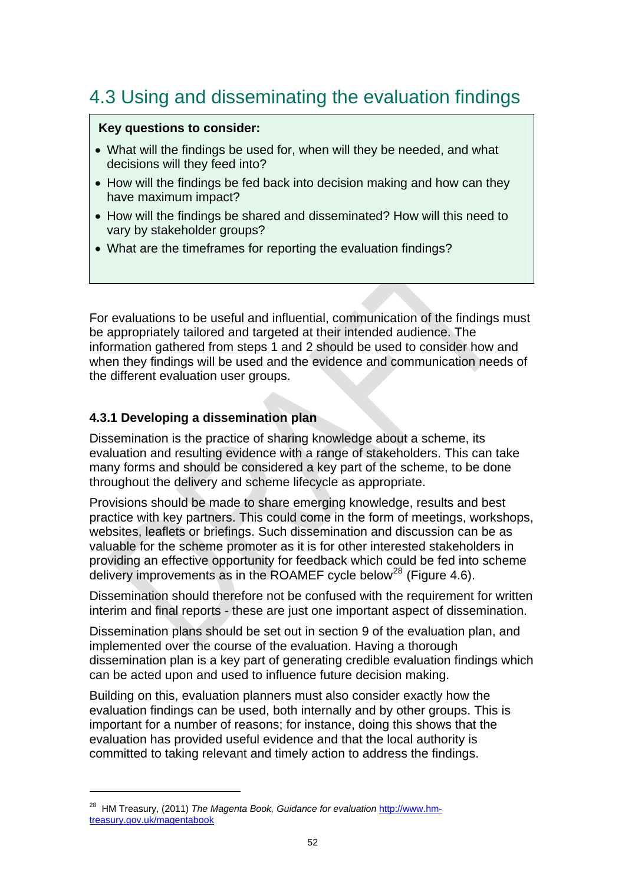## 4.3 Using and disseminating the evaluation findings

**Key questions to consider:**

- What will the findings be used for, when will they be needed, and what decisions will they feed into?
- How will the findings be fed back into decision making and how can they have maximum impact?
- How will the findings be shared and disseminated? How will this need to vary by stakeholder groups?
- What are the timeframes for reporting the evaluation findings?

For evaluations to be useful and influential, communication of the findings must be appropriately tailored and targeted at their intended audience. The information gathered from steps 1 and 2 should be used to consider how and when they findings will be used and the evidence and communication needs of the different evaluation user groups.

### 4.3.1 Developing a dissemination plan

Dissemination is the practice of sharing knowledge about a scheme, its evaluation and resulting evidence with a range of stakeholders. This can take many forms and should be considered a key part of the scheme, to be done throughout the delivery and scheme lifecycle as appropriate.

Provisions should be made to share emerging knowledge, results and best practice with key partners. This could come in the form of meetings, workshops, websites, leaflets or briefings. Such dissemination and discussion can be as valuable for the scheme promoter as it is for other interested stakeholders in providing an effective opportunity for feedback which could be fed into scheme delivery improvements as in the ROAMEF cycle below[28] (Figure 4.6).

Dissemination should therefore not be confused with the requirement for written interim and final reports - these are just one important aspect of dissemination.

Dissemination plans should be set out in section 9 of the evaluation plan, and implemented over the course of the evaluation. Having a thorough dissemination plan is a key part of generating credible evaluation findings which can be acted upon and used to influence future decision making.

Building on this, evaluation planners must also consider exactly how the evaluation findings can be used, both internally and by other groups. This is important for a number of reasons; for instance, doing this shows that the evaluation has provided useful evidence and that the local authority is committed to taking relevant and timely action to address the findings.

---

[28] HM Treasury, (2011) *The Magenta Book, Guidance for evaluation* http://www.hm-treasury.gov.uk/magentabook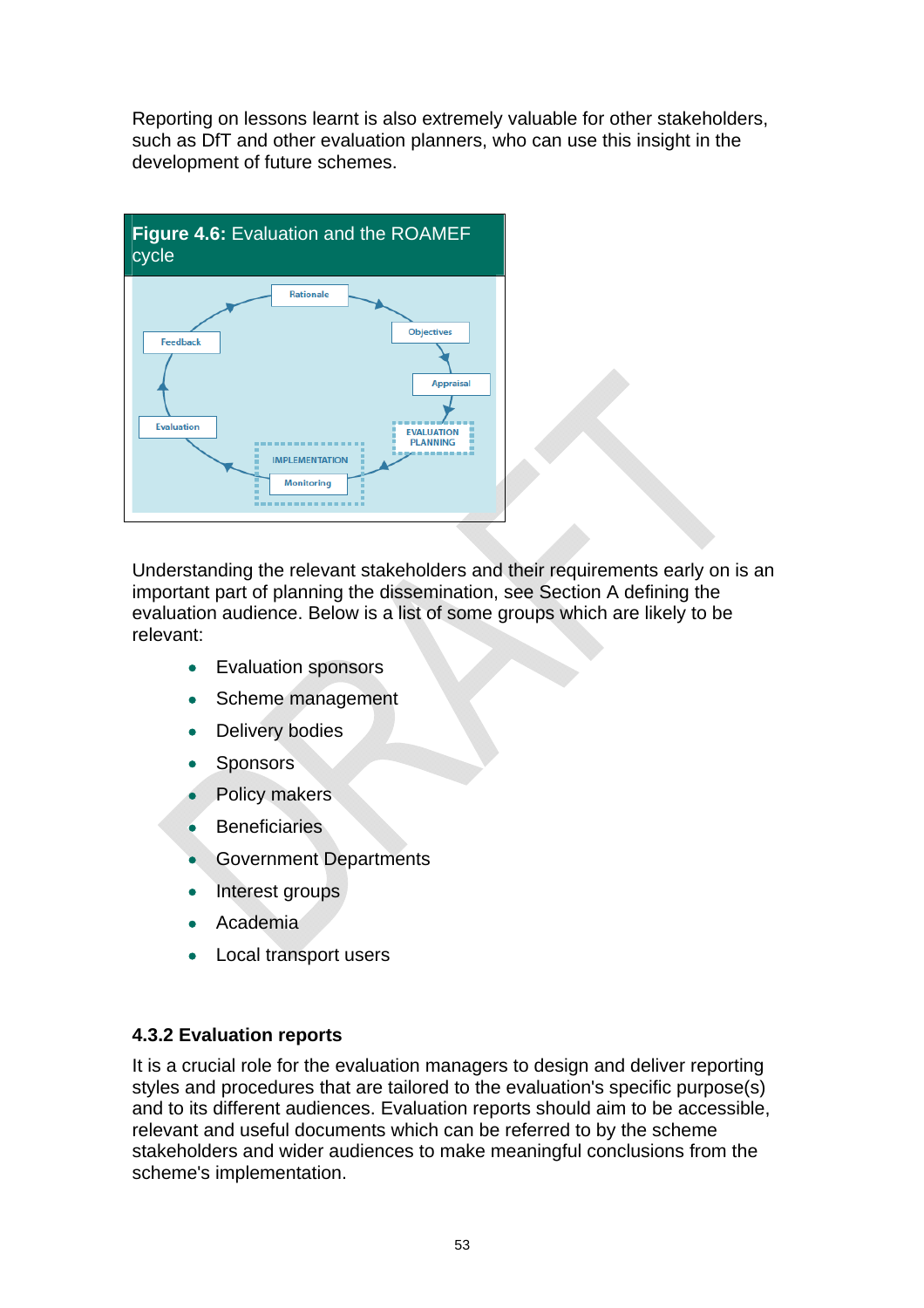Reporting on lessons learnt is also extremely valuable for other stakeholders, such as DfT and other evaluation planners, who can use this insight in the development of future schemes.

**Figure 4.6:** Evaluation and the ROAMEF cycle

Understanding the relevant stakeholders and their requirements early on is an important part of planning the dissemination, see Section A defining the evaluation audience. Below is a list of some groups which are likely to be relevant:

- Evaluation sponsors
- Scheme management
- Delivery bodies
- Sponsors
- Policy makers
- Beneficiaries
- Government Departments
- Interest groups
- Academia
- Local transport users

### 4.3.2 Evaluation reports

It is a crucial role for the evaluation managers to design and deliver reporting styles and procedures that are tailored to the evaluation's specific purpose(s) and to its different audiences. Evaluation reports should aim to be accessible, relevant and useful documents which can be referred to by the scheme stakeholders and wider audiences to make meaningful conclusions from the scheme's implementation.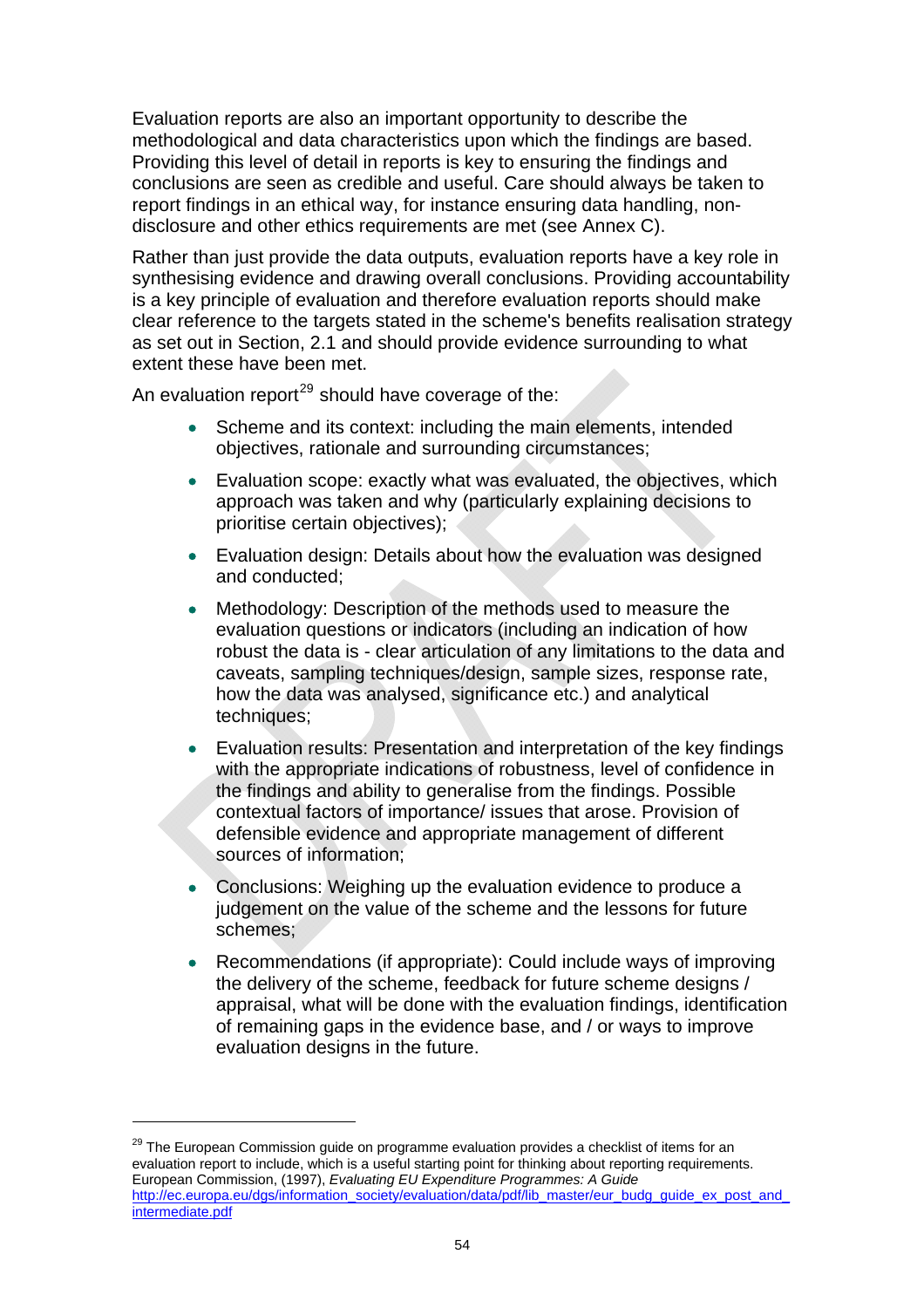Evaluation reports are also an important opportunity to describe the methodological and data characteristics upon which the findings are based. Providing this level of detail in reports is key to ensuring the findings and conclusions are seen as credible and useful. Care should always be taken to report findings in an ethical way, for instance ensuring data handling, non-disclosure and other ethics requirements are met (see Annex C).

Rather than just provide the data outputs, evaluation reports have a key role in synthesising evidence and drawing overall conclusions. Providing accountability is a key principle of evaluation and therefore evaluation reports should make clear reference to the targets stated in the scheme's benefits realisation strategy as set out in Section, 2.1 and should provide evidence surrounding to what extent these have been met.

An evaluation report[29] should have coverage of the:

- Scheme and its context: including the main elements, intended objectives, rationale and surrounding circumstances;
- Evaluation scope: exactly what was evaluated, the objectives, which approach was taken and why (particularly explaining decisions to prioritise certain objectives);
- Evaluation design: Details about how the evaluation was designed and conducted;
- Methodology: Description of the methods used to measure the evaluation questions or indicators (including an indication of how robust the data is - clear articulation of any limitations to the data and caveats, sampling techniques/design, sample sizes, response rate, how the data was analysed, significance etc.) and analytical techniques;
- Evaluation results: Presentation and interpretation of the key findings with the appropriate indications of robustness, level of confidence in the findings and ability to generalise from the findings. Possible contextual factors of importance/ issues that arose. Provision of defensible evidence and appropriate management of different sources of information;
- Conclusions: Weighing up the evaluation evidence to produce a judgement on the value of the scheme and the lessons for future schemes;
- Recommendations (if appropriate): Could include ways of improving the delivery of the scheme, feedback for future scheme designs / appraisal, what will be done with the evaluation findings, identification of remaining gaps in the evidence base, and / or ways to improve evaluation designs in the future.

---

[29] The European Commission guide on programme evaluation provides a checklist of items for an evaluation report to include, which is a useful starting point for thinking about reporting requirements. European Commission, (1997), *Evaluating EU Expenditure Programmes: A Guide* http://ec.europa.eu/dgs/information_society/evaluation/data/pdf/lib_master/eur_budg_guide_ex_post_and_intermediate.pdf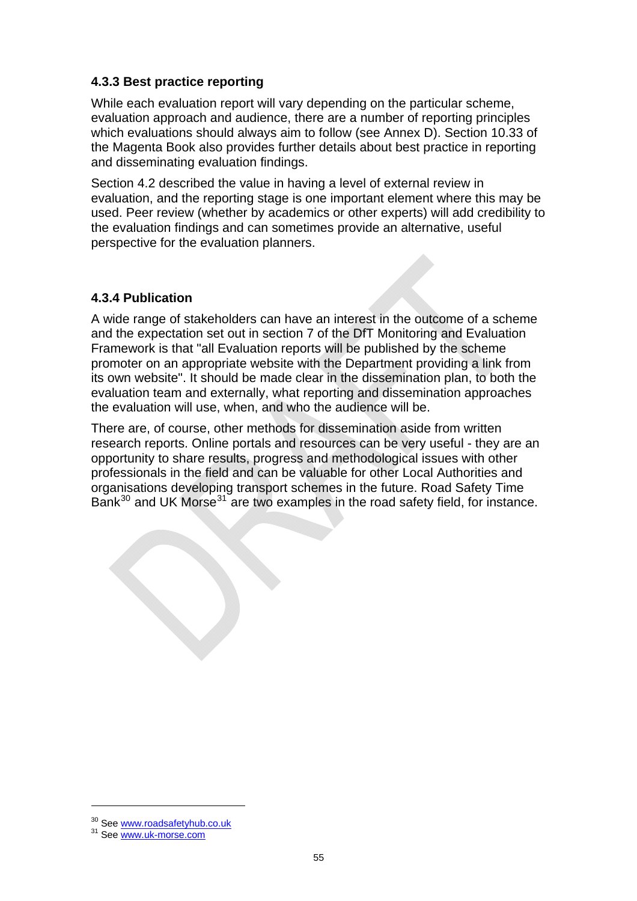### 4.3.3 Best practice reporting

While each evaluation report will vary depending on the particular scheme, evaluation approach and audience, there are a number of reporting principles which evaluations should always aim to follow (see Annex D). Section 10.33 of the Magenta Book also provides further details about best practice in reporting and disseminating evaluation findings.

Section 4.2 described the value in having a level of external review in evaluation, and the reporting stage is one important element where this may be used. Peer review (whether by academics or other experts) will add credibility to the evaluation findings and can sometimes provide an alternative, useful perspective for the evaluation planners.

### 4.3.4 Publication

A wide range of stakeholders can have an interest in the outcome of a scheme and the expectation set out in section 7 of the DfT Monitoring and Evaluation Framework is that "all Evaluation reports will be published by the scheme promoter on an appropriate website with the Department providing a link from its own website". It should be made clear in the dissemination plan, to both the evaluation team and externally, what reporting and dissemination approaches the evaluation will use, when, and who the audience will be.

There are, of course, other methods for dissemination aside from written research reports. Online portals and resources can be very useful - they are an opportunity to share results, progress and methodological issues with other professionals in the field and can be valuable for other Local Authorities and organisations developing transport schemes in the future. Road Safety Time Bank[30] and UK Morse[31] are two examples in the road safety field, for instance.

[30] See www.roadsafetyhub.co.uk

[31] See www.uk-morse.com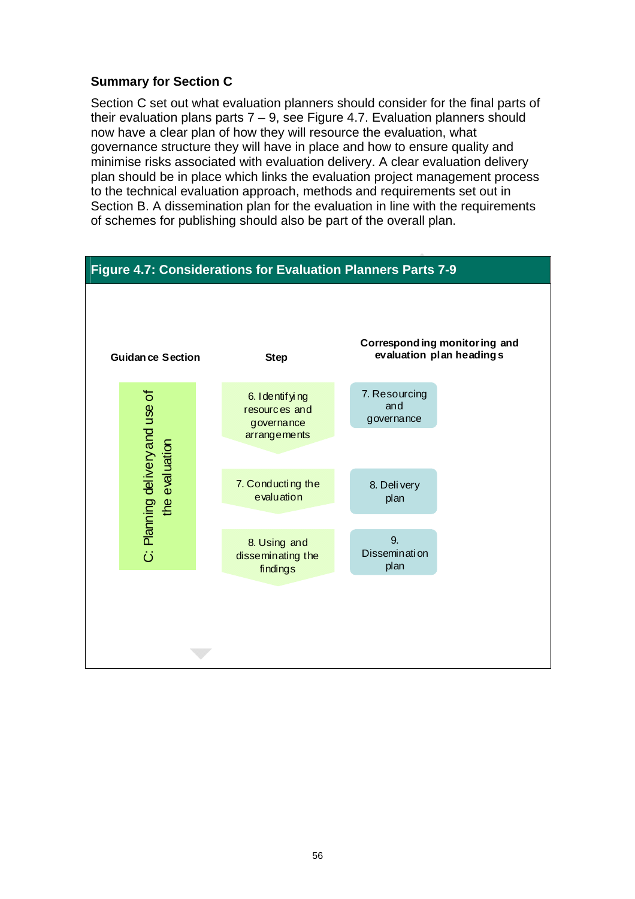### Summary for Section C

Section C set out what evaluation planners should consider for the final parts of their evaluation plans parts 7 – 9, see Figure 4.7. Evaluation planners should now have a clear plan of how they will resource the evaluation, what governance structure they will have in place and how to ensure quality and minimise risks associated with evaluation delivery. A clear evaluation delivery plan should be in place which links the evaluation project management process to the technical evaluation approach, methods and requirements set out in Section B. A dissemination plan for the evaluation in line with the requirements of schemes for publishing should also be part of the overall plan.

**Figure 4.7: Considerations for Evaluation Planners Parts 7-9**

| Guidance Section | Step | Corresponding monitoring and evaluation plan headings |
|---|---|---|
| C: Planning delivery and use of the evaluation | 6. Identifying resources and governance arrangements | 7. Resourcing and governance |
| | 7. Conducting the evaluation | 8. Delivery plan |
| | 8. Using and disseminating the findings | 9. Dissemination plan |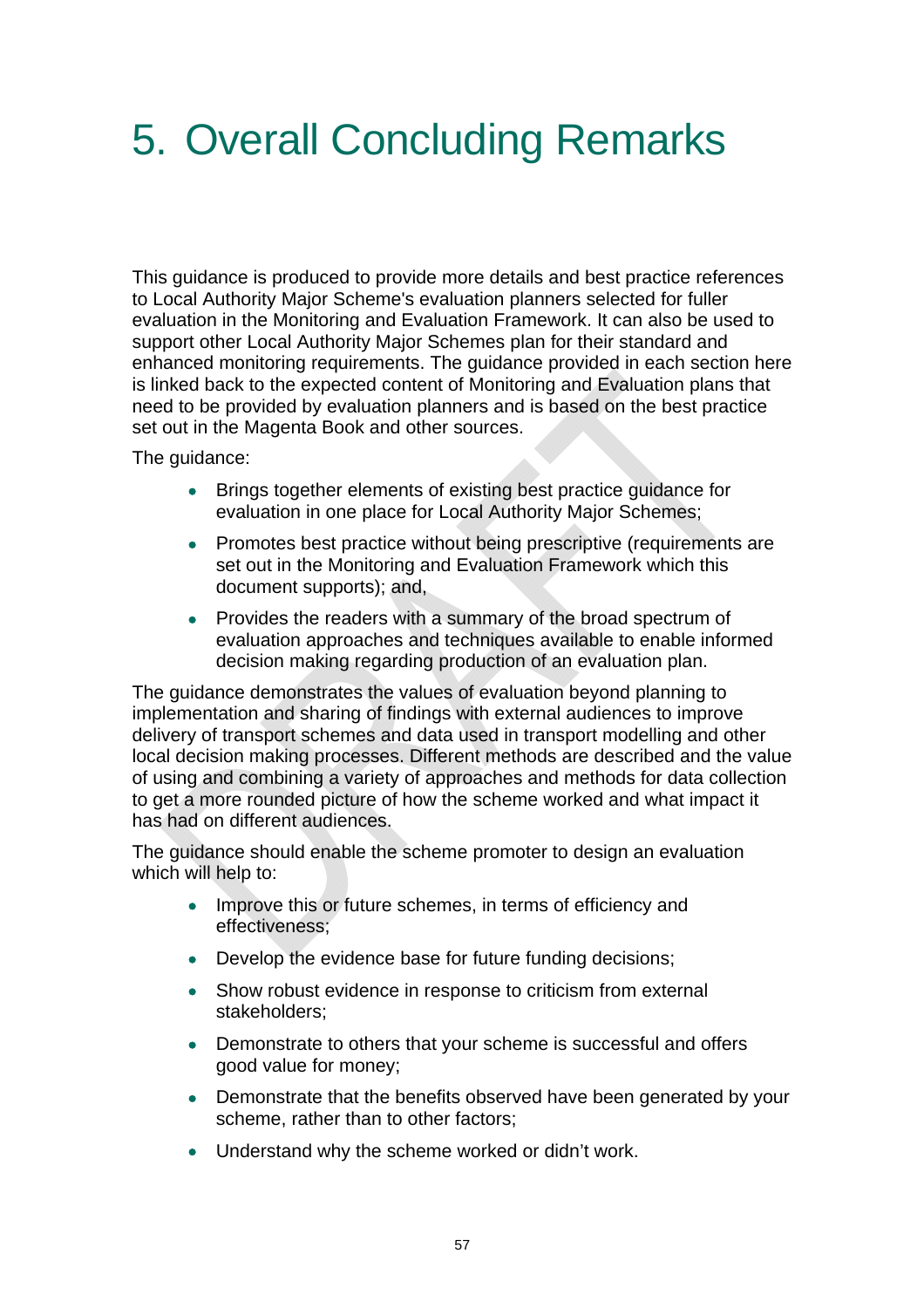# 5. Overall Concluding Remarks

This guidance is produced to provide more details and best practice references to Local Authority Major Scheme's evaluation planners selected for fuller evaluation in the Monitoring and Evaluation Framework. It can also be used to support other Local Authority Major Schemes plan for their standard and enhanced monitoring requirements. The guidance provided in each section here is linked back to the expected content of Monitoring and Evaluation plans that need to be provided by evaluation planners and is based on the best practice set out in the Magenta Book and other sources.

The guidance:

- Brings together elements of existing best practice guidance for evaluation in one place for Local Authority Major Schemes;
- Promotes best practice without being prescriptive (requirements are set out in the Monitoring and Evaluation Framework which this document supports); and,
- Provides the readers with a summary of the broad spectrum of evaluation approaches and techniques available to enable informed decision making regarding production of an evaluation plan.

The guidance demonstrates the values of evaluation beyond planning to implementation and sharing of findings with external audiences to improve delivery of transport schemes and data used in transport modelling and other local decision making processes. Different methods are described and the value of using and combining a variety of approaches and methods for data collection to get a more rounded picture of how the scheme worked and what impact it has had on different audiences.

The guidance should enable the scheme promoter to design an evaluation which will help to:

- Improve this or future schemes, in terms of efficiency and effectiveness;
- Develop the evidence base for future funding decisions;
- Show robust evidence in response to criticism from external stakeholders;
- Demonstrate to others that your scheme is successful and offers good value for money;
- Demonstrate that the benefits observed have been generated by your scheme, rather than to other factors;
- Understand why the scheme worked or didn't work.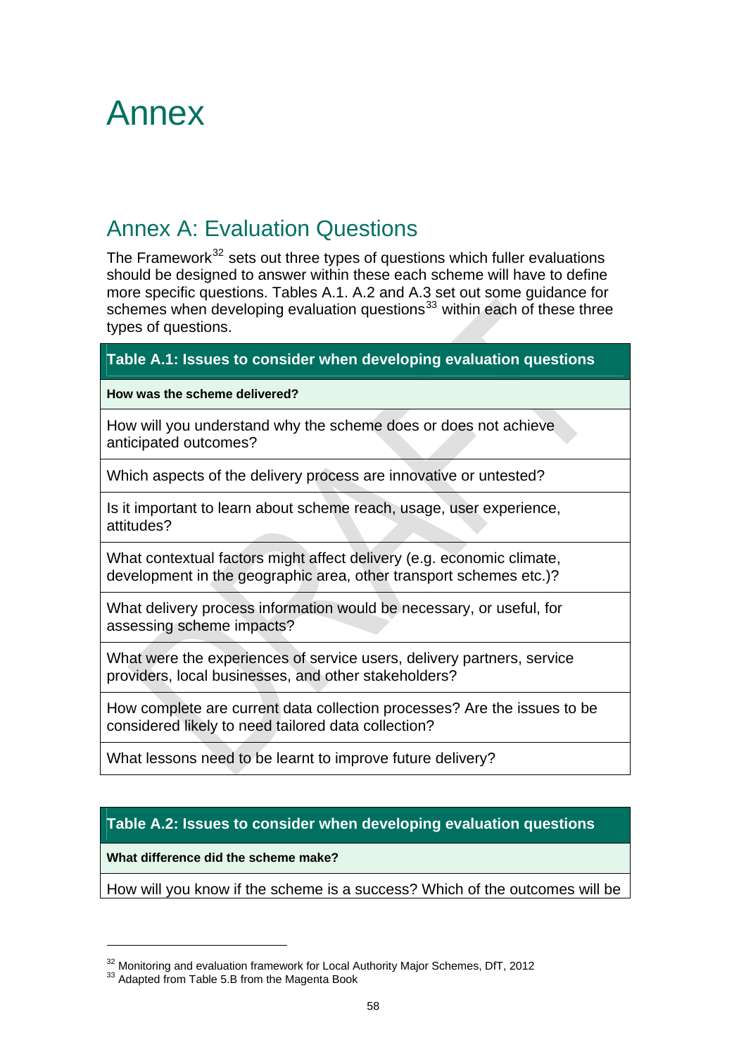# Annex

## Annex A: Evaluation Questions

The Framework[32] sets out three types of questions which fuller evaluations should be designed to answer within these each scheme will have to define more specific questions. Tables A.1. A.2 and A.3 set out some guidance for schemes when developing evaluation questions[33] within each of these three types of questions.

| Table A.1: Issues to consider when developing evaluation questions |
|---|
| **How was the scheme delivered?** |
| How will you understand why the scheme does or does not achieve anticipated outcomes? |
| Which aspects of the delivery process are innovative or untested? |
| Is it important to learn about scheme reach, usage, user experience, attitudes? |
| What contextual factors might affect delivery (e.g. economic climate, development in the geographic area, other transport schemes etc.)? |
| What delivery process information would be necessary, or useful, for assessing scheme impacts? |
| What were the experiences of service users, delivery partners, service providers, local businesses, and other stakeholders? |
| How complete are current data collection processes? Are the issues to be considered likely to need tailored data collection? |
| What lessons need to be learnt to improve future delivery? |

| Table A.2: Issues to consider when developing evaluation questions |
|---|
| **What difference did the scheme make?** |
| How will you know if the scheme is a success? Which of the outcomes will be |

[32] Monitoring and evaluation framework for Local Authority Major Schemes, DfT, 2012

[33] Adapted from Table 5.B from the Magenta Book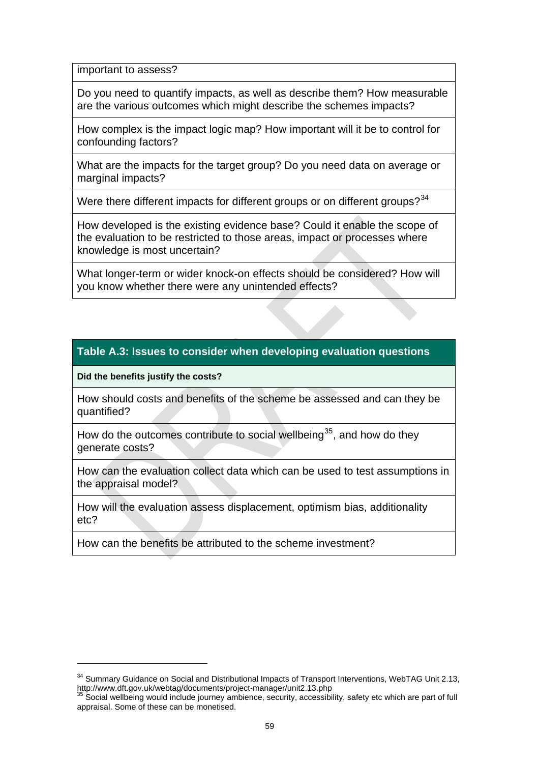| important to assess? |
|---|
| Do you need to quantify impacts, as well as describe them? How measurable are the various outcomes which might describe the schemes impacts? |
| How complex is the impact logic map? How important will it be to control for confounding factors? |
| What are the impacts for the target group? Do you need data on average or marginal impacts? |
| Were there different impacts for different groups or on different groups?[34] |
| How developed is the existing evidence base? Could it enable the scope of the evaluation to be restricted to those areas, impact or processes where knowledge is most uncertain? |
| What longer-term or wider knock-on effects should be considered? How will you know whether there were any unintended effects? |

| **Table A.3: Issues to consider when developing evaluation questions** |
|---|
| **Did the benefits justify the costs?** |
| How should costs and benefits of the scheme be assessed and can they be quantified? |
| How do the outcomes contribute to social wellbeing[35], and how do they generate costs? |
| How can the evaluation collect data which can be used to test assumptions in the appraisal model? |
| How will the evaluation assess displacement, optimism bias, additionality etc? |
| How can the benefits be attributed to the scheme investment? |

[34] Summary Guidance on Social and Distributional Impacts of Transport Interventions, WebTAG Unit 2.13, http://www.dft.gov.uk/webtag/documents/project-manager/unit2.13.php

[35] Social wellbeing would include journey ambience, security, accessibility, safety etc which are part of full appraisal. Some of these can be monetised.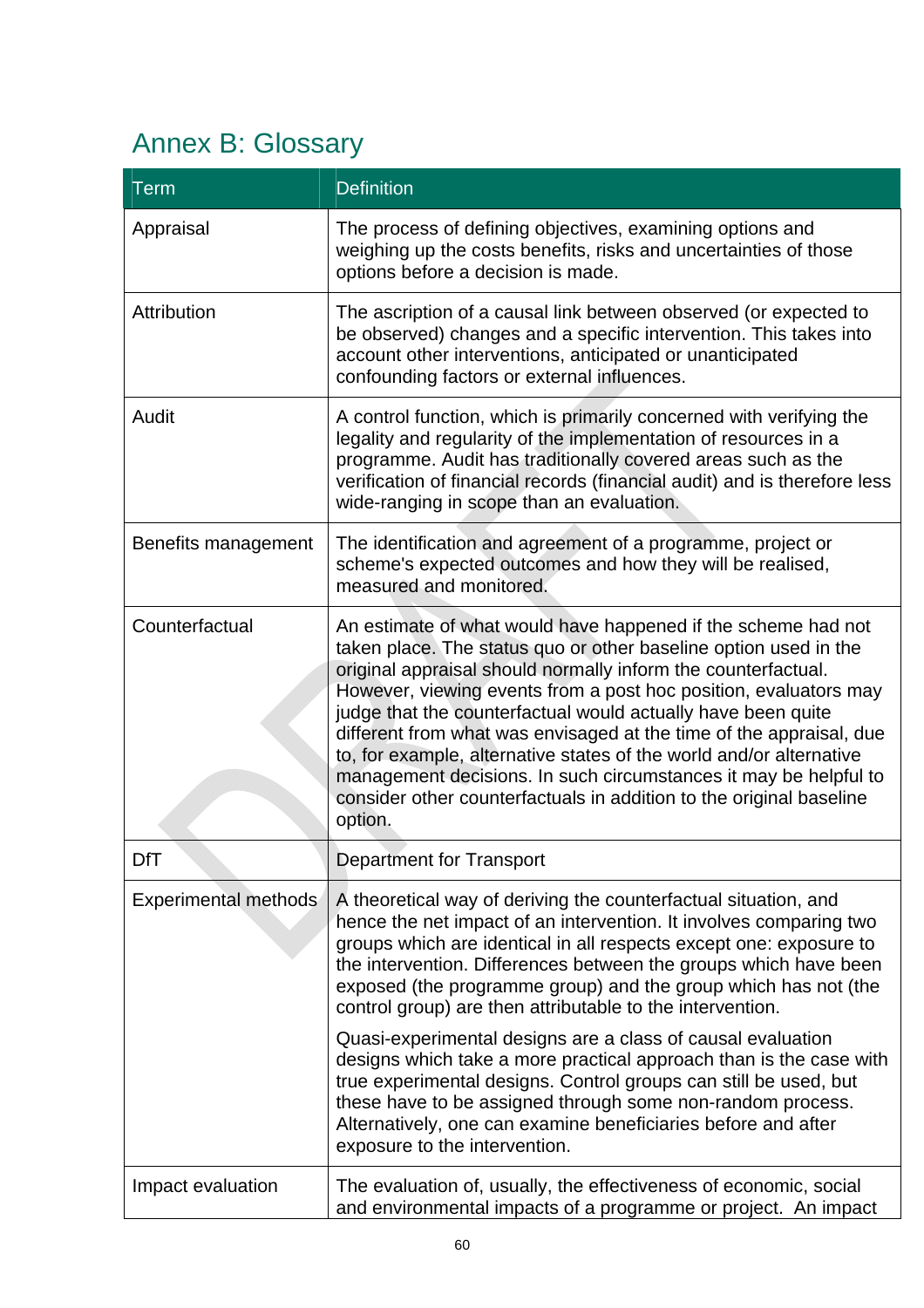# Annex B: Glossary

| Term | Definition |
|---|---|
| Appraisal | The process of defining objectives, examining options and weighing up the costs benefits, risks and uncertainties of those options before a decision is made. |
| Attribution | The ascription of a causal link between observed (or expected to be observed) changes and a specific intervention. This takes into account other interventions, anticipated or unanticipated confounding factors or external influences. |
| Audit | A control function, which is primarily concerned with verifying the legality and regularity of the implementation of resources in a programme. Audit has traditionally covered areas such as the verification of financial records (financial audit) and is therefore less wide-ranging in scope than an evaluation. |
| Benefits management | The identification and agreement of a programme, project or scheme's expected outcomes and how they will be realised, measured and monitored. |
| Counterfactual | An estimate of what would have happened if the scheme had not taken place. The status quo or other baseline option used in the original appraisal should normally inform the counterfactual. However, viewing events from a post hoc position, evaluators may judge that the counterfactual would actually have been quite different from what was envisaged at the time of the appraisal, due to, for example, alternative states of the world and/or alternative management decisions. In such circumstances it may be helpful to consider other counterfactuals in addition to the original baseline option. |
| DfT | Department for Transport |
| Experimental methods | A theoretical way of deriving the counterfactual situation, and hence the net impact of an intervention. It involves comparing two groups which are identical in all respects except one: exposure to the intervention. Differences between the groups which have been exposed (the programme group) and the group which has not (the control group) are then attributable to the intervention.<br><br>Quasi-experimental designs are a class of causal evaluation designs which take a more practical approach than is the case with true experimental designs. Control groups can still be used, but these have to be assigned through some non-random process. Alternatively, one can examine beneficiaries before and after exposure to the intervention. |
| Impact evaluation | The evaluation of, usually, the effectiveness of economic, social and environmental impacts of a programme or project. An impact |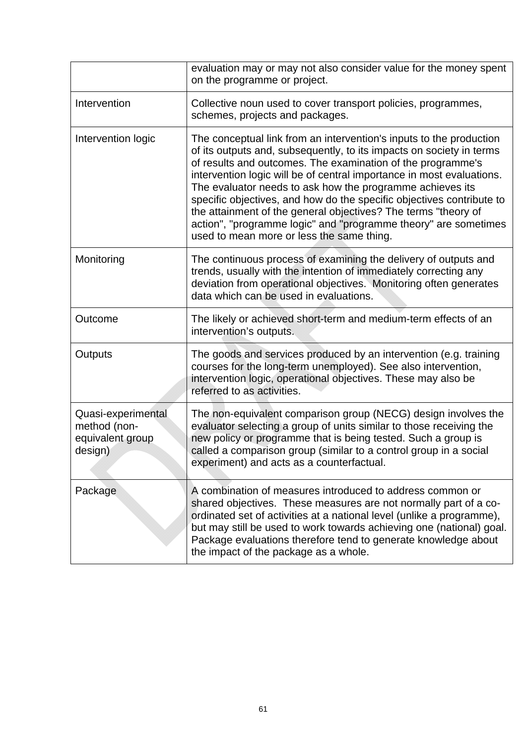| | |
|---|---|
| | evaluation may or may not also consider value for the money spent on the programme or project. |
| Intervention | Collective noun used to cover transport policies, programmes, schemes, projects and packages. |
| Intervention logic | The conceptual link from an intervention's inputs to the production of its outputs and, subsequently, to its impacts on society in terms of results and outcomes. The examination of the programme's intervention logic will be of central importance in most evaluations. The evaluator needs to ask how the programme achieves its specific objectives, and how do the specific objectives contribute to the attainment of the general objectives? The terms "theory of action", "programme logic" and "programme theory" are sometimes used to mean more or less the same thing. |
| Monitoring | The continuous process of examining the delivery of outputs and trends, usually with the intention of immediately correcting any deviation from operational objectives. Monitoring often generates data which can be used in evaluations. |
| Outcome | The likely or achieved short-term and medium-term effects of an intervention's outputs. |
| Outputs | The goods and services produced by an intervention (e.g. training courses for the long-term unemployed). See also intervention, intervention logic, operational objectives. These may also be referred to as activities. |
| Quasi-experimental method (non-equivalent group design) | The non-equivalent comparison group (NECG) design involves the evaluator selecting a group of units similar to those receiving the new policy or programme that is being tested. Such a group is called a comparison group (similar to a control group in a social experiment) and acts as a counterfactual. |
| Package | A combination of measures introduced to address common or shared objectives. These measures are not normally part of a co-ordinated set of activities at a national level (unlike a programme), but may still be used to work towards achieving one (national) goal. Package evaluations therefore tend to generate knowledge about the impact of the package as a whole. |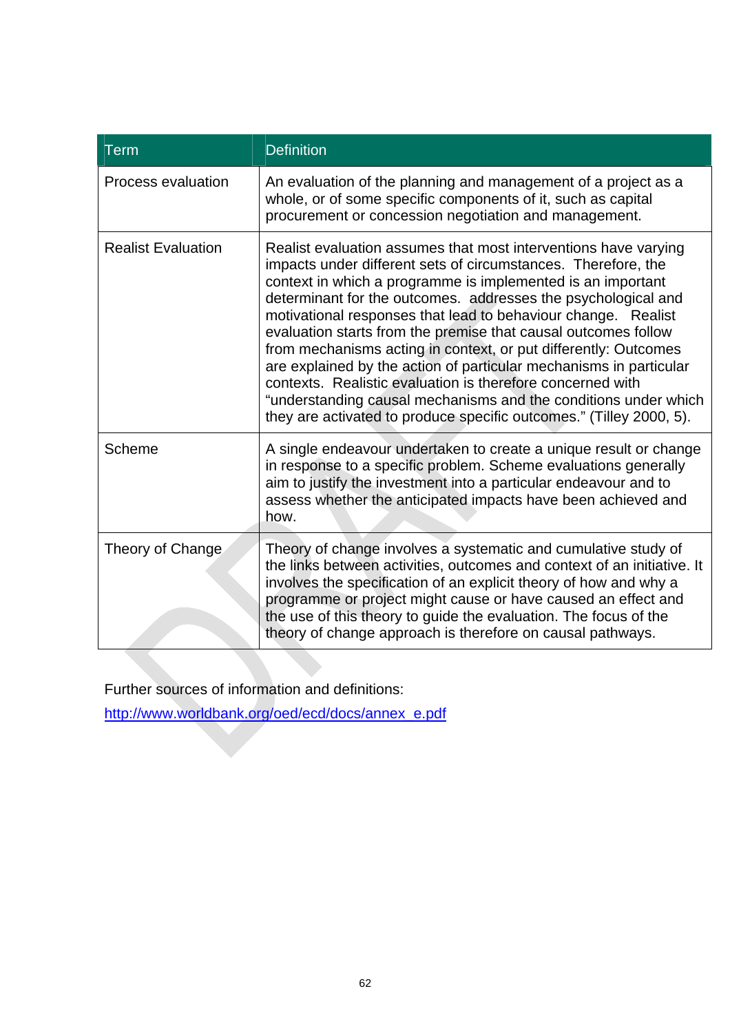| Term | Definition |
| --- | --- |
| Process evaluation | An evaluation of the planning and management of a project as a whole, or of some specific components of it, such as capital procurement or concession negotiation and management. |
| Realist Evaluation | Realist evaluation assumes that most interventions have varying impacts under different sets of circumstances. Therefore, the context in which a programme is implemented is an important determinant for the outcomes. addresses the psychological and motivational responses that lead to behaviour change. Realist evaluation starts from the premise that causal outcomes follow from mechanisms acting in context, or put differently: Outcomes are explained by the action of particular mechanisms in particular contexts. Realistic evaluation is therefore concerned with "understanding causal mechanisms and the conditions under which they are activated to produce specific outcomes." (Tilley 2000, 5). |
| Scheme | A single endeavour undertaken to create a unique result or change in response to a specific problem. Scheme evaluations generally aim to justify the investment into a particular endeavour and to assess whether the anticipated impacts have been achieved and how. |
| Theory of Change | Theory of change involves a systematic and cumulative study of the links between activities, outcomes and context of an initiative. It involves the specification of an explicit theory of how and why a programme or project might cause or have caused an effect and the use of this theory to guide the evaluation. The focus of the theory of change approach is therefore on causal pathways. |

Further sources of information and definitions:

http://www.worldbank.org/oed/ecd/docs/annex_e.pdf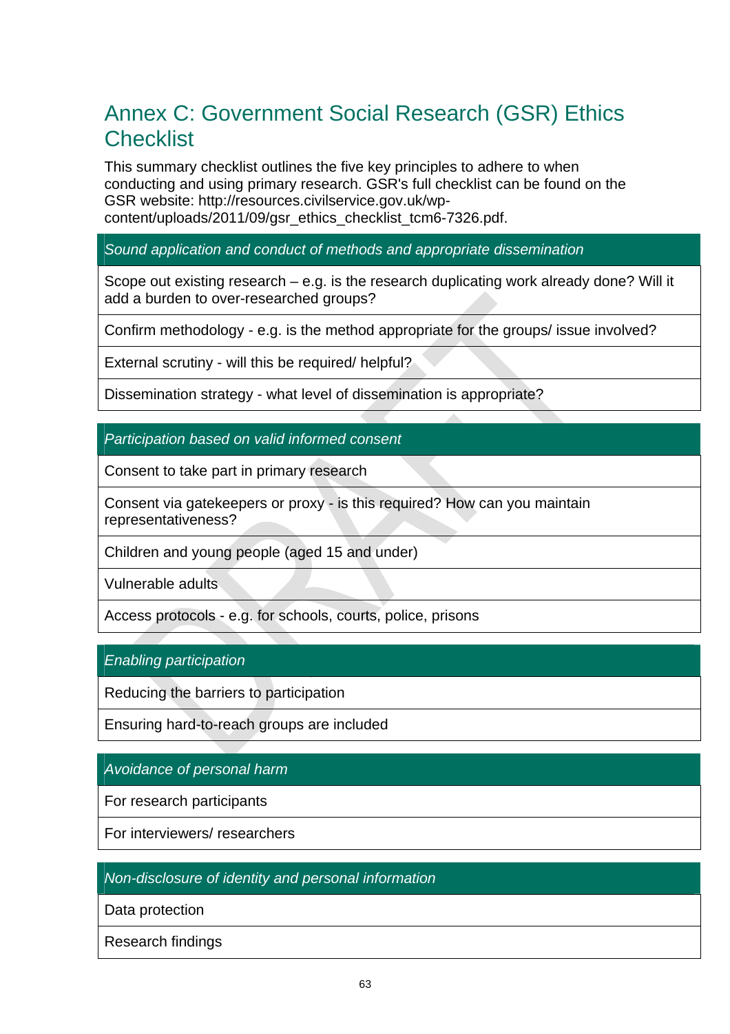# Annex C: Government Social Research (GSR) Ethics Checklist

This summary checklist outlines the five key principles to adhere to when conducting and using primary research. GSR's full checklist can be found on the GSR website: http://resources.civilservice.gov.uk/wp-content/uploads/2011/09/gsr_ethics_checklist_tcm6-7326.pdf.

| *Sound application and conduct of methods and appropriate dissemination* |
|---|
| Scope out existing research – e.g. is the research duplicating work already done? Will it add a burden to over-researched groups? |
| Confirm methodology - e.g. is the method appropriate for the groups/ issue involved? |
| External scrutiny - will this be required/ helpful? |
| Dissemination strategy - what level of dissemination is appropriate? |

| *Participation based on valid informed consent* |
|---|
| Consent to take part in primary research |
| Consent via gatekeepers or proxy - is this required? How can you maintain representativeness? |
| Children and young people (aged 15 and under) |
| Vulnerable adults |
| Access protocols - e.g. for schools, courts, police, prisons |

| *Enabling participation* |
|---|
| Reducing the barriers to participation |
| Ensuring hard-to-reach groups are included |

| *Avoidance of personal harm* |
|---|
| For research participants |
| For interviewers/ researchers |

| *Non-disclosure of identity and personal information* |
|---|
| Data protection |
| Research findings |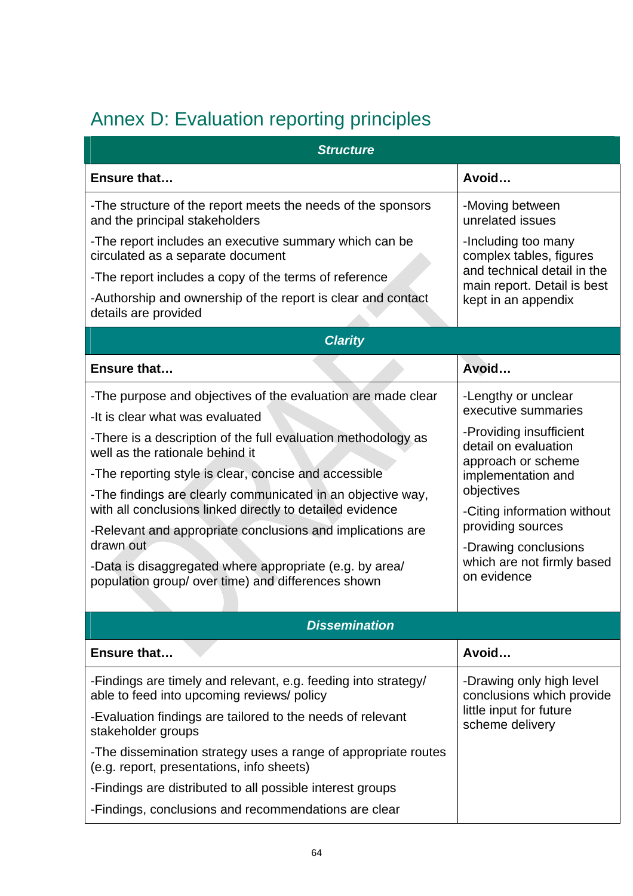# Annex D: Evaluation reporting principles

| ***Structure*** | |
|---|---|
| **Ensure that…** | **Avoid…** |
| -The structure of the report meets the needs of the sponsors and the principal stakeholders<br>-The report includes an executive summary which can be circulated as a separate document<br>-The report includes a copy of the terms of reference<br>-Authorship and ownership of the report is clear and contact details are provided | -Moving between unrelated issues<br>-Including too many complex tables, figures and technical detail in the main report. Detail is best kept in an appendix |
| ***Clarity*** | |
| **Ensure that…** | **Avoid…** |
| -The purpose and objectives of the evaluation are made clear<br>-It is clear what was evaluated<br>-There is a description of the full evaluation methodology as well as the rationale behind it<br>-The reporting style is clear, concise and accessible<br>-The findings are clearly communicated in an objective way, with all conclusions linked directly to detailed evidence<br>-Relevant and appropriate conclusions and implications are drawn out<br>-Data is disaggregated where appropriate (e.g. by area/ population group/ over time) and differences shown | -Lengthy or unclear executive summaries<br>-Providing insufficient detail on evaluation approach or scheme implementation and objectives<br>-Citing information without providing sources<br>-Drawing conclusions which are not firmly based on evidence |
| ***Dissemination*** | |
| **Ensure that…** | **Avoid…** |
| -Findings are timely and relevant, e.g. feeding into strategy/ able to feed into upcoming reviews/ policy<br>-Evaluation findings are tailored to the needs of relevant stakeholder groups<br>-The dissemination strategy uses a range of appropriate routes (e.g. report, presentations, info sheets)<br>-Findings are distributed to all possible interest groups<br>-Findings, conclusions and recommendations are clear | -Drawing only high level conclusions which provide little input for future scheme delivery |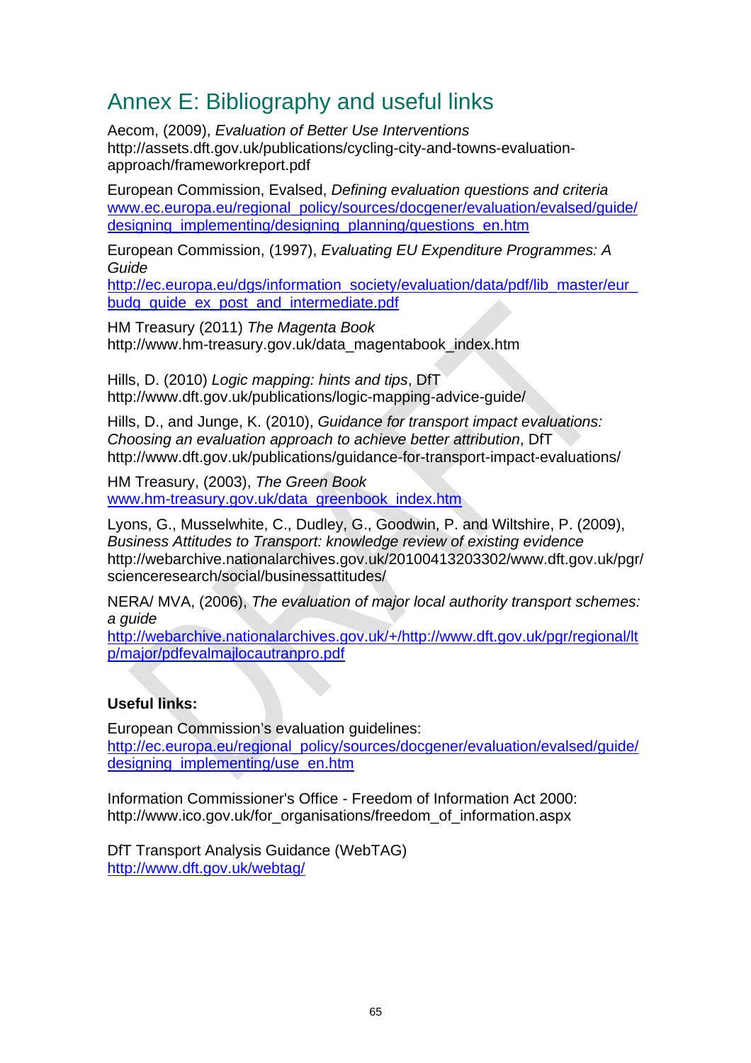# Annex E: Bibliography and useful links

Aecom, (2009), *Evaluation of Better Use Interventions* http://assets.dft.gov.uk/publications/cycling-city-and-towns-evaluation-approach/frameworkreport.pdf

European Commission, Evalsed, *Defining evaluation questions and criteria* www.ec.europa.eu/regional_policy/sources/docgener/evaluation/evalsed/guide/designing_implementing/designing_planning/questions_en.htm

European Commission, (1997), *Evaluating EU Expenditure Programmes: A Guide* http://ec.europa.eu/dgs/information_society/evaluation/data/pdf/lib_master/eur_budg_guide_ex_post_and_intermediate.pdf

HM Treasury (2011) *The Magenta Book* http://www.hm-treasury.gov.uk/data_magentabook_index.htm

Hills, D. (2010) *Logic mapping: hints and tips*, DfT http://www.dft.gov.uk/publications/logic-mapping-advice-guide/

Hills, D., and Junge, K. (2010), *Guidance for transport impact evaluations: Choosing an evaluation approach to achieve better attribution*, DfT http://www.dft.gov.uk/publications/guidance-for-transport-impact-evaluations/

HM Treasury, (2003), *The Green Book* www.hm-treasury.gov.uk/data_greenbook_index.htm

Lyons, G., Musselwhite, C., Dudley, G., Goodwin, P. and Wiltshire, P. (2009), *Business Attitudes to Transport: knowledge review of existing evidence* http://webarchive.nationalarchives.gov.uk/20100413203302/www.dft.gov.uk/pgr/scienceresearch/social/businessattitudes/

NERA/ MVA, (2006), *The evaluation of major local authority transport schemes: a guide* http://webarchive.nationalarchives.gov.uk/+/http://www.dft.gov.uk/pgr/regional/ltp/major/pdfevalmajlocautranpro.pdf

**Useful links:**

European Commission's evaluation guidelines: http://ec.europa.eu/regional_policy/sources/docgener/evaluation/evalsed/guide/designing_implementing/use_en.htm

Information Commissioner's Office - Freedom of Information Act 2000: http://www.ico.gov.uk/for_organisations/freedom_of_information.aspx

DfT Transport Analysis Guidance (WebTAG) http://www.dft.gov.uk/webtag/